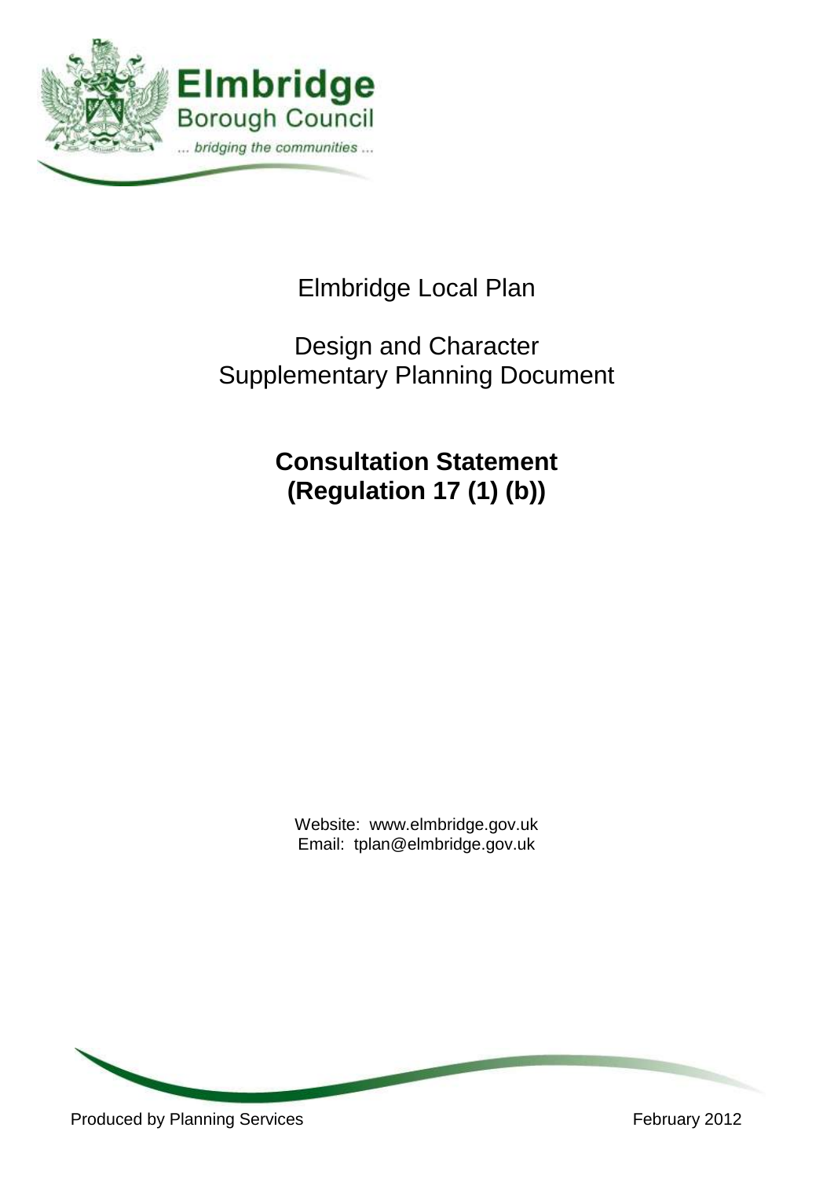Elmbridge Borough Council

... bridging the communities ...

Elmbridge Local Plan

Design and Character Supplementary Planning Document

# Consultation Statement (Regulation 17 (1) (b))

Website: www.elmbridge.gov.uk
Email: tplan@elmbridge.gov.uk

Produced by Planning Services

February 2012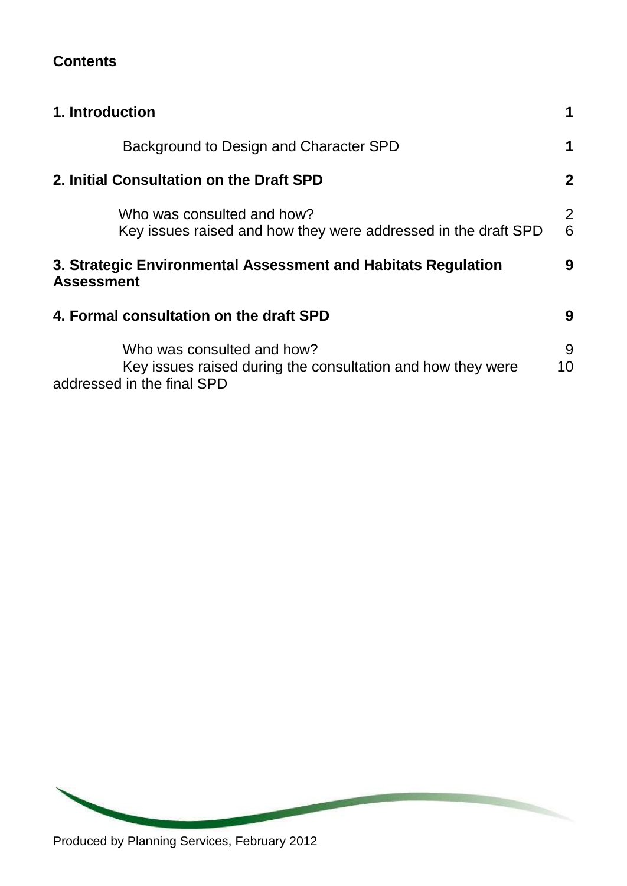## Contents

| | |
|---|---|
| **1. Introduction** | **1** |
| Background to Design and Character SPD | **1** |
| **2. Initial Consultation on the Draft SPD** | **2** |
| Who was consulted and how? | 2 |
| Key issues raised and how they were addressed in the draft SPD | 6 |
| **3. Strategic Environmental Assessment and Habitats Regulation Assessment** | **9** |
| **4. Formal consultation on the draft SPD** | **9** |
| Who was consulted and how? | 9 |
| Key issues raised during the consultation and how they were addressed in the final SPD | 10 |

Produced by Planning Services, February 2012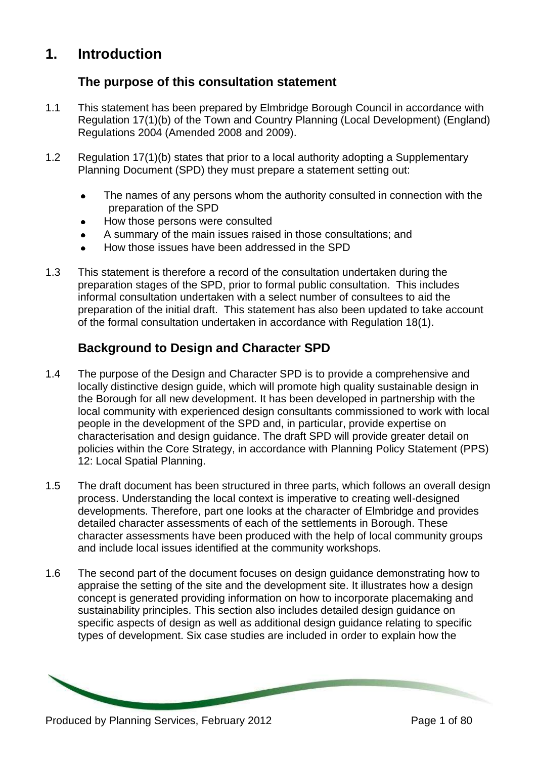# 1. Introduction

## The purpose of this consultation statement

1.1 This statement has been prepared by Elmbridge Borough Council in accordance with Regulation 17(1)(b) of the Town and Country Planning (Local Development) (England) Regulations 2004 (Amended 2008 and 2009).

1.2 Regulation 17(1)(b) states that prior to a local authority adopting a Supplementary Planning Document (SPD) they must prepare a statement setting out:

- The names of any persons whom the authority consulted in connection with the preparation of the SPD
- How those persons were consulted
- A summary of the main issues raised in those consultations; and
- How those issues have been addressed in the SPD

1.3 This statement is therefore a record of the consultation undertaken during the preparation stages of the SPD, prior to formal public consultation. This includes informal consultation undertaken with a select number of consultees to aid the preparation of the initial draft. This statement has also been updated to take account of the formal consultation undertaken in accordance with Regulation 18(1).

## Background to Design and Character SPD

1.4 The purpose of the Design and Character SPD is to provide a comprehensive and locally distinctive design guide, which will promote high quality sustainable design in the Borough for all new development. It has been developed in partnership with the local community with experienced design consultants commissioned to work with local people in the development of the SPD and, in particular, provide expertise on characterisation and design guidance. The draft SPD will provide greater detail on policies within the Core Strategy, in accordance with Planning Policy Statement (PPS) 12: Local Spatial Planning.

1.5 The draft document has been structured in three parts, which follows an overall design process. Understanding the local context is imperative to creating well-designed developments. Therefore, part one looks at the character of Elmbridge and provides detailed character assessments of each of the settlements in Borough. These character assessments have been produced with the help of local community groups and include local issues identified at the community workshops.

1.6 The second part of the document focuses on design guidance demonstrating how to appraise the setting of the site and the development site. It illustrates how a design concept is generated providing information on how to incorporate placemaking and sustainability principles. This section also includes detailed design guidance on specific aspects of design as well as additional design guidance relating to specific types of development. Six case studies are included in order to explain how the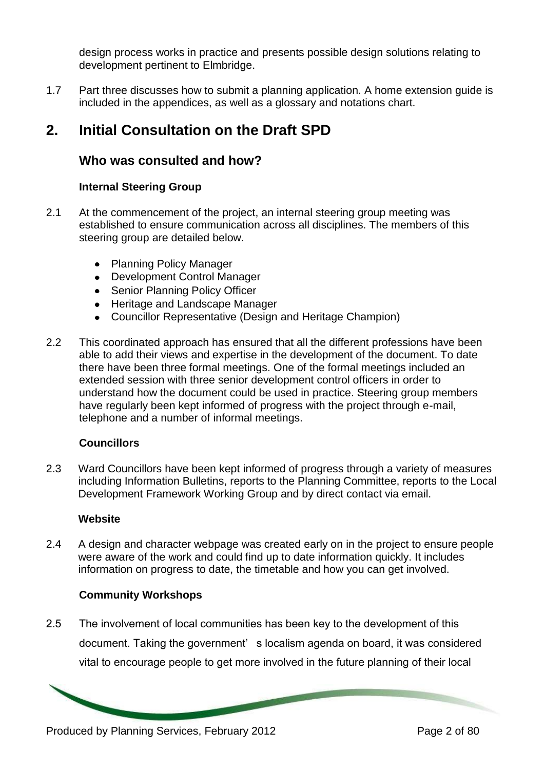design process works in practice and presents possible design solutions relating to development pertinent to Elmbridge.

1.7 Part three discusses how to submit a planning application. A home extension guide is included in the appendices, as well as a glossary and notations chart.

# 2. Initial Consultation on the Draft SPD

## Who was consulted and how?

### Internal Steering Group

2.1 At the commencement of the project, an internal steering group meeting was established to ensure communication across all disciplines. The members of this steering group are detailed below.

- Planning Policy Manager
- Development Control Manager
- Senior Planning Policy Officer
- Heritage and Landscape Manager
- Councillor Representative (Design and Heritage Champion)

2.2 This coordinated approach has ensured that all the different professions have been able to add their views and expertise in the development of the document. To date there have been three formal meetings. One of the formal meetings included an extended session with three senior development control officers in order to understand how the document could be used in practice. Steering group members have regularly been kept informed of progress with the project through e-mail, telephone and a number of informal meetings.

### Councillors

2.3 Ward Councillors have been kept informed of progress through a variety of measures including Information Bulletins, reports to the Planning Committee, reports to the Local Development Framework Working Group and by direct contact via email.

### Website

2.4 A design and character webpage was created early on in the project to ensure people were aware of the work and could find up to date information quickly. It includes information on progress to date, the timetable and how you can get involved.

### Community Workshops

2.5 The involvement of local communities has been key to the development of this document. Taking the government's localism agenda on board, it was considered vital to encourage people to get more involved in the future planning of their local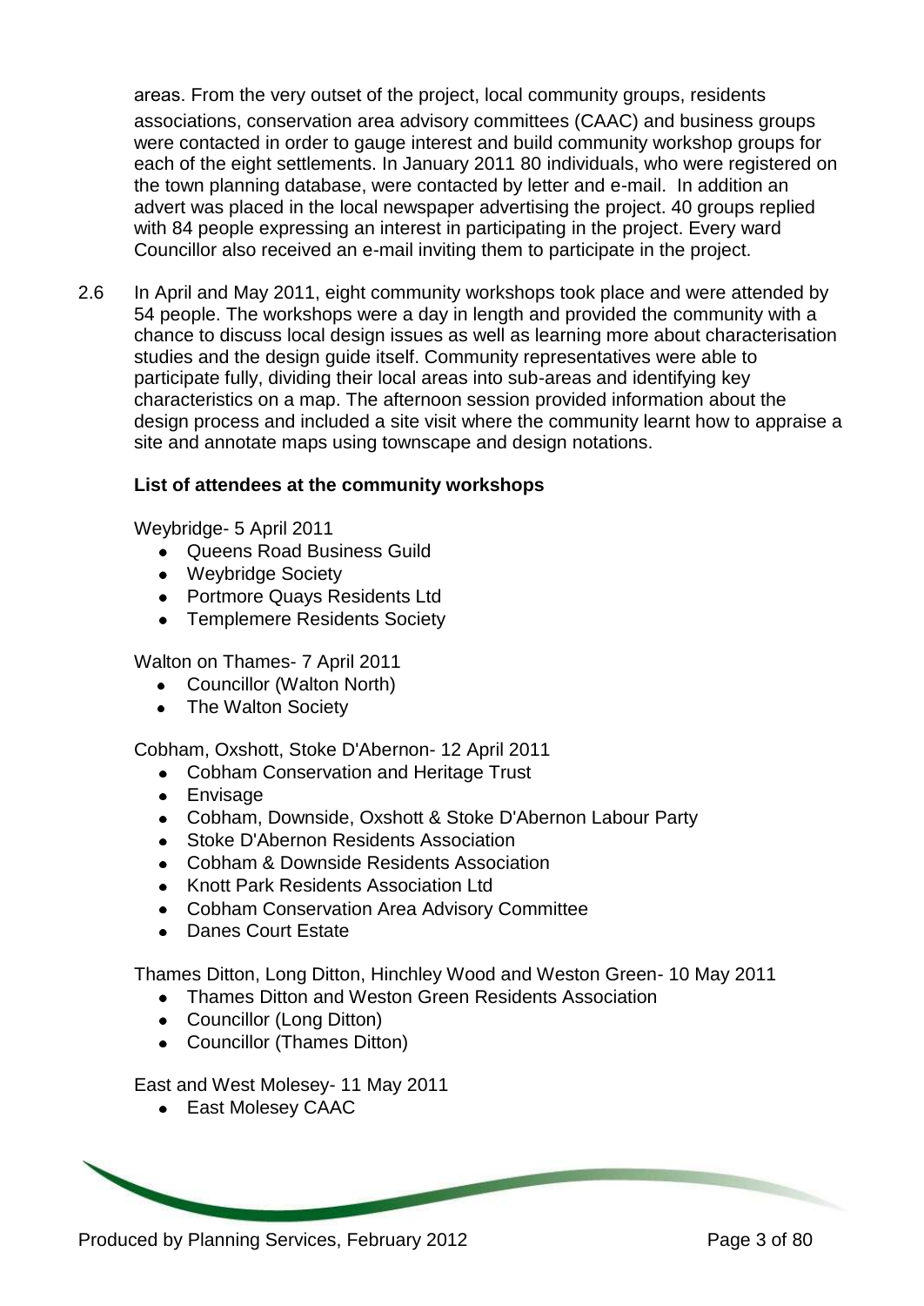areas. From the very outset of the project, local community groups, residents associations, conservation area advisory committees (CAAC) and business groups were contacted in order to gauge interest and build community workshop groups for each of the eight settlements. In January 2011 80 individuals, who were registered on the town planning database, were contacted by letter and e-mail. In addition an advert was placed in the local newspaper advertising the project. 40 groups replied with 84 people expressing an interest in participating in the project. Every ward Councillor also received an e-mail inviting them to participate in the project.

2.6 In April and May 2011, eight community workshops took place and were attended by 54 people. The workshops were a day in length and provided the community with a chance to discuss local design issues as well as learning more about characterisation studies and the design guide itself. Community representatives were able to participate fully, dividing their local areas into sub-areas and identifying key characteristics on a map. The afternoon session provided information about the design process and included a site visit where the community learnt how to appraise a site and annotate maps using townscape and design notations.

**List of attendees at the community workshops**

Weybridge- 5 April 2011

- Queens Road Business Guild
- Weybridge Society
- Portmore Quays Residents Ltd
- Templemere Residents Society

Walton on Thames- 7 April 2011

- Councillor (Walton North)
- The Walton Society

Cobham, Oxshott, Stoke D'Abernon- 12 April 2011

- Cobham Conservation and Heritage Trust
- Envisage
- Cobham, Downside, Oxshott & Stoke D'Abernon Labour Party
- Stoke D'Abernon Residents Association
- Cobham & Downside Residents Association
- Knott Park Residents Association Ltd
- Cobham Conservation Area Advisory Committee
- Danes Court Estate

Thames Ditton, Long Ditton, Hinchley Wood and Weston Green- 10 May 2011

- Thames Ditton and Weston Green Residents Association
- Councillor (Long Ditton)
- Councillor (Thames Ditton)

East and West Molesey- 11 May 2011

- East Molesey CAAC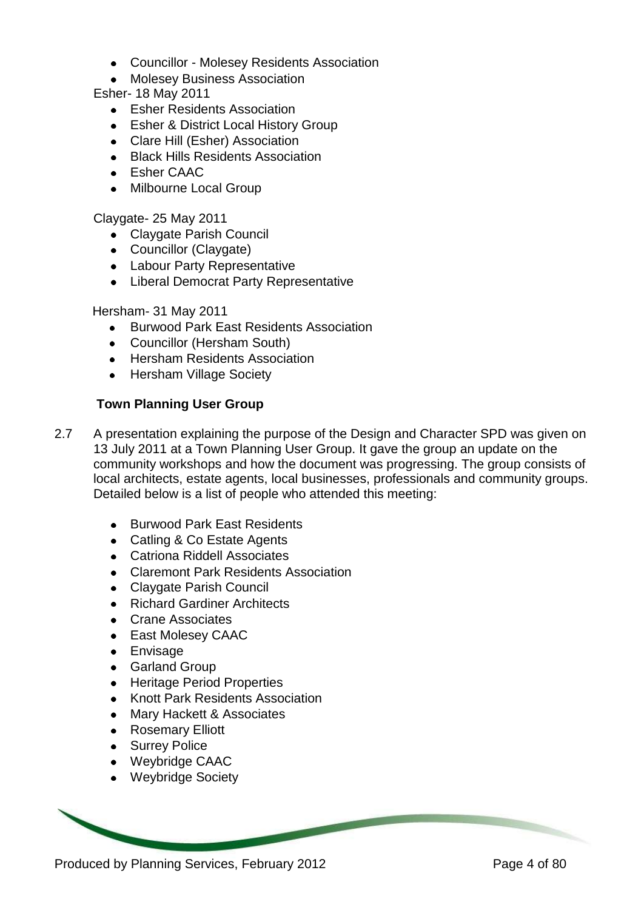- Councillor - Molesey Residents Association
- Molesey Business Association

Esher- 18 May 2011

- Esher Residents Association
- Esher & District Local History Group
- Clare Hill (Esher) Association
- Black Hills Residents Association
- Esher CAAC
- Milbourne Local Group

Claygate- 25 May 2011

- Claygate Parish Council
- Councillor (Claygate)
- Labour Party Representative
- Liberal Democrat Party Representative

Hersham- 31 May 2011

- Burwood Park East Residents Association
- Councillor (Hersham South)
- Hersham Residents Association
- Hersham Village Society

**Town Planning User Group**

2.7 A presentation explaining the purpose of the Design and Character SPD was given on 13 July 2011 at a Town Planning User Group. It gave the group an update on the community workshops and how the document was progressing. The group consists of local architects, estate agents, local businesses, professionals and community groups. Detailed below is a list of people who attended this meeting:

- Burwood Park East Residents
- Catling & Co Estate Agents
- Catriona Riddell Associates
- Claremont Park Residents Association
- Claygate Parish Council
- Richard Gardiner Architects
- Crane Associates
- East Molesey CAAC
- Envisage
- Garland Group
- Heritage Period Properties
- Knott Park Residents Association
- Mary Hackett & Associates
- Rosemary Elliott
- Surrey Police
- Weybridge CAAC
- Weybridge Society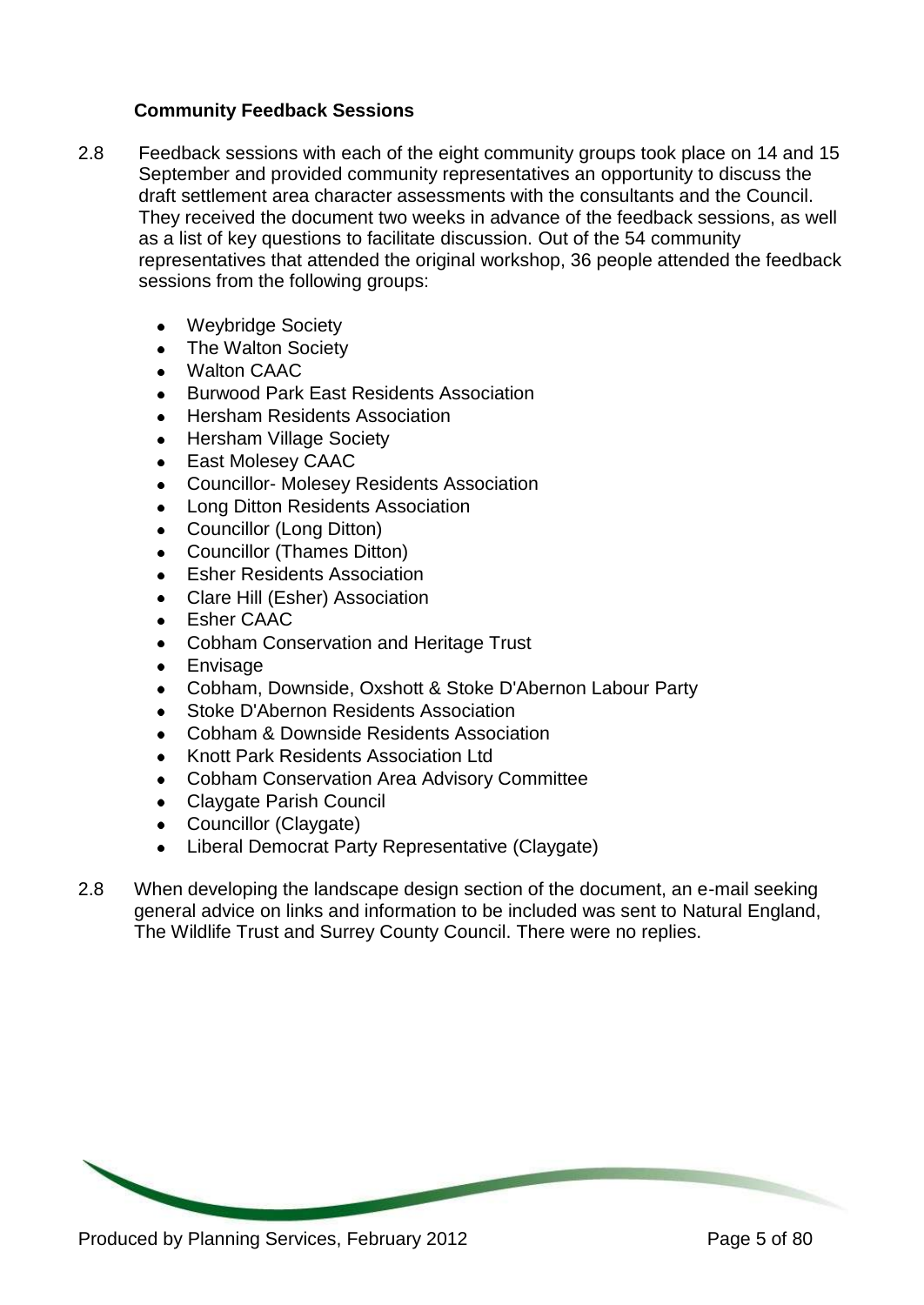### Community Feedback Sessions

2.8 Feedback sessions with each of the eight community groups took place on 14 and 15 September and provided community representatives an opportunity to discuss the draft settlement area character assessments with the consultants and the Council. They received the document two weeks in advance of the feedback sessions, as well as a list of key questions to facilitate discussion. Out of the 54 community representatives that attended the original workshop, 36 people attended the feedback sessions from the following groups:

- Weybridge Society
- The Walton Society
- Walton CAAC
- Burwood Park East Residents Association
- Hersham Residents Association
- Hersham Village Society
- East Molesey CAAC
- Councillor- Molesey Residents Association
- Long Ditton Residents Association
- Councillor (Long Ditton)
- Councillor (Thames Ditton)
- Esher Residents Association
- Clare Hill (Esher) Association
- Esher CAAC
- Cobham Conservation and Heritage Trust
- Envisage
- Cobham, Downside, Oxshott & Stoke D'Abernon Labour Party
- Stoke D'Abernon Residents Association
- Cobham & Downside Residents Association
- Knott Park Residents Association Ltd
- Cobham Conservation Area Advisory Committee
- Claygate Parish Council
- Councillor (Claygate)
- Liberal Democrat Party Representative (Claygate)

2.8 When developing the landscape design section of the document, an e-mail seeking general advice on links and information to be included was sent to Natural England, The Wildlife Trust and Surrey County Council. There were no replies.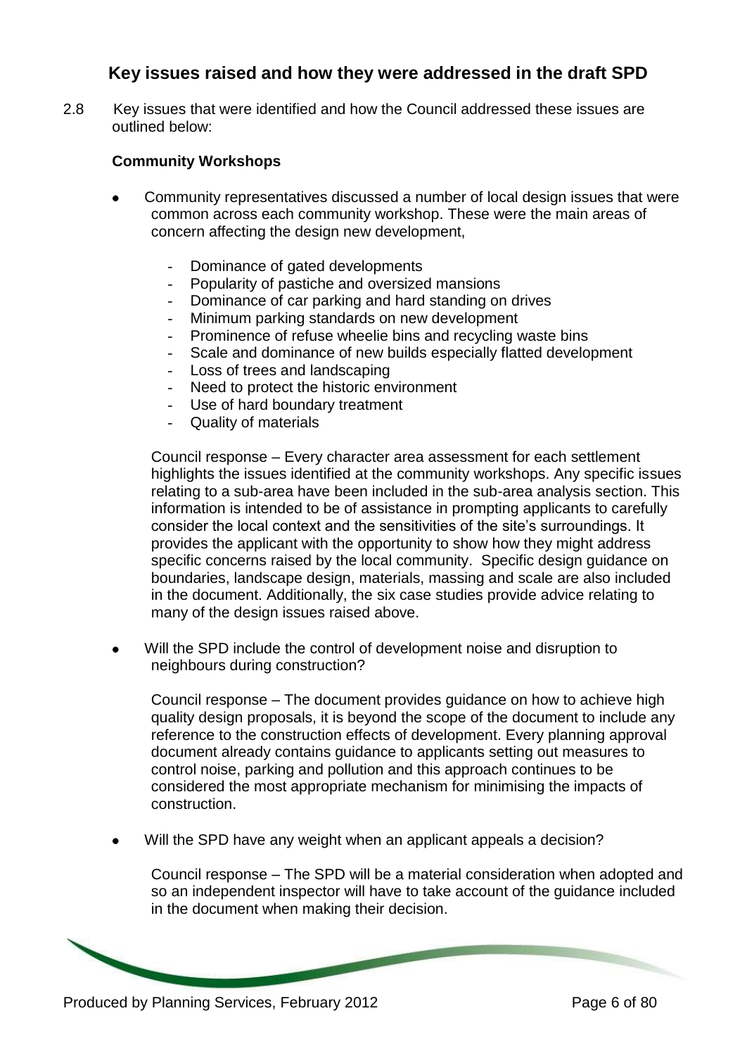## Key issues raised and how they were addressed in the draft SPD

2.8 Key issues that were identified and how the Council addressed these issues are outlined below:

**Community Workshops**

- Community representatives discussed a number of local design issues that were common across each community workshop. These were the main areas of concern affecting the design new development,

  - Dominance of gated developments
  - Popularity of pastiche and oversized mansions
  - Dominance of car parking and hard standing on drives
  - Minimum parking standards on new development
  - Prominence of refuse wheelie bins and recycling waste bins
  - Scale and dominance of new builds especially flatted development
  - Loss of trees and landscaping
  - Need to protect the historic environment
  - Use of hard boundary treatment
  - Quality of materials

  Council response – Every character area assessment for each settlement highlights the issues identified at the community workshops. Any specific issues relating to a sub-area have been included in the sub-area analysis section. This information is intended to be of assistance in prompting applicants to carefully consider the local context and the sensitivities of the site's surroundings. It provides the applicant with the opportunity to show how they might address specific concerns raised by the local community. Specific design guidance on boundaries, landscape design, materials, massing and scale are also included in the document. Additionally, the six case studies provide advice relating to many of the design issues raised above.

- Will the SPD include the control of development noise and disruption to neighbours during construction?

  Council response – The document provides guidance on how to achieve high quality design proposals, it is beyond the scope of the document to include any reference to the construction effects of development. Every planning approval document already contains guidance to applicants setting out measures to control noise, parking and pollution and this approach continues to be considered the most appropriate mechanism for minimising the impacts of construction.

- Will the SPD have any weight when an applicant appeals a decision?

  Council response – The SPD will be a material consideration when adopted and so an independent inspector will have to take account of the guidance included in the document when making their decision.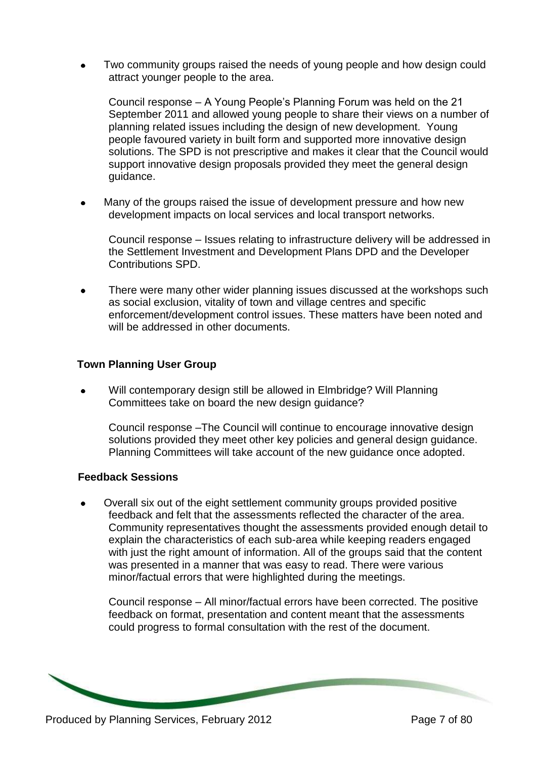- Two community groups raised the needs of young people and how design could attract younger people to the area.

  Council response – A Young People's Planning Forum was held on the 21 September 2011 and allowed young people to share their views on a number of planning related issues including the design of new development. Young people favoured variety in built form and supported more innovative design solutions. The SPD is not prescriptive and makes it clear that the Council would support innovative design proposals provided they meet the general design guidance.

- Many of the groups raised the issue of development pressure and how new development impacts on local services and local transport networks.

  Council response – Issues relating to infrastructure delivery will be addressed in the Settlement Investment and Development Plans DPD and the Developer Contributions SPD.

- There were many other wider planning issues discussed at the workshops such as social exclusion, vitality of town and village centres and specific enforcement/development control issues. These matters have been noted and will be addressed in other documents.

**Town Planning User Group**

- Will contemporary design still be allowed in Elmbridge? Will Planning Committees take on board the new design guidance?

  Council response –The Council will continue to encourage innovative design solutions provided they meet other key policies and general design guidance. Planning Committees will take account of the new guidance once adopted.

**Feedback Sessions**

- Overall six out of the eight settlement community groups provided positive feedback and felt that the assessments reflected the character of the area. Community representatives thought the assessments provided enough detail to explain the characteristics of each sub-area while keeping readers engaged with just the right amount of information. All of the groups said that the content was presented in a manner that was easy to read. There were various minor/factual errors that were highlighted during the meetings.

  Council response – All minor/factual errors have been corrected. The positive feedback on format, presentation and content meant that the assessments could progress to formal consultation with the rest of the document.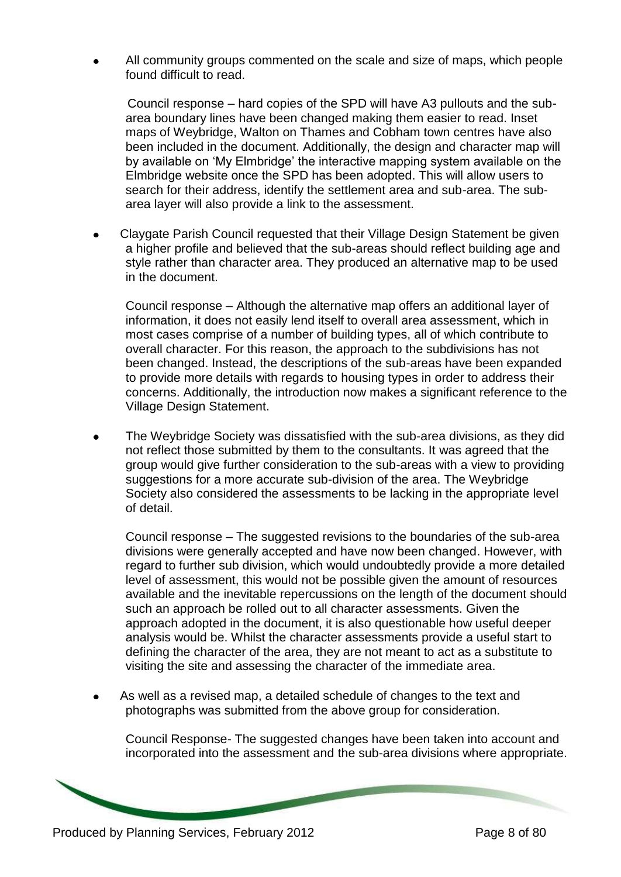- All community groups commented on the scale and size of maps, which people found difficult to read.

  Council response – hard copies of the SPD will have A3 pullouts and the sub-area boundary lines have been changed making them easier to read. Inset maps of Weybridge, Walton on Thames and Cobham town centres have also been included in the document. Additionally, the design and character map will by available on 'My Elmbridge' the interactive mapping system available on the Elmbridge website once the SPD has been adopted. This will allow users to search for their address, identify the settlement area and sub-area. The sub-area layer will also provide a link to the assessment.

- Claygate Parish Council requested that their Village Design Statement be given a higher profile and believed that the sub-areas should reflect building age and style rather than character area. They produced an alternative map to be used in the document.

  Council response – Although the alternative map offers an additional layer of information, it does not easily lend itself to overall area assessment, which in most cases comprise of a number of building types, all of which contribute to overall character. For this reason, the approach to the subdivisions has not been changed. Instead, the descriptions of the sub-areas have been expanded to provide more details with regards to housing types in order to address their concerns. Additionally, the introduction now makes a significant reference to the Village Design Statement.

- The Weybridge Society was dissatisfied with the sub-area divisions, as they did not reflect those submitted by them to the consultants. It was agreed that the group would give further consideration to the sub-areas with a view to providing suggestions for a more accurate sub-division of the area. The Weybridge Society also considered the assessments to be lacking in the appropriate level of detail.

  Council response – The suggested revisions to the boundaries of the sub-area divisions were generally accepted and have now been changed. However, with regard to further sub division, which would undoubtedly provide a more detailed level of assessment, this would not be possible given the amount of resources available and the inevitable repercussions on the length of the document should such an approach be rolled out to all character assessments. Given the approach adopted in the document, it is also questionable how useful deeper analysis would be. Whilst the character assessments provide a useful start to defining the character of the area, they are not meant to act as a substitute to visiting the site and assessing the character of the immediate area.

- As well as a revised map, a detailed schedule of changes to the text and photographs was submitted from the above group for consideration.

  Council Response- The suggested changes have been taken into account and incorporated into the assessment and the sub-area divisions where appropriate.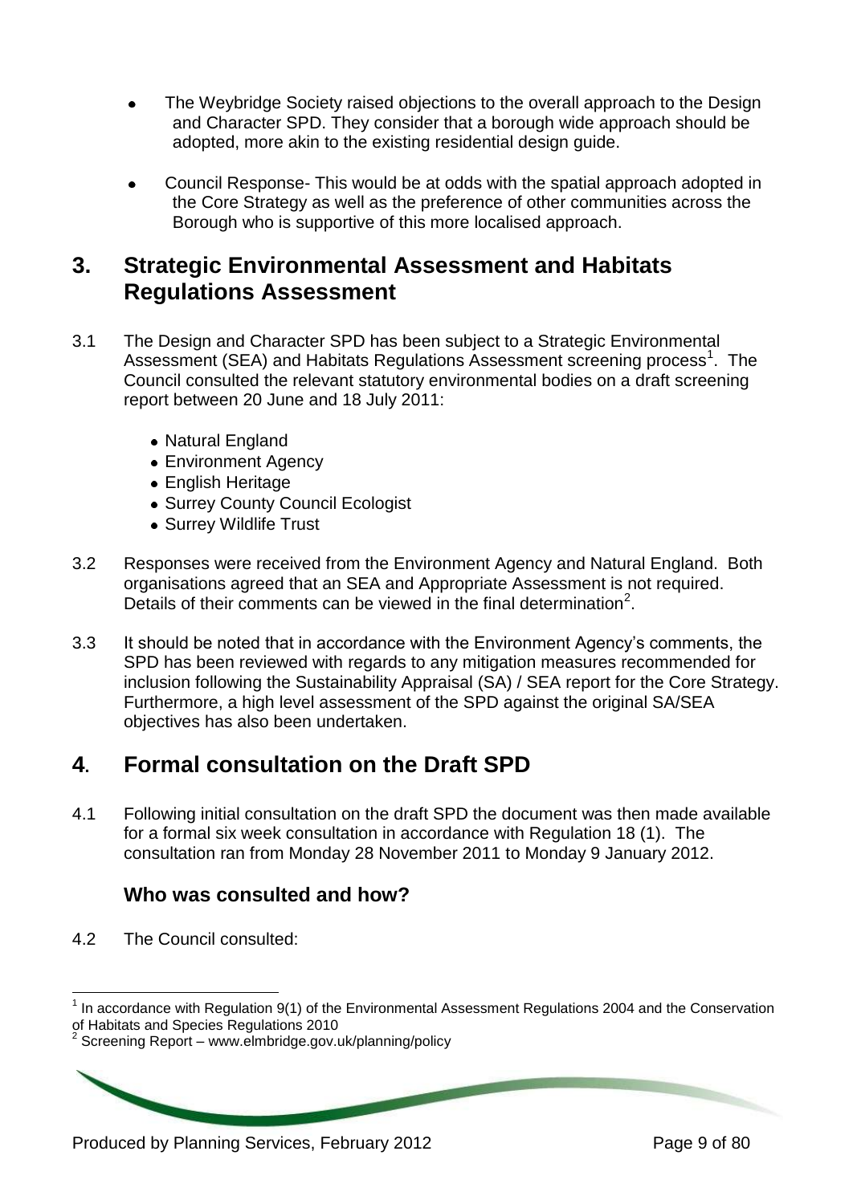- The Weybridge Society raised objections to the overall approach to the Design and Character SPD. They consider that a borough wide approach should be adopted, more akin to the existing residential design guide.
- Council Response- This would be at odds with the spatial approach adopted in the Core Strategy as well as the preference of other communities across the Borough who is supportive of this more localised approach.

## 3. Strategic Environmental Assessment and Habitats Regulations Assessment

3.1 The Design and Character SPD has been subject to a Strategic Environmental Assessment (SEA) and Habitats Regulations Assessment screening process[1]. The Council consulted the relevant statutory environmental bodies on a draft screening report between 20 June and 18 July 2011:

- Natural England
- Environment Agency
- English Heritage
- Surrey County Council Ecologist
- Surrey Wildlife Trust

3.2 Responses were received from the Environment Agency and Natural England. Both organisations agreed that an SEA and Appropriate Assessment is not required. Details of their comments can be viewed in the final determination[2].

3.3 It should be noted that in accordance with the Environment Agency's comments, the SPD has been reviewed with regards to any mitigation measures recommended for inclusion following the Sustainability Appraisal (SA) / SEA report for the Core Strategy. Furthermore, a high level assessment of the SPD against the original SA/SEA objectives has also been undertaken.

## 4. Formal consultation on the Draft SPD

4.1 Following initial consultation on the draft SPD the document was then made available for a formal six week consultation in accordance with Regulation 18 (1). The consultation ran from Monday 28 November 2011 to Monday 9 January 2012.

### Who was consulted and how?

4.2 The Council consulted:

---

[1] In accordance with Regulation 9(1) of the Environmental Assessment Regulations 2004 and the Conservation of Habitats and Species Regulations 2010

[2] Screening Report – www.elmbridge.gov.uk/planning/policy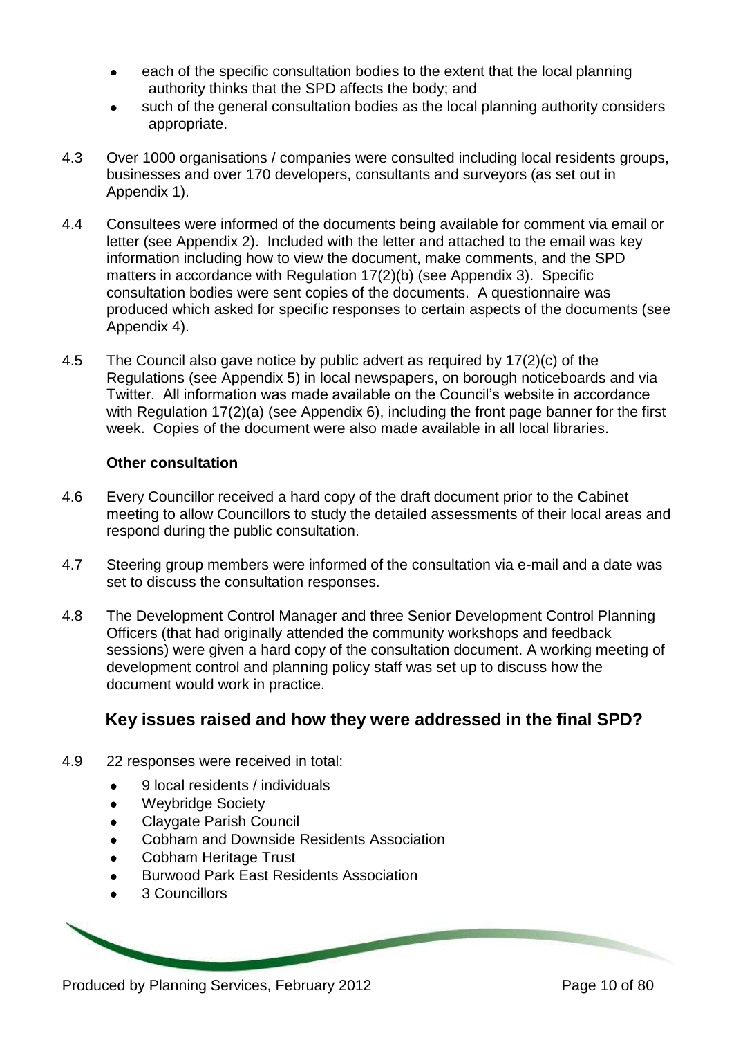- each of the specific consultation bodies to the extent that the local planning authority thinks that the SPD affects the body; and
- such of the general consultation bodies as the local planning authority considers appropriate.

4.3 Over 1000 organisations / companies were consulted including local residents groups, businesses and over 170 developers, consultants and surveyors (as set out in Appendix 1).

4.4 Consultees were informed of the documents being available for comment via email or letter (see Appendix 2). Included with the letter and attached to the email was key information including how to view the document, make comments, and the SPD matters in accordance with Regulation 17(2)(b) (see Appendix 3). Specific consultation bodies were sent copies of the documents. A questionnaire was produced which asked for specific responses to certain aspects of the documents (see Appendix 4).

4.5 The Council also gave notice by public advert as required by 17(2)(c) of the Regulations (see Appendix 5) in local newspapers, on borough noticeboards and via Twitter. All information was made available on the Council's website in accordance with Regulation 17(2)(a) (see Appendix 6), including the front page banner for the first week. Copies of the document were also made available in all local libraries.

**Other consultation**

4.6 Every Councillor received a hard copy of the draft document prior to the Cabinet meeting to allow Councillors to study the detailed assessments of their local areas and respond during the public consultation.

4.7 Steering group members were informed of the consultation via e-mail and a date was set to discuss the consultation responses.

4.8 The Development Control Manager and three Senior Development Control Planning Officers (that had originally attended the community workshops and feedback sessions) were given a hard copy of the consultation document. A working meeting of development control and planning policy staff was set up to discuss how the document would work in practice.

## Key issues raised and how they were addressed in the final SPD?

4.9 22 responses were received in total:

- 9 local residents / individuals
- Weybridge Society
- Claygate Parish Council
- Cobham and Downside Residents Association
- Cobham Heritage Trust
- Burwood Park East Residents Association
- 3 Councillors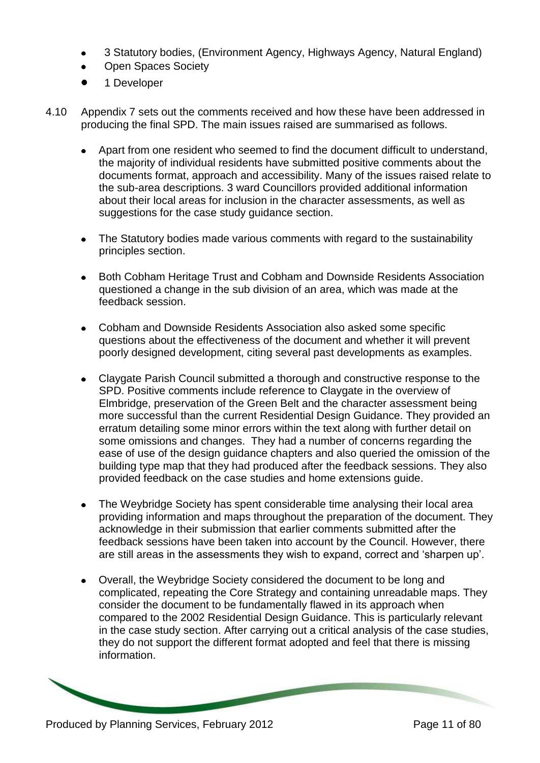- 3 Statutory bodies, (Environment Agency, Highways Agency, Natural England)
- Open Spaces Society
- 1 Developer

4.10 Appendix 7 sets out the comments received and how these have been addressed in producing the final SPD. The main issues raised are summarised as follows.

- Apart from one resident who seemed to find the document difficult to understand, the majority of individual residents have submitted positive comments about the documents format, approach and accessibility. Many of the issues raised relate to the sub-area descriptions. 3 ward Councillors provided additional information about their local areas for inclusion in the character assessments, as well as suggestions for the case study guidance section.

- The Statutory bodies made various comments with regard to the sustainability principles section.

- Both Cobham Heritage Trust and Cobham and Downside Residents Association questioned a change in the sub division of an area, which was made at the feedback session.

- Cobham and Downside Residents Association also asked some specific questions about the effectiveness of the document and whether it will prevent poorly designed development, citing several past developments as examples.

- Claygate Parish Council submitted a thorough and constructive response to the SPD. Positive comments include reference to Claygate in the overview of Elmbridge, preservation of the Green Belt and the character assessment being more successful than the current Residential Design Guidance. They provided an erratum detailing some minor errors within the text along with further detail on some omissions and changes. They had a number of concerns regarding the ease of use of the design guidance chapters and also queried the omission of the building type map that they had produced after the feedback sessions. They also provided feedback on the case studies and home extensions guide.

- The Weybridge Society has spent considerable time analysing their local area providing information and maps throughout the preparation of the document. They acknowledge in their submission that earlier comments submitted after the feedback sessions have been taken into account by the Council. However, there are still areas in the assessments they wish to expand, correct and 'sharpen up'.

- Overall, the Weybridge Society considered the document to be long and complicated, repeating the Core Strategy and containing unreadable maps. They consider the document to be fundamentally flawed in its approach when compared to the 2002 Residential Design Guidance. This is particularly relevant in the case study section. After carrying out a critical analysis of the case studies, they do not support the different format adopted and feel that there is missing information.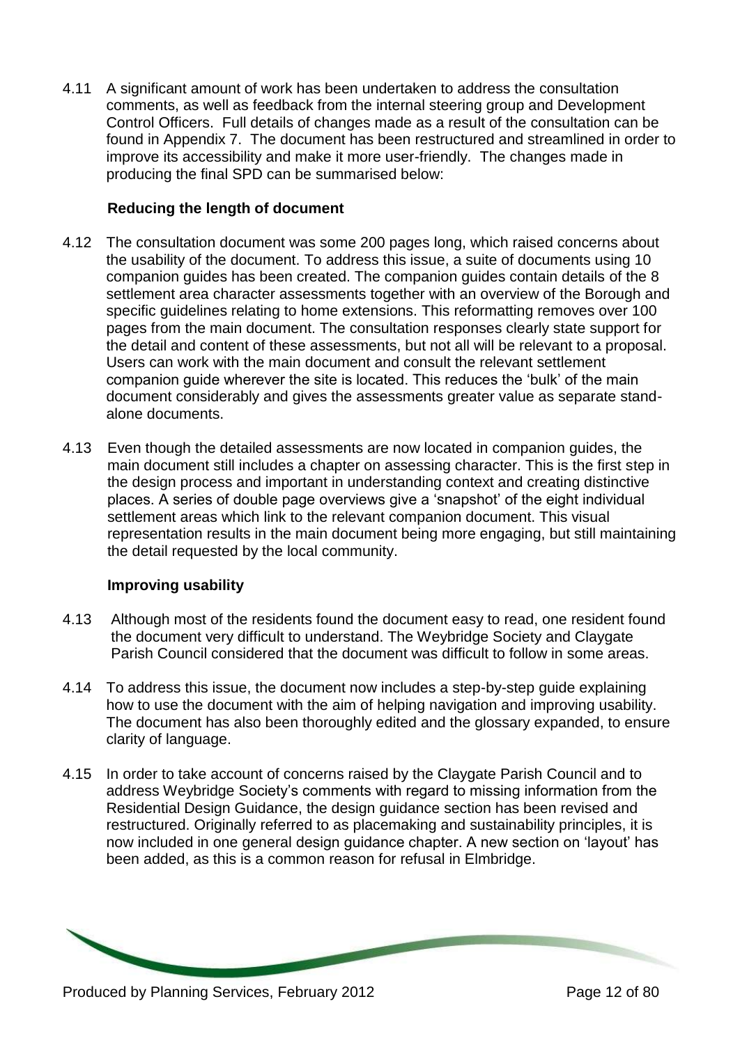4.11 A significant amount of work has been undertaken to address the consultation comments, as well as feedback from the internal steering group and Development Control Officers. Full details of changes made as a result of the consultation can be found in Appendix 7. The document has been restructured and streamlined in order to improve its accessibility and make it more user-friendly. The changes made in producing the final SPD can be summarised below:

**Reducing the length of document**

4.12 The consultation document was some 200 pages long, which raised concerns about the usability of the document. To address this issue, a suite of documents using 10 companion guides has been created. The companion guides contain details of the 8 settlement area character assessments together with an overview of the Borough and specific guidelines relating to home extensions. This reformatting removes over 100 pages from the main document. The consultation responses clearly state support for the detail and content of these assessments, but not all will be relevant to a proposal. Users can work with the main document and consult the relevant settlement companion guide wherever the site is located. This reduces the 'bulk' of the main document considerably and gives the assessments greater value as separate stand-alone documents.

4.13 Even though the detailed assessments are now located in companion guides, the main document still includes a chapter on assessing character. This is the first step in the design process and important in understanding context and creating distinctive places. A series of double page overviews give a 'snapshot' of the eight individual settlement areas which link to the relevant companion document. This visual representation results in the main document being more engaging, but still maintaining the detail requested by the local community.

**Improving usability**

4.13 Although most of the residents found the document easy to read, one resident found the document very difficult to understand. The Weybridge Society and Claygate Parish Council considered that the document was difficult to follow in some areas.

4.14 To address this issue, the document now includes a step-by-step guide explaining how to use the document with the aim of helping navigation and improving usability. The document has also been thoroughly edited and the glossary expanded, to ensure clarity of language.

4.15 In order to take account of concerns raised by the Claygate Parish Council and to address Weybridge Society's comments with regard to missing information from the Residential Design Guidance, the design guidance section has been revised and restructured. Originally referred to as placemaking and sustainability principles, it is now included in one general design guidance chapter. A new section on 'layout' has been added, as this is a common reason for refusal in Elmbridge.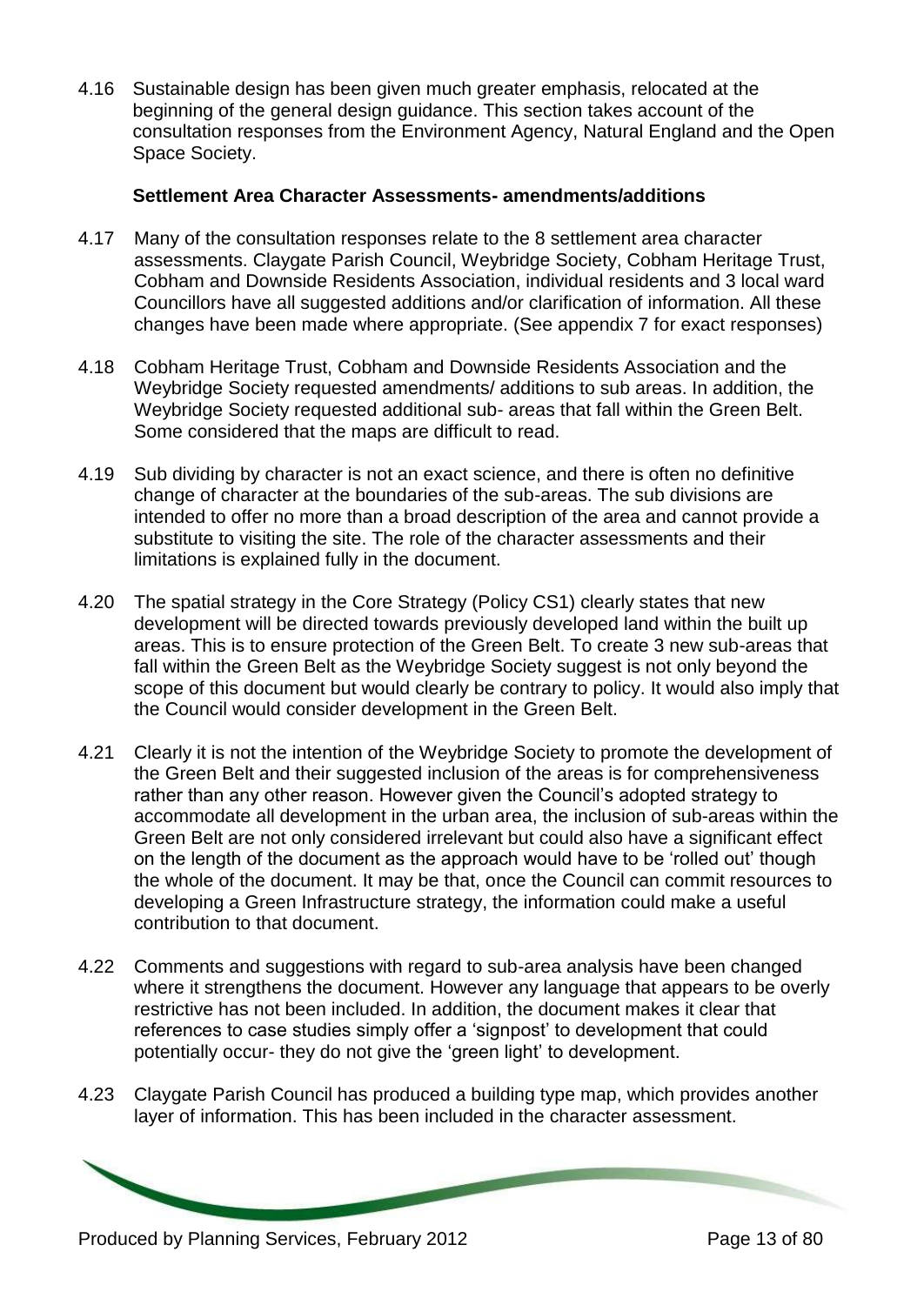4.16 Sustainable design has been given much greater emphasis, relocated at the beginning of the general design guidance. This section takes account of the consultation responses from the Environment Agency, Natural England and the Open Space Society.

**Settlement Area Character Assessments- amendments/additions**

4.17 Many of the consultation responses relate to the 8 settlement area character assessments. Claygate Parish Council, Weybridge Society, Cobham Heritage Trust, Cobham and Downside Residents Association, individual residents and 3 local ward Councillors have all suggested additions and/or clarification of information. All these changes have been made where appropriate. (See appendix 7 for exact responses)

4.18 Cobham Heritage Trust, Cobham and Downside Residents Association and the Weybridge Society requested amendments/ additions to sub areas. In addition, the Weybridge Society requested additional sub- areas that fall within the Green Belt. Some considered that the maps are difficult to read.

4.19 Sub dividing by character is not an exact science, and there is often no definitive change of character at the boundaries of the sub-areas. The sub divisions are intended to offer no more than a broad description of the area and cannot provide a substitute to visiting the site. The role of the character assessments and their limitations is explained fully in the document.

4.20 The spatial strategy in the Core Strategy (Policy CS1) clearly states that new development will be directed towards previously developed land within the built up areas. This is to ensure protection of the Green Belt. To create 3 new sub-areas that fall within the Green Belt as the Weybridge Society suggest is not only beyond the scope of this document but would clearly be contrary to policy. It would also imply that the Council would consider development in the Green Belt.

4.21 Clearly it is not the intention of the Weybridge Society to promote the development of the Green Belt and their suggested inclusion of the areas is for comprehensiveness rather than any other reason. However given the Council's adopted strategy to accommodate all development in the urban area, the inclusion of sub-areas within the Green Belt are not only considered irrelevant but could also have a significant effect on the length of the document as the approach would have to be 'rolled out' though the whole of the document. It may be that, once the Council can commit resources to developing a Green Infrastructure strategy, the information could make a useful contribution to that document.

4.22 Comments and suggestions with regard to sub-area analysis have been changed where it strengthens the document. However any language that appears to be overly restrictive has not been included. In addition, the document makes it clear that references to case studies simply offer a 'signpost' to development that could potentially occur- they do not give the 'green light' to development.

4.23 Claygate Parish Council has produced a building type map, which provides another layer of information. This has been included in the character assessment.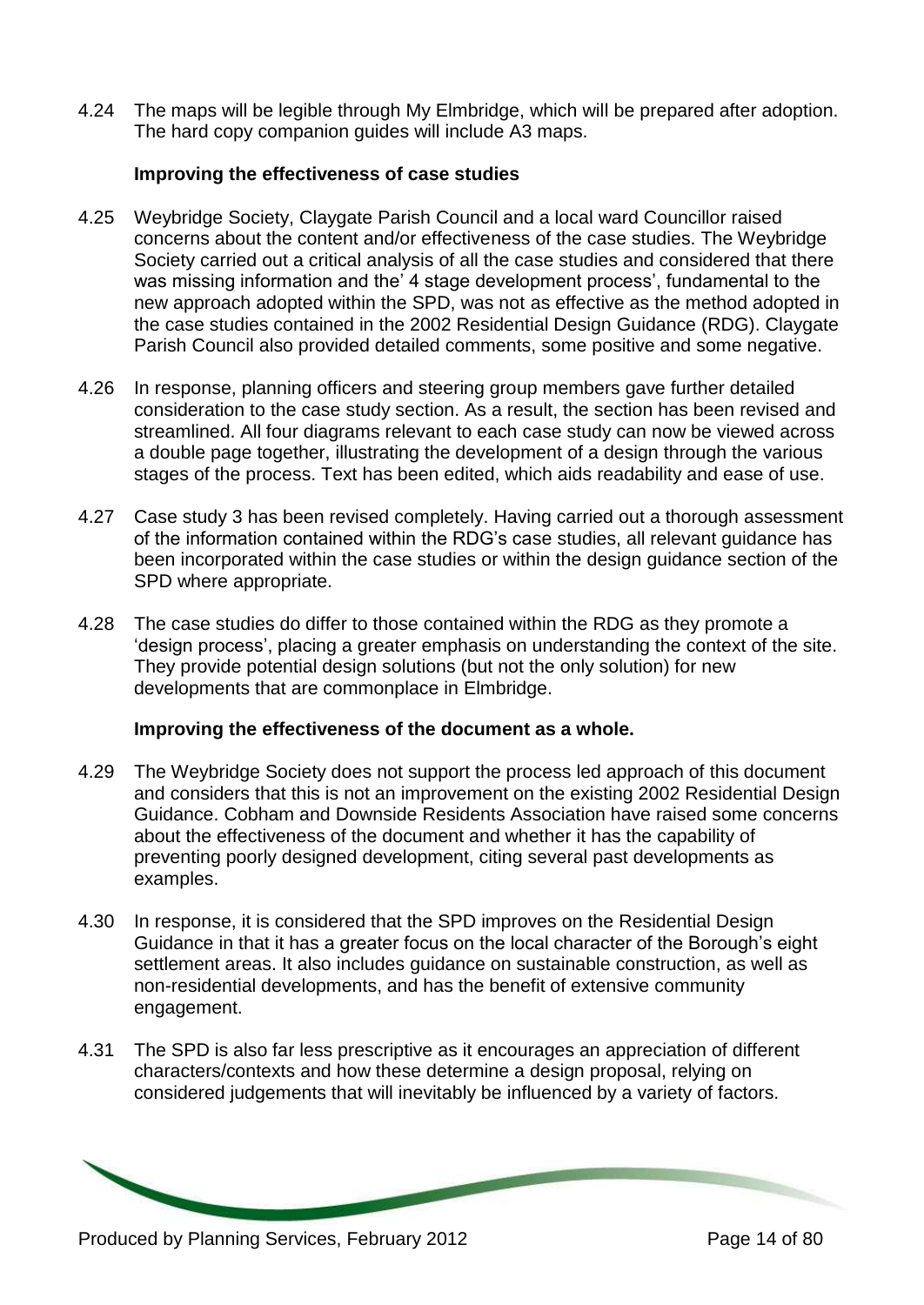4.24 The maps will be legible through My Elmbridge, which will be prepared after adoption. The hard copy companion guides will include A3 maps.

**Improving the effectiveness of case studies**

4.25 Weybridge Society, Claygate Parish Council and a local ward Councillor raised concerns about the content and/or effectiveness of the case studies. The Weybridge Society carried out a critical analysis of all the case studies and considered that there was missing information and the' 4 stage development process', fundamental to the new approach adopted within the SPD, was not as effective as the method adopted in the case studies contained in the 2002 Residential Design Guidance (RDG). Claygate Parish Council also provided detailed comments, some positive and some negative.

4.26 In response, planning officers and steering group members gave further detailed consideration to the case study section. As a result, the section has been revised and streamlined. All four diagrams relevant to each case study can now be viewed across a double page together, illustrating the development of a design through the various stages of the process. Text has been edited, which aids readability and ease of use.

4.27 Case study 3 has been revised completely. Having carried out a thorough assessment of the information contained within the RDG's case studies, all relevant guidance has been incorporated within the case studies or within the design guidance section of the SPD where appropriate.

4.28 The case studies do differ to those contained within the RDG as they promote a 'design process', placing a greater emphasis on understanding the context of the site. They provide potential design solutions (but not the only solution) for new developments that are commonplace in Elmbridge.

**Improving the effectiveness of the document as a whole.**

4.29 The Weybridge Society does not support the process led approach of this document and considers that this is not an improvement on the existing 2002 Residential Design Guidance. Cobham and Downside Residents Association have raised some concerns about the effectiveness of the document and whether it has the capability of preventing poorly designed development, citing several past developments as examples.

4.30 In response, it is considered that the SPD improves on the Residential Design Guidance in that it has a greater focus on the local character of the Borough's eight settlement areas. It also includes guidance on sustainable construction, as well as non-residential developments, and has the benefit of extensive community engagement.

4.31 The SPD is also far less prescriptive as it encourages an appreciation of different characters/contexts and how these determine a design proposal, relying on considered judgements that will inevitably be influenced by a variety of factors.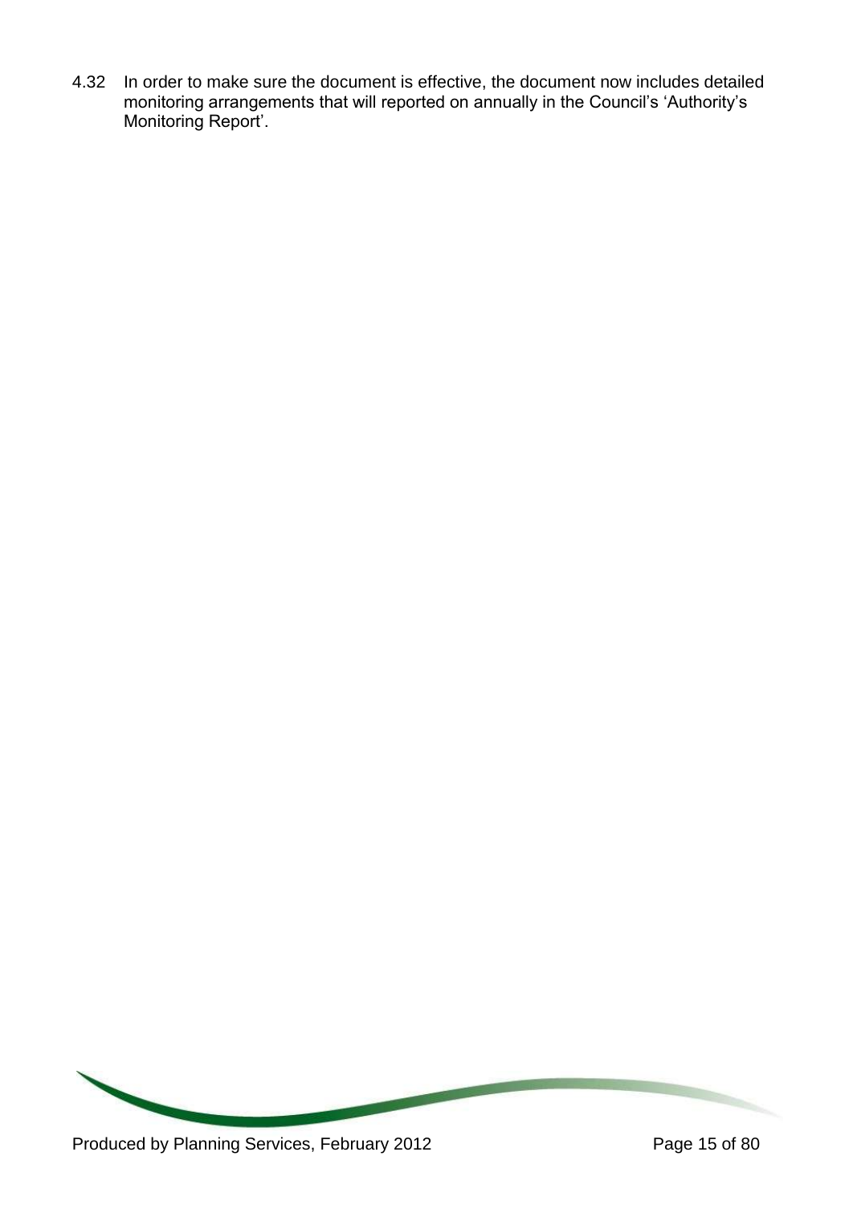4.32 In order to make sure the document is effective, the document now includes detailed monitoring arrangements that will reported on annually in the Council's 'Authority's Monitoring Report'.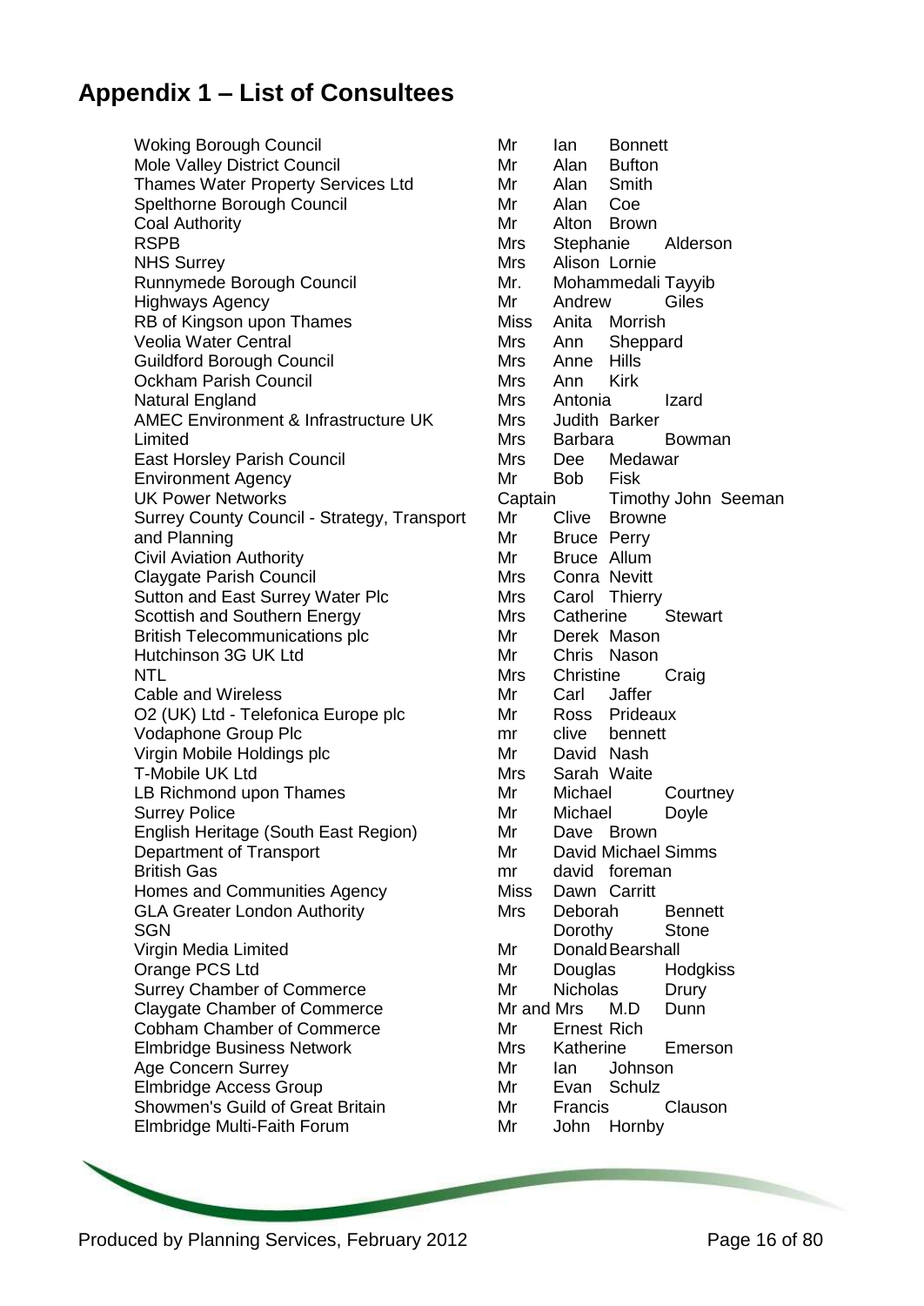# Appendix 1 – List of Consultees

Woking Borough Council
Mole Valley District Council
Thames Water Property Services Ltd
Spelthorne Borough Council
Coal Authority
RSPB
NHS Surrey
Runnymede Borough Council
Highways Agency
RB of Kingson upon Thames
Veolia Water Central
Guildford Borough Council
Ockham Parish Council
Natural England
AMEC Environment & Infrastructure UK Limited
East Horsley Parish Council
Environment Agency
UK Power Networks
Surrey County Council - Strategy, Transport and Planning
Civil Aviation Authority
Claygate Parish Council
Sutton and East Surrey Water Plc
Scottish and Southern Energy
British Telecommunications plc
Hutchinson 3G UK Ltd
NTL
Cable and Wireless
O2 (UK) Ltd - Telefonica Europe plc
Vodaphone Group Plc
Virgin Mobile Holdings plc
T-Mobile UK Ltd
LB Richmond upon Thames
Surrey Police
English Heritage (South East Region)
Department of Transport
British Gas
Homes and Communities Agency
GLA Greater London Authority
SGN
Virgin Media Limited
Orange PCS Ltd
Surrey Chamber of Commerce
Claygate Chamber of Commerce
Cobham Chamber of Commerce
Elmbridge Business Network
Age Concern Surrey
Elmbridge Access Group
Showmen's Guild of Great Britain
Elmbridge Multi-Faith Forum

Mr Ian Bonnett
Mr Alan Bufton
Mr Alan Smith
Mr Alan Coe
Mr Alton Brown
Mrs Stephanie Alderson
Mrs Alison Lornie
Mr. Mohammedali Tayyib
Mr Andrew Giles
Miss Anita Morrish
Mrs Ann Sheppard
Mrs Anne Hills
Mrs Ann Kirk
Mrs Antonia Izard
Mrs Judith Barker
Mrs Barbara Bowman
Mrs Dee Medawar
Mr Bob Fisk
Captain Timothy John Seeman
Mr Clive Browne
Mr Bruce Perry
Mr Bruce Allum
Mrs Conra Nevitt
Mrs Carol Thierry
Mrs Catherine Stewart
Mr Derek Mason
Mr Chris Nason
Mrs Christine Craig
Mr Carl Jaffer
Mr Ross Prideaux
mr clive bennett
Mr David Nash
Mrs Sarah Waite
Mr Michael Courtney
Mr Michael Doyle
Mr Dave Brown
Mr David Michael Simms
mr david foreman
Miss Dawn Carritt
Mrs Deborah Bennett
Dorothy Stone
Mr Donald Bearshall
Mr Douglas Hodgkiss
Mr Nicholas Drury
Mr and Mrs M.D Dunn
Mr Ernest Rich
Mrs Katherine Emerson
Mr Ian Johnson
Mr Evan Schulz
Mr Francis Clauson
Mr John Hornby

Produced by Planning Services, February 2012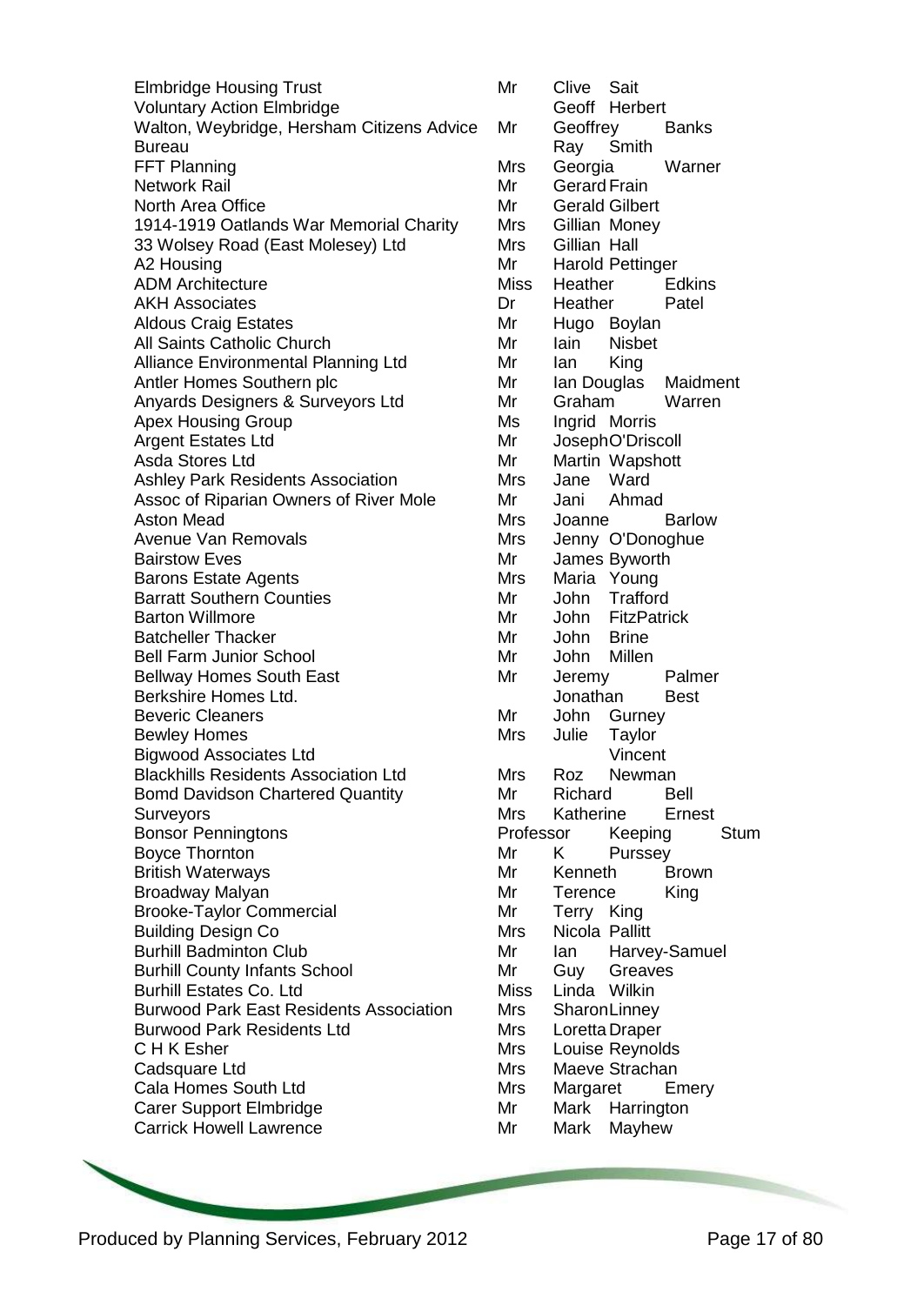| | | | |
|---|---|---|---|
| Elmbridge Housing Trust | Mr | Clive | Sait |
| Voluntary Action Elmbridge | | Geoff | Herbert |
| Walton, Weybridge, Hersham Citizens Advice | Mr | Geoffrey | Banks |
| Bureau | | Ray | Smith |
| FFT Planning | Mrs | Georgia | Warner |
| Network Rail | Mr | Gerard | Frain |
| North Area Office | Mr | Gerald | Gilbert |
| 1914-1919 Oatlands War Memorial Charity | Mrs | Gillian | Money |
| 33 Wolsey Road (East Molesey) Ltd | Mrs | Gillian | Hall |
| A2 Housing | Mr | Harold | Pettinger |
| ADM Architecture | Miss | Heather | Edkins |
| AKH Associates | Dr | Heather | Patel |
| Aldous Craig Estates | Mr | Hugo | Boylan |
| All Saints Catholic Church | Mr | Iain | Nisbet |
| Alliance Environmental Planning Ltd | Mr | Ian | King |
| Antler Homes Southern plc | Mr | Ian Douglas | Maidment |
| Anyards Designers & Surveyors Ltd | Mr | Graham | Warren |
| Apex Housing Group | Ms | Ingrid | Morris |
| Argent Estates Ltd | Mr | Joseph | O'Driscoll |
| Asda Stores Ltd | Mr | Martin | Wapshott |
| Ashley Park Residents Association | Mrs | Jane | Ward |
| Assoc of Riparian Owners of River Mole | Mr | Jani | Ahmad |
| Aston Mead | Mrs | Joanne | Barlow |
| Avenue Van Removals | Mrs | Jenny | O'Donoghue |
| Bairstow Eves | Mr | James | Byworth |
| Barons Estate Agents | Mrs | Maria | Young |
| Barratt Southern Counties | Mr | John | Trafford |
| Barton Willmore | Mr | John | FitzPatrick |
| Batcheller Thacker | Mr | John | Brine |
| Bell Farm Junior School | Mr | John | Millen |
| Bellway Homes South East | Mr | Jeremy | Palmer |
| Berkshire Homes Ltd. | | Jonathan | Best |
| Beveric Cleaners | Mr | John | Gurney |
| Bewley Homes | Mrs | Julie | Taylor |
| Bigwood Associates Ltd | | | Vincent |
| Blackhills Residents Association Ltd | Mrs | Roz | Newman |
| Bomd Davidson Chartered Quantity | Mr | Richard | Bell |
| Surveyors | Mrs | Katherine | Ernest |
| Bonsor Penningtons | Professor | Keeping | Stum |
| Boyce Thornton | Mr | K | Purssey |
| British Waterways | Mr | Kenneth | Brown |
| Broadway Malyan | Mr | Terence | King |
| Brooke-Taylor Commercial | Mr | Terry | King |
| Building Design Co | Mrs | Nicola | Pallitt |
| Burhill Badminton Club | Mr | Ian | Harvey-Samuel |
| Burhill County Infants School | Mr | Guy | Greaves |
| Burhill Estates Co. Ltd | Miss | Linda | Wilkin |
| Burwood Park East Residents Association | Mrs | Sharon | Linney |
| Burwood Park Residents Ltd | Mrs | Loretta | Draper |
| C H K Esher | Mrs | Louise | Reynolds |
| Cadsquare Ltd | Mrs | Maeve | Strachan |
| Cala Homes South Ltd | Mrs | Margaret | Emery |
| Carer Support Elmbridge | Mr | Mark | Harrington |
| Carrick Howell Lawrence | Mr | Mark | Mayhew |

Produced by Planning Services, February 2012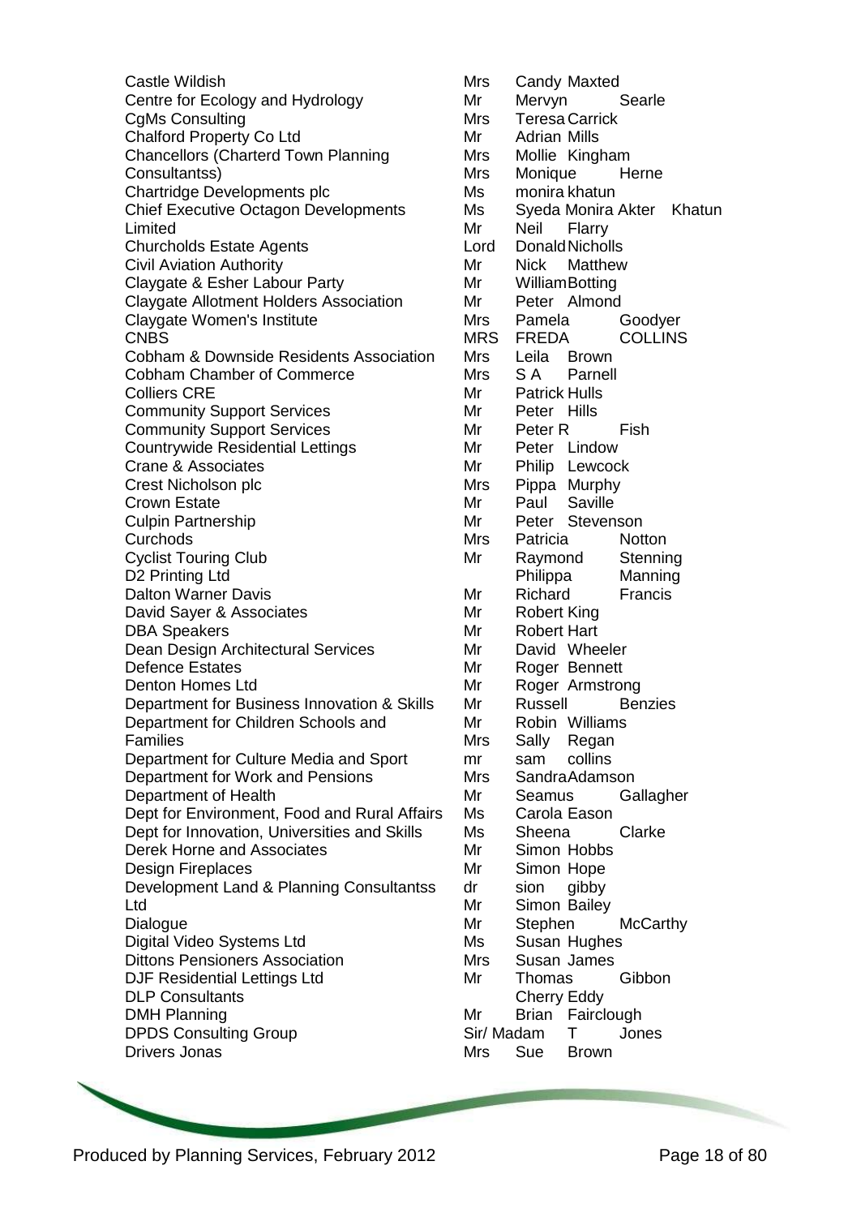| | | | |
|---|---|---|---|
| Castle Wildish | Mrs | Candy | Maxted |
| Centre for Ecology and Hydrology | Mr | Mervyn | Searle |
| CgMs Consulting | Mrs | Teresa | Carrick |
| Chalford Property Co Ltd | Mr | Adrian | Mills |
| Chancellors (Charterd Town Planning | Mrs | Mollie | Kingham |
| Consultantss) | Mrs | Monique | Herne |
| Chartridge Developments plc | Ms | monira | khatun |
| Chief Executive Octagon Developments | Ms | Syeda Monira Akter | Khatun |
| Limited | Mr | Neil | Flarry |
| Churcholds Estate Agents | Lord | Donald | Nicholls |
| Civil Aviation Authority | Mr | Nick | Matthew |
| Claygate & Esher Labour Party | Mr | William | Botting |
| Claygate Allotment Holders Association | Mr | Peter | Almond |
| Claygate Women's Institute | Mrs | Pamela | Goodyer |
| CNBS | MRS | FREDA | COLLINS |
| Cobham & Downside Residents Association | Mrs | Leila | Brown |
| Cobham Chamber of Commerce | Mrs | S A | Parnell |
| Colliers CRE | Mr | Patrick | Hulls |
| Community Support Services | Mr | Peter | Hills |
| Community Support Services | Mr | Peter R | Fish |
| Countrywide Residential Lettings | Mr | Peter | Lindow |
| Crane & Associates | Mr | Philip | Lewcock |
| Crest Nicholson plc | Mrs | Pippa | Murphy |
| Crown Estate | Mr | Paul | Saville |
| Culpin Partnership | Mr | Peter | Stevenson |
| Curchods | Mrs | Patricia | Notton |
| Cyclist Touring Club | Mr | Raymond | Stenning |
| D2 Printing Ltd | | Philippa | Manning |
| Dalton Warner Davis | Mr | Richard | Francis |
| David Sayer & Associates | Mr | Robert | King |
| DBA Speakers | Mr | Robert | Hart |
| Dean Design Architectural Services | Mr | David | Wheeler |
| Defence Estates | Mr | Roger | Bennett |
| Denton Homes Ltd | Mr | Roger | Armstrong |
| Department for Business Innovation & Skills | Mr | Russell | Benzies |
| Department for Children Schools and | Mr | Robin | Williams |
| Families | Mrs | Sally | Regan |
| Department for Culture Media and Sport | mr | sam | collins |
| Department for Work and Pensions | Mrs | Sandra | Adamson |
| Department of Health | Mr | Seamus | Gallagher |
| Dept for Environment, Food and Rural Affairs | Ms | Carola | Eason |
| Dept for Innovation, Universities and Skills | Ms | Sheena | Clarke |
| Derek Horne and Associates | Mr | Simon | Hobbs |
| Design Fireplaces | Mr | Simon | Hope |
| Development Land & Planning Consultantss | dr | sion | gibby |
| Ltd | Mr | Simon | Bailey |
| Dialogue | Mr | Stephen | McCarthy |
| Digital Video Systems Ltd | Ms | Susan | Hughes |
| Dittons Pensioners Association | Mrs | Susan | James |
| DJF Residential Lettings Ltd | Mr | Thomas | Gibbon |
| DLP Consultants | | Cherry | Eddy |
| DMH Planning | Mr | Brian | Fairclough |
| DPDS Consulting Group | Sir/ Madam | T | Jones |
| Drivers Jonas | Mrs | Sue | Brown |

Produced by Planning Services, February 2012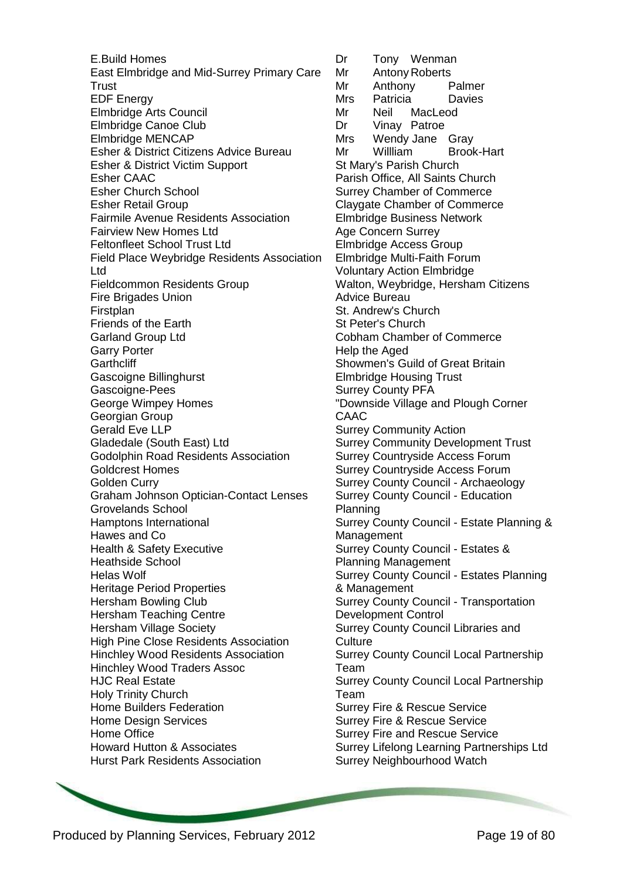E.Build Homes
East Elmbridge and Mid-Surrey Primary Care Trust
EDF Energy
Elmbridge Arts Council
Elmbridge Canoe Club
Elmbridge MENCAP
Esher & District Citizens Advice Bureau
Esher & District Victim Support
Esher CAAC
Esher Church School
Esher Retail Group
Fairmile Avenue Residents Association
Fairview New Homes Ltd
Feltonfleet School Trust Ltd
Field Place Weybridge Residents Association Ltd
Fieldcommon Residents Group
Fire Brigades Union
Firstplan
Friends of the Earth
Garland Group Ltd
Garry Porter
Garthcliff
Gascoigne Billinghurst
Gascoigne-Pees
George Wimpey Homes
Georgian Group
Gerald Eve LLP
Gladedale (South East) Ltd
Godolphin Road Residents Association
Goldcrest Homes
Golden Curry
Graham Johnson Optician-Contact Lenses
Grovelands School
Hamptons International
Hawes and Co
Health & Safety Executive
Heathside School
Helas Wolf
Heritage Period Properties
Hersham Bowling Club
Hersham Teaching Centre
Hersham Village Society
High Pine Close Residents Association
Hinchley Wood Residents Association
Hinchley Wood Traders Assoc
HJC Real Estate
Holy Trinity Church
Home Builders Federation
Home Design Services
Home Office
Howard Hutton & Associates
Hurst Park Residents Association

Dr Tony Wenman
Mr Antony Roberts
Mr Anthony Palmer
Mrs Patricia Davies
Mr Neil MacLeod
Dr Vinay Patroe
Mrs Wendy Jane Gray
Mr Willliam Brook-Hart
St Mary's Parish Church
Parish Office, All Saints Church
Surrey Chamber of Commerce
Claygate Chamber of Commerce
Elmbridge Business Network
Age Concern Surrey
Elmbridge Access Group
Elmbridge Multi-Faith Forum
Voluntary Action Elmbridge
Walton, Weybridge, Hersham Citizens Advice Bureau
St. Andrew's Church
St Peter's Church
Cobham Chamber of Commerce
Help the Aged
Showmen's Guild of Great Britain
Elmbridge Housing Trust
Surrey County PFA
"Downside Village and Plough Corner CAAC
Surrey Community Action
Surrey Community Development Trust
Surrey Countryside Access Forum
Surrey Countryside Access Forum
Surrey County Council - Archaeology
Surrey County Council - Education Planning
Surrey County Council - Estate Planning & Management
Surrey County Council - Estates & Planning Management
Surrey County Council - Estates Planning & Management
Surrey County Council - Transportation Development Control
Surrey County Council Libraries and Culture
Surrey County Council Local Partnership Team
Surrey County Council Local Partnership Team
Surrey Fire & Rescue Service
Surrey Fire & Rescue Service
Surrey Fire and Rescue Service
Surrey Lifelong Learning Partnerships Ltd
Surrey Neighbourhood Watch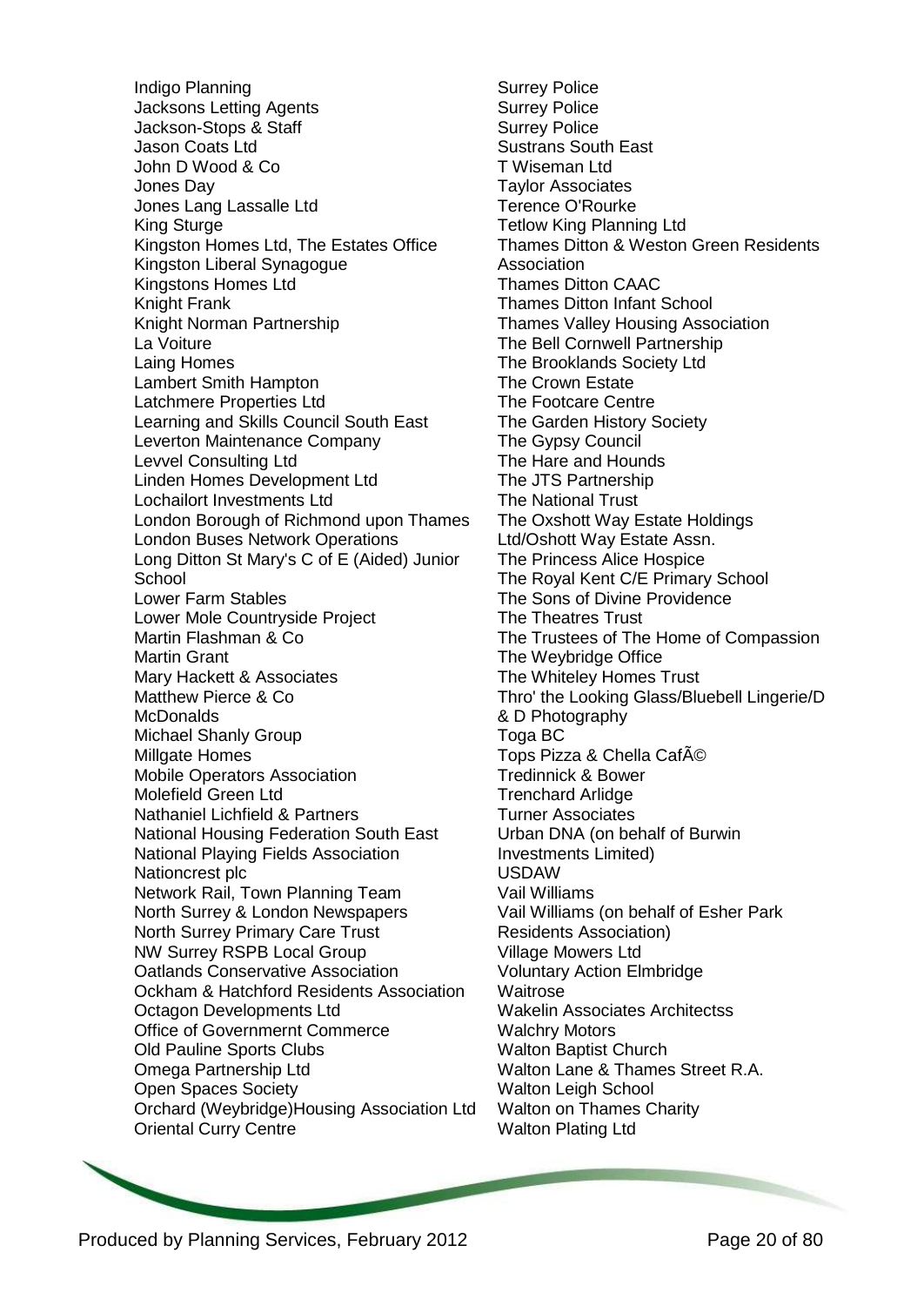Indigo Planning
Jacksons Letting Agents
Jackson-Stops & Staff
Jason Coats Ltd
John D Wood & Co
Jones Day
Jones Lang Lassalle Ltd
King Sturge
Kingston Homes Ltd, The Estates Office
Kingston Liberal Synagogue
Kingstons Homes Ltd
Knight Frank
Knight Norman Partnership
La Voiture
Laing Homes
Lambert Smith Hampton
Latchmere Properties Ltd
Learning and Skills Council South East
Leverton Maintenance Company
Levvel Consulting Ltd
Linden Homes Development Ltd
Lochailort Investments Ltd
London Borough of Richmond upon Thames
London Buses Network Operations
Long Ditton St Mary's C of E (Aided) Junior School
Lower Farm Stables
Lower Mole Countryside Project
Martin Flashman & Co
Martin Grant
Mary Hackett & Associates
Matthew Pierce & Co
McDonalds
Michael Shanly Group
Millgate Homes
Mobile Operators Association
Molefield Green Ltd
Nathaniel Lichfield & Partners
National Housing Federation South East
National Playing Fields Association
Nationcrest plc
Network Rail, Town Planning Team
North Surrey & London Newspapers
North Surrey Primary Care Trust
NW Surrey RSPB Local Group
Oatlands Conservative Association
Ockham & Hatchford Residents Association
Octagon Developments Ltd
Office of Governmernt Commerce
Old Pauline Sports Clubs
Omega Partnership Ltd
Open Spaces Society
Orchard (Weybridge)Housing Association Ltd
Oriental Curry Centre
Surrey Police
Surrey Police
Surrey Police
Sustrans South East
T Wiseman Ltd
Taylor Associates
Terence O'Rourke
Tetlow King Planning Ltd
Thames Ditton & Weston Green Residents Association
Thames Ditton CAAC
Thames Ditton Infant School
Thames Valley Housing Association
The Bell Cornwell Partnership
The Brooklands Society Ltd
The Crown Estate
The Footcare Centre
The Garden History Society
The Gypsy Council
The Hare and Hounds
The JTS Partnership
The National Trust
The Oxshott Way Estate Holdings Ltd/Oshott Way Estate Assn.
The Princess Alice Hospice
The Royal Kent C/E Primary School
The Sons of Divine Providence
The Theatres Trust
The Trustees of The Home of Compassion
The Weybridge Office
The Whiteley Homes Trust
Thro' the Looking Glass/Bluebell Lingerie/D & D Photography
Toga BC
Tops Pizza & Chella CafÃ©
Tredinnick & Bower
Trenchard Arlidge
Turner Associates
Urban DNA (on behalf of Burwin Investments Limited)
USDAW
Vail Williams
Vail Williams (on behalf of Esher Park Residents Association)
Village Mowers Ltd
Voluntary Action Elmbridge
Waitrose
Wakelin Associates Architectss
Walchry Motors
Walton Baptist Church
Walton Lane & Thames Street R.A.
Walton Leigh School
Walton on Thames Charity
Walton Plating Ltd

Produced by Planning Services, February 2012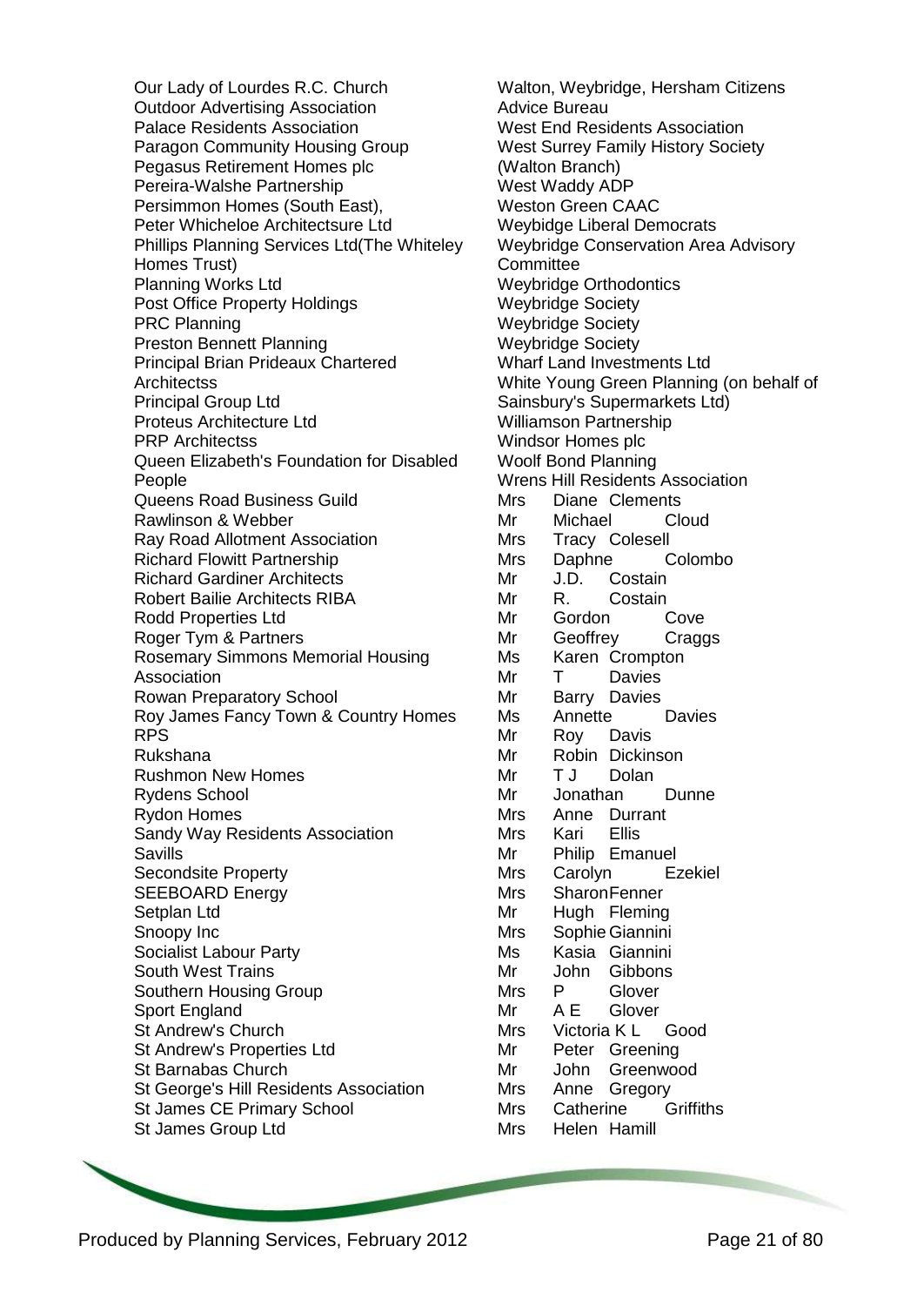Our Lady of Lourdes R.C. Church
Outdoor Advertising Association
Palace Residents Association
Paragon Community Housing Group
Pegasus Retirement Homes plc
Pereira-Walshe Partnership
Persimmon Homes (South East),
Peter Whicheloe Architectsure Ltd
Phillips Planning Services Ltd(The Whiteley Homes Trust)
Planning Works Ltd
Post Office Property Holdings
PRC Planning
Preston Bennett Planning
Principal Brian Prideaux Chartered Architectss
Principal Group Ltd
Proteus Architecture Ltd
PRP Architectss
Queen Elizabeth's Foundation for Disabled People
Queens Road Business Guild
Rawlinson & Webber
Ray Road Allotment Association
Richard Flowitt Partnership
Richard Gardiner Architects
Robert Bailie Architects RIBA
Rodd Properties Ltd
Roger Tym & Partners
Rosemary Simmons Memorial Housing Association
Rowan Preparatory School
Roy James Fancy Town & Country Homes
RPS
Rukshana
Rushmon New Homes
Rydens School
Rydon Homes
Sandy Way Residents Association
Savills
Secondsite Property
SEEBOARD Energy
Setplan Ltd
Snoopy Inc
Socialist Labour Party
South West Trains
Southern Housing Group
Sport England
St Andrew's Church
St Andrew's Properties Ltd
St Barnabas Church
St George's Hill Residents Association
St James CE Primary School
St James Group Ltd
Walton, Weybridge, Hersham Citizens Advice Bureau
West End Residents Association
West Surrey Family History Society (Walton Branch)
West Waddy ADP
Weston Green CAAC
Weybidge Liberal Democrats
Weybridge Conservation Area Advisory Committee
Weybridge Orthodontics
Weybridge Society
Weybridge Society
Weybridge Society
Wharf Land Investments Ltd
White Young Green Planning (on behalf of Sainsbury's Supermarkets Ltd)
Williamson Partnership
Windsor Homes plc
Woolf Bond Planning
Wrens Hill Residents Association
Mrs Diane Clements
Mr Michael Cloud
Mrs Tracy Colesell
Mrs Daphne Colombo
Mr J.D. Costain
Mr R. Costain
Mr Gordon Cove
Mr Geoffrey Craggs
Ms Karen Crompton
Mr T Davies
Mr Barry Davies
Ms Annette Davies
Mr Roy Davis
Mr Robin Dickinson
Mr T J Dolan
Mr Jonathan Dunne
Mrs Anne Durrant
Mrs Kari Ellis
Mr Philip Emanuel
Mrs Carolyn Ezekiel
Mrs Sharon Fenner
Mr Hugh Fleming
Mrs Sophie Giannini
Ms Kasia Giannini
Mr John Gibbons
Mrs P Glover
Mr A E Glover
Mrs Victoria K L Good
Mr Peter Greening
Mr John Greenwood
Mrs Anne Gregory
Mrs Catherine Griffiths
Mrs Helen Hamill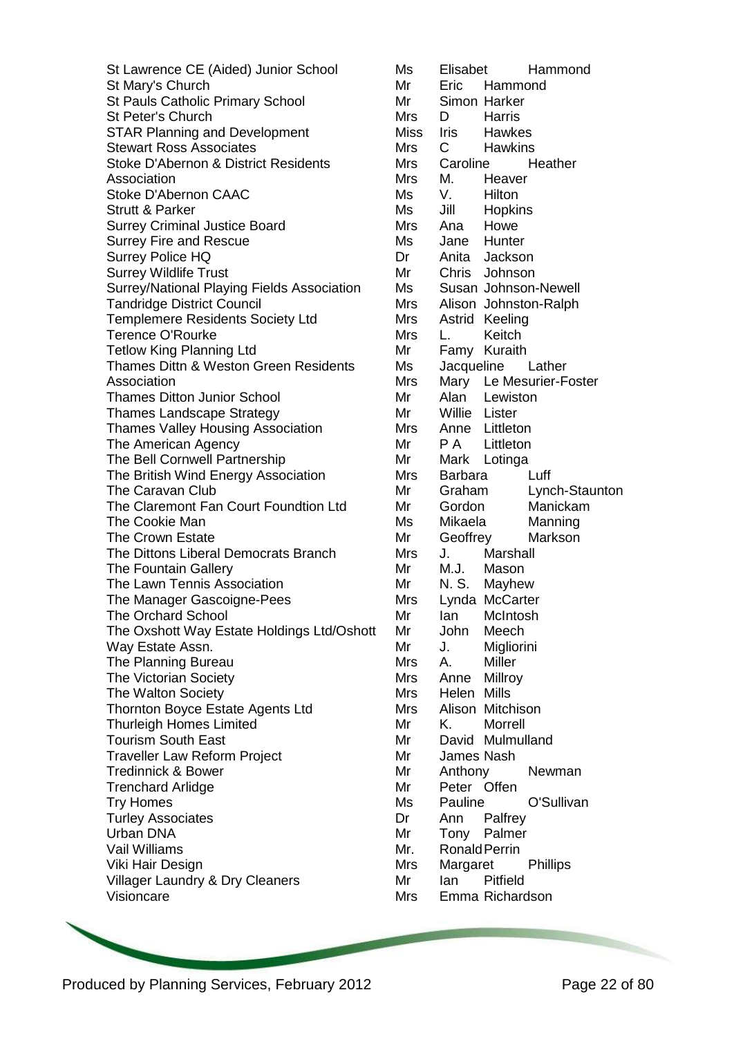| Organisation | Title | First Name | Surname |
|---|---|---|---|
| St Lawrence CE (Aided) Junior School | Ms | Elisabet | Hammond |
| St Mary's Church | Mr | Eric | Hammond |
| St Pauls Catholic Primary School | Mr | Simon | Harker |
| St Peter's Church | Mrs | D | Harris |
| STAR Planning and Development | Miss | Iris | Hawkes |
| Stewart Ross Associates | Mrs | C | Hawkins |
| Stoke D'Abernon & District Residents | Mrs | Caroline | Heather |
| Association | Mrs | M. | Heaver |
| Stoke D'Abernon CAAC | Ms | V. | Hilton |
| Strutt & Parker | Ms | Jill | Hopkins |
| Surrey Criminal Justice Board | Mrs | Ana | Howe |
| Surrey Fire and Rescue | Ms | Jane | Hunter |
| Surrey Police HQ | Dr | Anita | Jackson |
| Surrey Wildlife Trust | Mr | Chris | Johnson |
| Surrey/National Playing Fields Association | Ms | Susan | Johnson-Newell |
| Tandridge District Council | Mrs | Alison | Johnston-Ralph |
| Templemere Residents Society Ltd | Mrs | Astrid | Keeling |
| Terence O'Rourke | Mrs | L. | Keitch |
| Tetlow King Planning Ltd | Mr | Famy | Kuraith |
| Thames Dittn & Weston Green Residents | Ms | Jacqueline | Lather |
| Association | Mrs | Mary | Le Mesurier-Foster |
| Thames Ditton Junior School | Mr | Alan | Lewiston |
| Thames Landscape Strategy | Mr | Willie | Lister |
| Thames Valley Housing Association | Mrs | Anne | Littleton |
| The American Agency | Mr | P A | Littleton |
| The Bell Cornwell Partnership | Mr | Mark | Lotinga |
| The British Wind Energy Association | Mrs | Barbara | Luff |
| The Caravan Club | Mr | Graham | Lynch-Staunton |
| The Claremont Fan Court Foundtion Ltd | Mr | Gordon | Manickam |
| The Cookie Man | Ms | Mikaela | Manning |
| The Crown Estate | Mr | Geoffrey | Markson |
| The Dittons Liberal Democrats Branch | Mrs | J. | Marshall |
| The Fountain Gallery | Mr | M.J. | Mason |
| The Lawn Tennis Association | Mr | N. S. | Mayhew |
| The Manager Gascoigne-Pees | Mrs | Lynda | McCarter |
| The Orchard School | Mr | Ian | McIntosh |
| The Oxshott Way Estate Holdings Ltd/Oshott | Mr | John | Meech |
| Way Estate Assn. | Mr | J. | Migliorini |
| The Planning Bureau | Mrs | A. | Miller |
| The Victorian Society | Mrs | Anne | Millroy |
| The Walton Society | Mrs | Helen | Mills |
| Thornton Boyce Estate Agents Ltd | Mrs | Alison | Mitchison |
| Thurleigh Homes Limited | Mr | K. | Morrell |
| Tourism South East | Mr | David | Mulmulland |
| Traveller Law Reform Project | Mr | James | Nash |
| Tredinnick & Bower | Mr | Anthony | Newman |
| Trenchard Arlidge | Mr | Peter | Offen |
| Try Homes | Ms | Pauline | O'Sullivan |
| Turley Associates | Dr | Ann | Palfrey |
| Urban DNA | Mr | Tony | Palmer |
| Vail Williams | Mr. | Ronald | Perrin |
| Viki Hair Design | Mrs | Margaret | Phillips |
| Villager Laundry & Dry Cleaners | Mr | Ian | Pitfield |
| Visioncare | Mrs | Emma | Richardson |

Produced by Planning Services, February 2012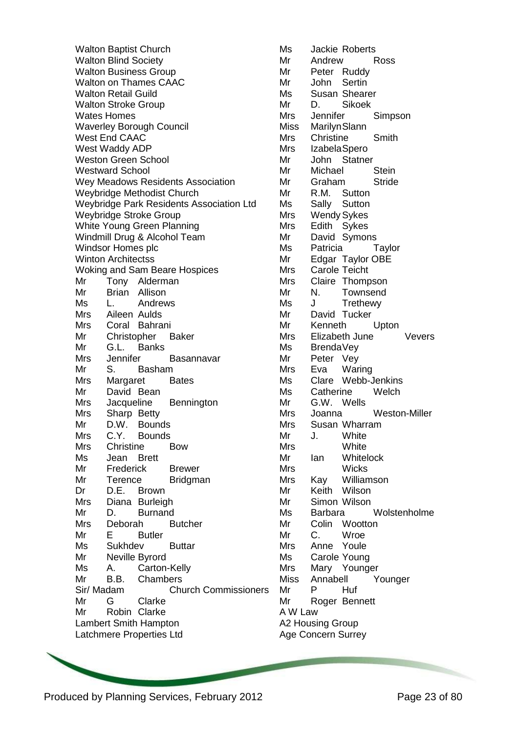Walton Baptist Church
Walton Blind Society
Walton Business Group
Walton on Thames CAAC
Walton Retail Guild
Walton Stroke Group
Wates Homes
Waverley Borough Council
West End CAAC
West Waddy ADP
Weston Green School
Westward School
Wey Meadows Residents Association
Weybridge Methodist Church
Weybridge Park Residents Association Ltd
Weybridge Stroke Group
White Young Green Planning
Windmill Drug & Alcohol Team
Windsor Homes plc
Winton Architectss
Woking and Sam Beare Hospices

| | | |
|---|---|---|
| Mr | Tony | Alderman |
| Mr | Brian | Allison |
| Ms | L. | Andrews |
| Mrs | Aileen | Aulds |
| Mrs | Coral | Bahrani |
| Mr | Christopher | Baker |
| Mr | G.L. | Banks |
| Mrs | Jennifer | Basannavar |
| Mr | S. | Basham |
| Mrs | Margaret | Bates |
| Mr | David | Bean |
| Mrs | Jacqueline | Bennington |
| Mrs | Sharp | Betty |
| Mr | D.W. | Bounds |
| Mrs | C.Y. | Bounds |
| Mrs | Christine | Bow |
| Ms | Jean | Brett |
| Mr | Frederick | Brewer |
| Mr | Terence | Bridgman |
| Dr | D.E. | Brown |
| Mrs | Diana | Burleigh |
| Mr | D. | Burnand |
| Mrs | Deborah | Butcher |
| Mr | E | Butler |
| Ms | Sukhdev | Buttar |
| Mr | Neville | Byrord |
| Ms | A. | Carton-Kelly |
| Mr | B.B. | Chambers |
| Sir/ Madam | | Church Commissioners |
| Mr | G | Clarke |
| Mr | Robin | Clarke |

Lambert Smith Hampton
Latchmere Properties Ltd

| | | |
|---|---|---|
| Ms | Jackie | Roberts |
| Mr | Andrew | Ross |
| Mr | Peter | Ruddy |
| Mr | John | Sertin |
| Ms | Susan | Shearer |
| Mr | D. | Sikoek |
| Mrs | Jennifer | Simpson |
| Miss | Marilyn | Slann |
| Mrs | Christine | Smith |
| Mrs | Izabela | Spero |
| Mr | John | Statner |
| Mr | Michael | Stein |
| Mr | Graham | Stride |
| Mr | R.M. | Sutton |
| Ms | Sally | Sutton |
| Mrs | Wendy | Sykes |
| Mrs | Edith | Sykes |
| Mr | David | Symons |
| Ms | Patricia | Taylor |
| Mr | Edgar | Taylor OBE |
| Mrs | Carole | Teicht |
| Mrs | Claire | Thompson |
| Mr | N. | Townsend |
| Ms | J | Trethewy |
| Mr | David | Tucker |
| Mr | Kenneth | Upton |
| Mrs | Elizabeth June | Vevers |
| Ms | Brenda | Vey |
| Mr | Peter | Vey |
| Mrs | Eva | Waring |
| Ms | Clare | Webb-Jenkins |
| Ms | Catherine | Welch |
| Mr | G.W. | Wells |
| Mrs | Joanna | Weston-Miller |
| Mrs | Susan | Wharram |
| Mr | J. | White |
| Mrs | | White |
| Mr | Ian | Whitelock |
| Mrs | | Wicks |
| Mrs | Kay | Williamson |
| Mr | Keith | Wilson |
| Mr | Simon | Wilson |
| Ms | Barbara | Wolstenholme |
| Mr | Colin | Wootton |
| Mr | C. | Wroe |
| Mrs | Anne | Youle |
| Ms | Carole | Young |
| Mrs | Mary | Younger |
| Miss | Annabell | Younger |
| Mr | P | Huf |
| Mr | Roger | Bennett |

A W Law
A2 Housing Group
Age Concern Surrey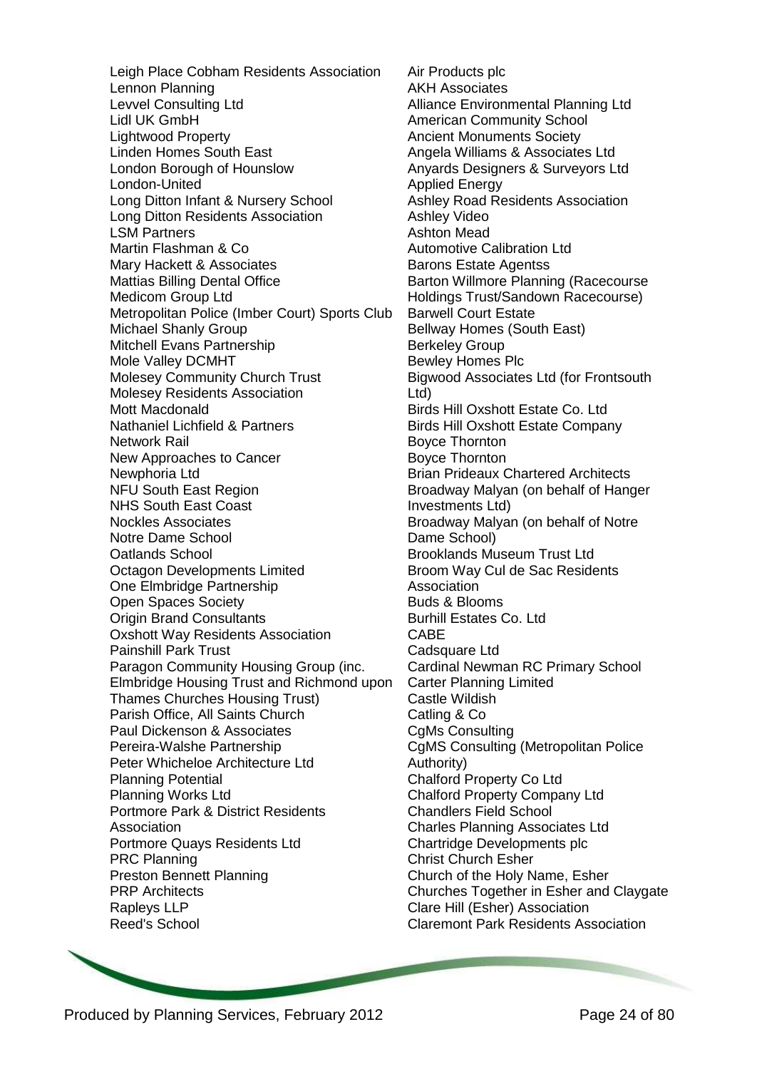Leigh Place Cobham Residents Association
Lennon Planning
Levvel Consulting Ltd
Lidl UK GmbH
Lightwood Property
Linden Homes South East
London Borough of Hounslow
London-United
Long Ditton Infant & Nursery School
Long Ditton Residents Association
LSM Partners
Martin Flashman & Co
Mary Hackett & Associates
Mattias Billing Dental Office
Medicom Group Ltd
Metropolitan Police (Imber Court) Sports Club
Michael Shanly Group
Mitchell Evans Partnership
Mole Valley DCMHT
Molesey Community Church Trust
Molesey Residents Association
Mott Macdonald
Nathaniel Lichfield & Partners
Network Rail
New Approaches to Cancer
Newphoria Ltd
NFU South East Region
NHS South East Coast
Nockles Associates
Notre Dame School
Oatlands School
Octagon Developments Limited
One Elmbridge Partnership
Open Spaces Society
Origin Brand Consultants
Oxshott Way Residents Association
Painshill Park Trust
Paragon Community Housing Group (inc. Elmbridge Housing Trust and Richmond upon Thames Churches Housing Trust)
Parish Office, All Saints Church
Paul Dickenson & Associates
Pereira-Walshe Partnership
Peter Whicheloe Architecture Ltd
Planning Potential
Planning Works Ltd
Portmore Park & District Residents Association
Portmore Quays Residents Ltd
PRC Planning
Preston Bennett Planning
PRP Architects
Rapleys LLP
Reed's School
Air Products plc
AKH Associates
Alliance Environmental Planning Ltd
American Community School
Ancient Monuments Society
Angela Williams & Associates Ltd
Anyards Designers & Surveyors Ltd
Applied Energy
Ashley Road Residents Association
Ashley Video
Ashton Mead
Automotive Calibration Ltd
Barons Estate Agentss
Barton Willmore Planning (Racecourse Holdings Trust/Sandown Racecourse)
Barwell Court Estate
Bellway Homes (South East)
Berkeley Group
Bewley Homes Plc
Bigwood Associates Ltd (for Frontsouth Ltd)
Birds Hill Oxshott Estate Co. Ltd
Birds Hill Oxshott Estate Company
Boyce Thornton
Boyce Thornton
Brian Prideaux Chartered Architects
Broadway Malyan (on behalf of Hanger Investments Ltd)
Broadway Malyan (on behalf of Notre Dame School)
Brooklands Museum Trust Ltd
Broom Way Cul de Sac Residents Association
Buds & Blooms
Burhill Estates Co. Ltd
CABE
Cadsquare Ltd
Cardinal Newman RC Primary School
Carter Planning Limited
Castle Wildish
Catling & Co
CgMs Consulting
CgMS Consulting (Metropolitan Police Authority)
Chalford Property Co Ltd
Chalford Property Company Ltd
Chandlers Field School
Charles Planning Associates Ltd
Chartridge Developments plc
Christ Church Esher
Church of the Holy Name, Esher
Churches Together in Esher and Claygate
Clare Hill (Esher) Association
Claremont Park Residents Association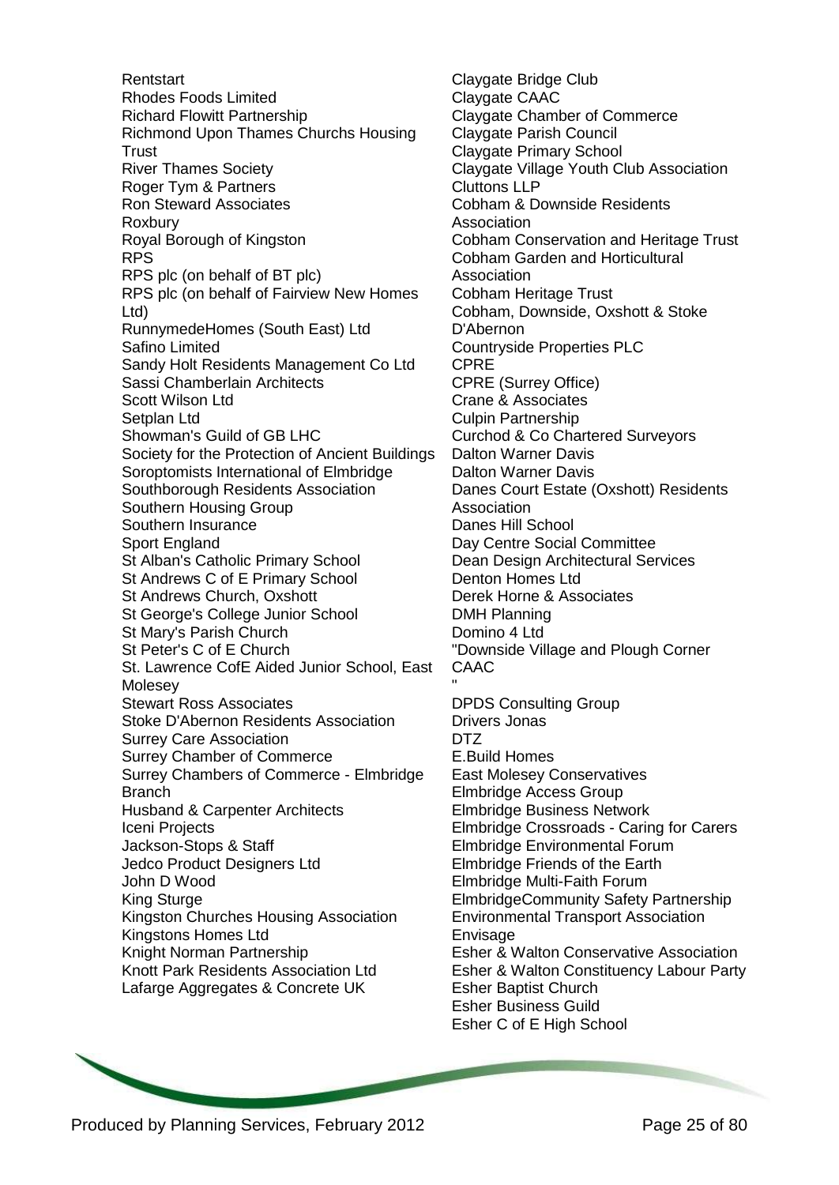Rentstart
Rhodes Foods Limited
Richard Flowitt Partnership
Richmond Upon Thames Churchs Housing Trust
River Thames Society
Roger Tym & Partners
Ron Steward Associates
Roxbury
Royal Borough of Kingston
RPS
RPS plc (on behalf of BT plc)
RPS plc (on behalf of Fairview New Homes Ltd)
RunnymedeHomes (South East) Ltd
Safino Limited
Sandy Holt Residents Management Co Ltd
Sassi Chamberlain Architects
Scott Wilson Ltd
Setplan Ltd
Showman's Guild of GB LHC
Society for the Protection of Ancient Buildings
Soroptomists International of Elmbridge
Southborough Residents Association
Southern Housing Group
Southern Insurance
Sport England
St Alban's Catholic Primary School
St Andrews C of E Primary School
St Andrews Church, Oxshott
St George's College Junior School
St Mary's Parish Church
St Peter's C of E Church
St. Lawrence CofE Aided Junior School, East Molesey
Stewart Ross Associates
Stoke D'Abernon Residents Association
Surrey Care Association
Surrey Chamber of Commerce
Surrey Chambers of Commerce - Elmbridge Branch
Husband & Carpenter Architects
Iceni Projects
Jackson-Stops & Staff
Jedco Product Designers Ltd
John D Wood
King Sturge
Kingston Churches Housing Association
Kingstons Homes Ltd
Knight Norman Partnership
Knott Park Residents Association Ltd
Lafarge Aggregates & Concrete UK

Claygate Bridge Club
Claygate CAAC
Claygate Chamber of Commerce
Claygate Parish Council
Claygate Primary School
Claygate Village Youth Club Association
Cluttons LLP
Cobham & Downside Residents Association
Cobham Conservation and Heritage Trust
Cobham Garden and Horticultural Association
Cobham Heritage Trust
Cobham, Downside, Oxshott & Stoke D'Abernon
Countryside Properties PLC
CPRE
CPRE (Surrey Office)
Crane & Associates
Culpin Partnership
Curchod & Co Chartered Surveyors
Dalton Warner Davis
Dalton Warner Davis
Danes Court Estate (Oxshott) Residents Association
Danes Hill School
Day Centre Social Committee
Dean Design Architectural Services
Denton Homes Ltd
Derek Horne & Associates
DMH Planning
Domino 4 Ltd
"Downside Village and Plough Corner CAAC
"
DPDS Consulting Group
Drivers Jonas
DTZ
E.Build Homes
East Molesey Conservatives
Elmbridge Access Group
Elmbridge Business Network
Elmbridge Crossroads - Caring for Carers
Elmbridge Environmental Forum
Elmbridge Friends of the Earth
Elmbridge Multi-Faith Forum
ElmbridgeCommunity Safety Partnership
Environmental Transport Association
Envisage
Esher & Walton Conservative Association
Esher & Walton Constituency Labour Party
Esher Baptist Church
Esher Business Guild
Esher C of E High School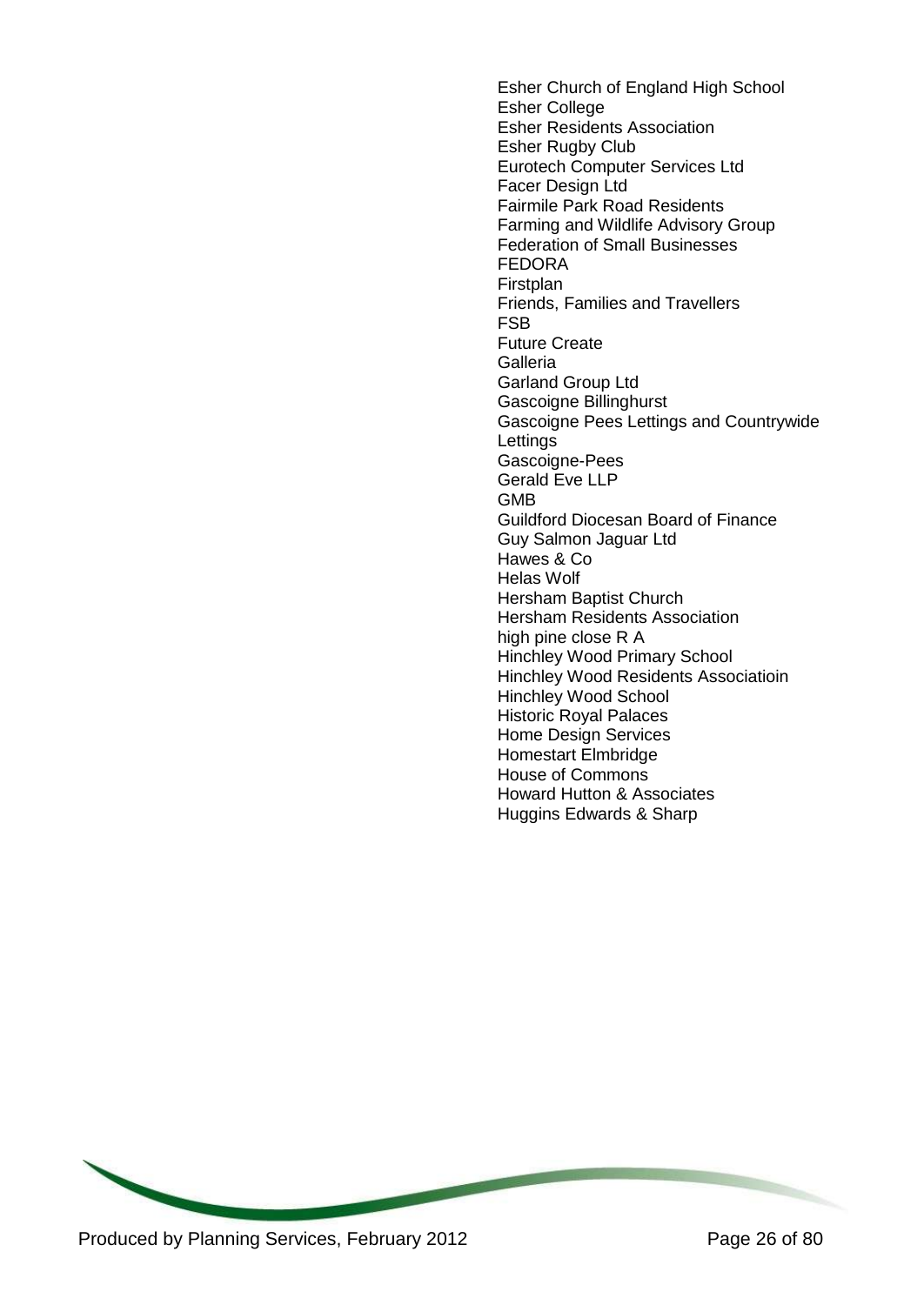Esher Church of England High School
Esher College
Esher Residents Association
Esher Rugby Club
Eurotech Computer Services Ltd
Facer Design Ltd
Fairmile Park Road Residents
Farming and Wildlife Advisory Group
Federation of Small Businesses
FEDORA
Firstplan
Friends, Families and Travellers
FSB
Future Create
Galleria
Garland Group Ltd
Gascoigne Billinghurst
Gascoigne Pees Lettings and Countrywide Lettings
Gascoigne-Pees
Gerald Eve LLP
GMB
Guildford Diocesan Board of Finance
Guy Salmon Jaguar Ltd
Hawes & Co
Helas Wolf
Hersham Baptist Church
Hersham Residents Association
high pine close R A
Hinchley Wood Primary School
Hinchley Wood Residents Associatioin
Hinchley Wood School
Historic Royal Palaces
Home Design Services
Homestart Elmbridge
House of Commons
Howard Hutton & Associates
Huggins Edwards & Sharp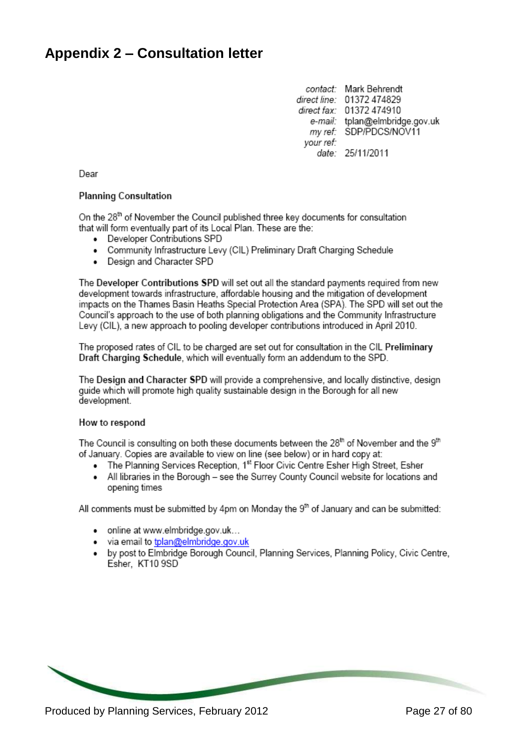# Appendix 2 – Consultation letter

*contact:* Mark Behrendt
*direct line:* 01372 474829
*direct fax:* 01372 474910
*e-mail:* tplan@elmbridge.gov.uk
*my ref:* SDP/PDCS/NOV11
*your ref:*
*date:* 25/11/2011

Dear

**Planning Consultation**

On the 28th of November the Council published three key documents for consultation that will form eventually part of its Local Plan. These are the:

- Developer Contributions SPD
- Community Infrastructure Levy (CIL) Preliminary Draft Charging Schedule
- Design and Character SPD

The **Developer Contributions SPD** will set out all the standard payments required from new development towards infrastructure, affordable housing and the mitigation of development impacts on the Thames Basin Heaths Special Protection Area (SPA). The SPD will set out the Council's approach to the use of both planning obligations and the Community Infrastructure Levy (CIL), a new approach to pooling developer contributions introduced in April 2010.

The proposed rates of CIL to be charged are set out for consultation in the CIL **Preliminary Draft Charging Schedule**, which will eventually form an addendum to the SPD.

The **Design and Character SPD** will provide a comprehensive, and locally distinctive, design guide which will promote high quality sustainable design in the Borough for all new development.

**How to respond**

The Council is consulting on both these documents between the 28th of November and the 9th of January. Copies are available to view on line (see below) or in hard copy at:

- The Planning Services Reception, 1st Floor Civic Centre Esher High Street, Esher
- All libraries in the Borough – see the Surrey County Council website for locations and opening times

All comments must be submitted by 4pm on Monday the 9th of January and can be submitted:

- online at www.elmbridge.gov.uk…
- via email to tplan@elmbridge.gov.uk
- by post to Elmbridge Borough Council, Planning Services, Planning Policy, Civic Centre, Esher, KT10 9SD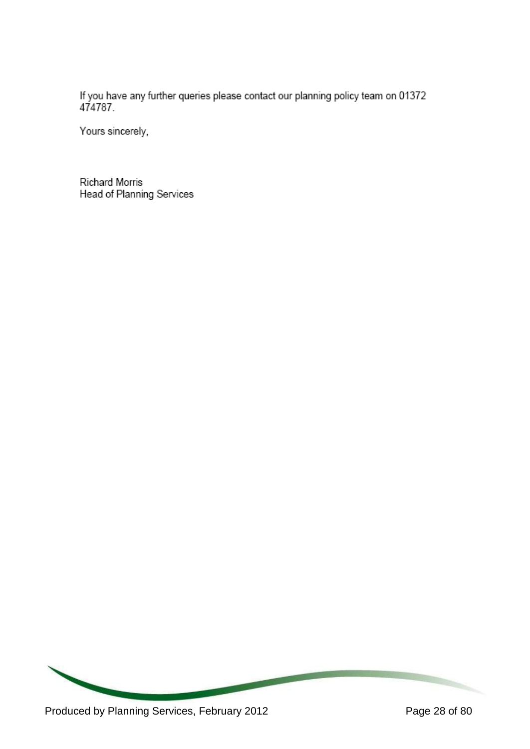If you have any further queries please contact our planning policy team on 01372 474787.

Yours sincerely,

Richard Morris  
Head of Planning Services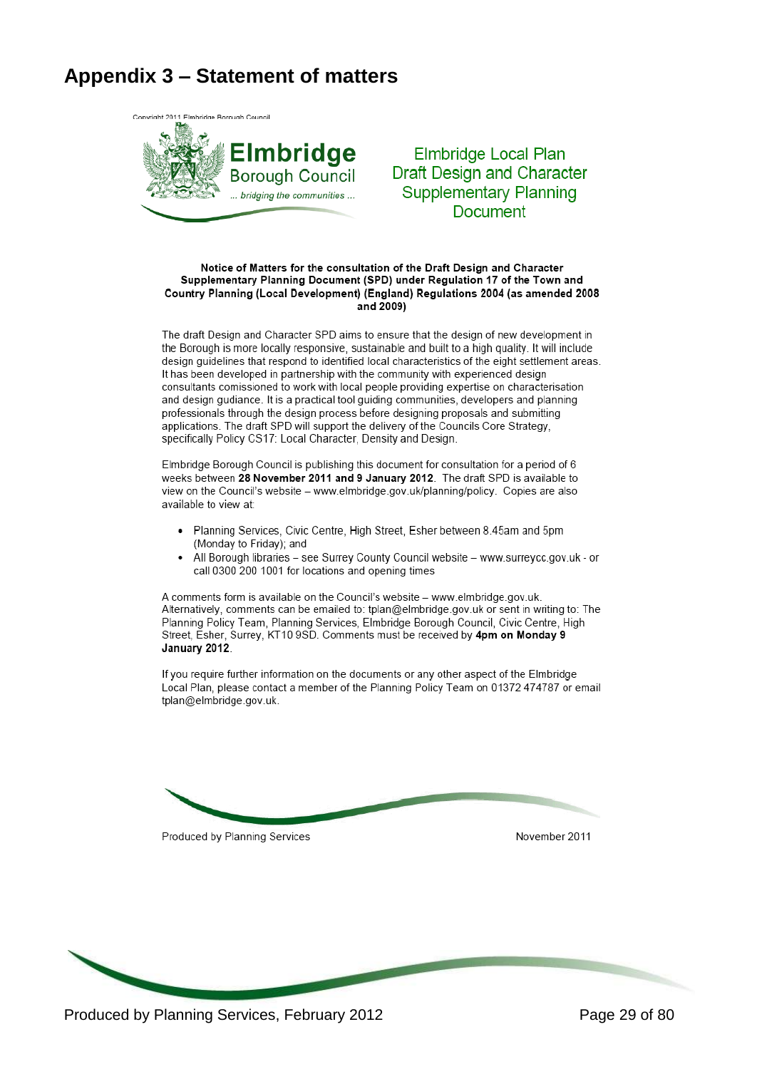# Appendix 3 – Statement of matters

Copyright 2011 Elmbridge Borough Council

**Elmbridge** Borough Council
... bridging the communities ...

Elmbridge Local Plan
Draft Design and Character Supplementary Planning Document

**Notice of Matters for the consultation of the Draft Design and Character Supplementary Planning Document (SPD) under Regulation 17 of the Town and Country Planning (Local Development) (England) Regulations 2004 (as amended 2008 and 2009)**

The draft Design and Character SPD aims to ensure that the design of new development in the Borough is more locally responsive, sustainable and built to a high quality. It will include design guidelines that respond to identified local characteristics of the eight settlement areas. It has been developed in partnership with the community with experienced design consultants comissioned to work with local people providing expertise on characterisation and design gudiance. It is a practical tool guiding communities, developers and planning professionals through the design process before designing proposals and submitting applications. The draft SPD will support the delivery of the Councils Core Strategy, specifically Policy CS17: Local Character, Density and Design.

Elmbridge Borough Council is publishing this document for consultation for a period of 6 weeks between **28 November 2011 and 9 January 2012**. The draft SPD is available to view on the Council's website – www.elmbridge.gov.uk/planning/policy. Copies are also available to view at:

- Planning Services, Civic Centre, High Street, Esher between 8.45am and 5pm (Monday to Friday); and
- All Borough libraries – see Surrey County Council website – www.surreycc.gov.uk - or call 0300 200 1001 for locations and opening times

A comments form is available on the Council's website – www.elmbridge.gov.uk. Alternatively, comments can be emailed to: tplan@elmbridge.gov.uk or sent in writing to: The Planning Policy Team, Planning Services, Elmbridge Borough Council, Civic Centre, High Street, Esher, Surrey, KT10 9SD. Comments must be received by **4pm on Monday 9 January 2012**.

If you require further information on the documents or any other aspect of the Elmbridge Local Plan, please contact a member of the Planning Policy Team on 01372 474787 or email tplan@elmbridge.gov.uk.

Produced by Planning Services November 2011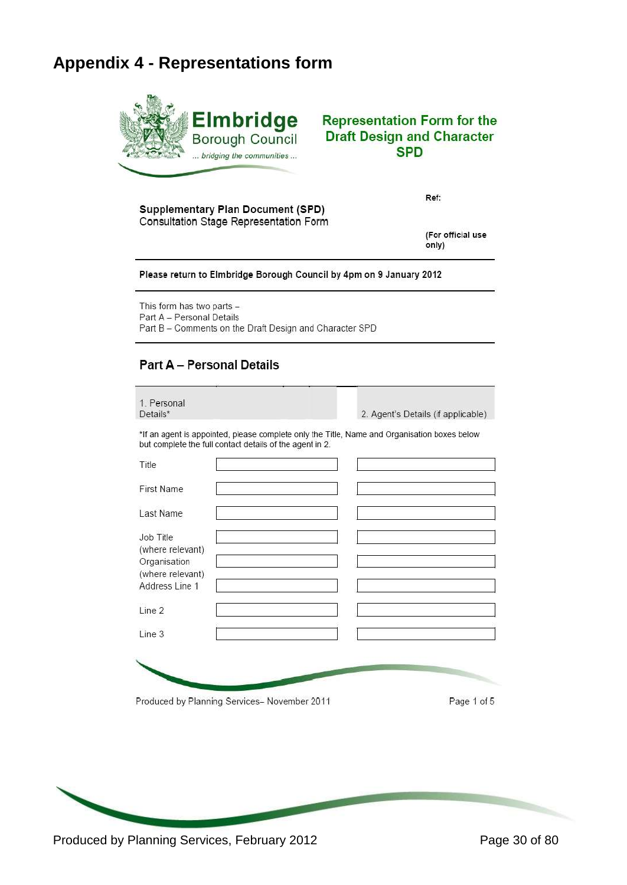# Appendix 4 - Representations form

Elmbridge Borough Council
... bridging the communities ...

## Representation Form for the Draft Design and Character SPD

**Supplementary Plan Document (SPD)**
Consultation Stage Representation Form

**Ref:**

**(For official use only)**

**Please return to Elmbridge Borough Council by 4pm on 9 January 2012**

This form has two parts –
Part A – Personal Details
Part B – Comments on the Draft Design and Character SPD

### Part A – Personal Details

| | 1. Personal Details* | 2. Agent's Details (if applicable) |
|---|---|---|
| Title | | |
| First Name | | |
| Last Name | | |
| Job Title (where relevant) | | |
| Organisation (where relevant) | | |
| Address Line 1 | | |
| Line 2 | | |
| Line 3 | | |

*If an agent is appointed, please complete only the Title, Name and Organisation boxes below but complete the full contact details of the agent in 2.

Produced by Planning Services– November 2011

Page 1 of 5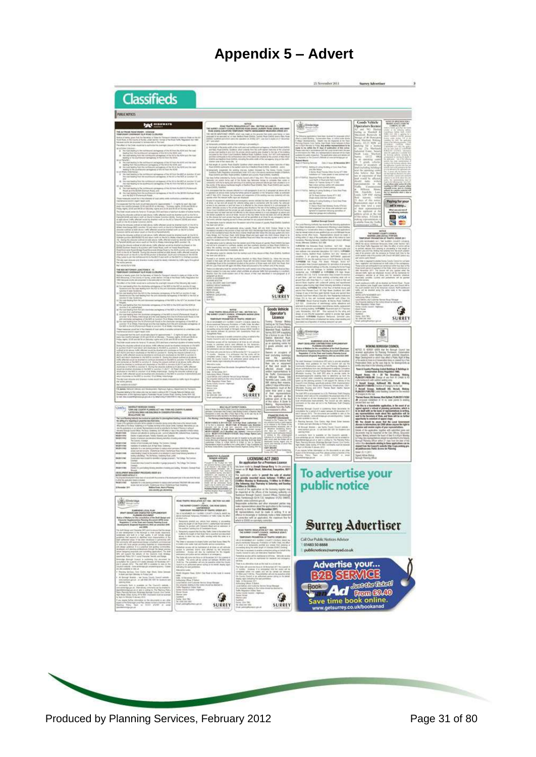# Appendix 5 – Advert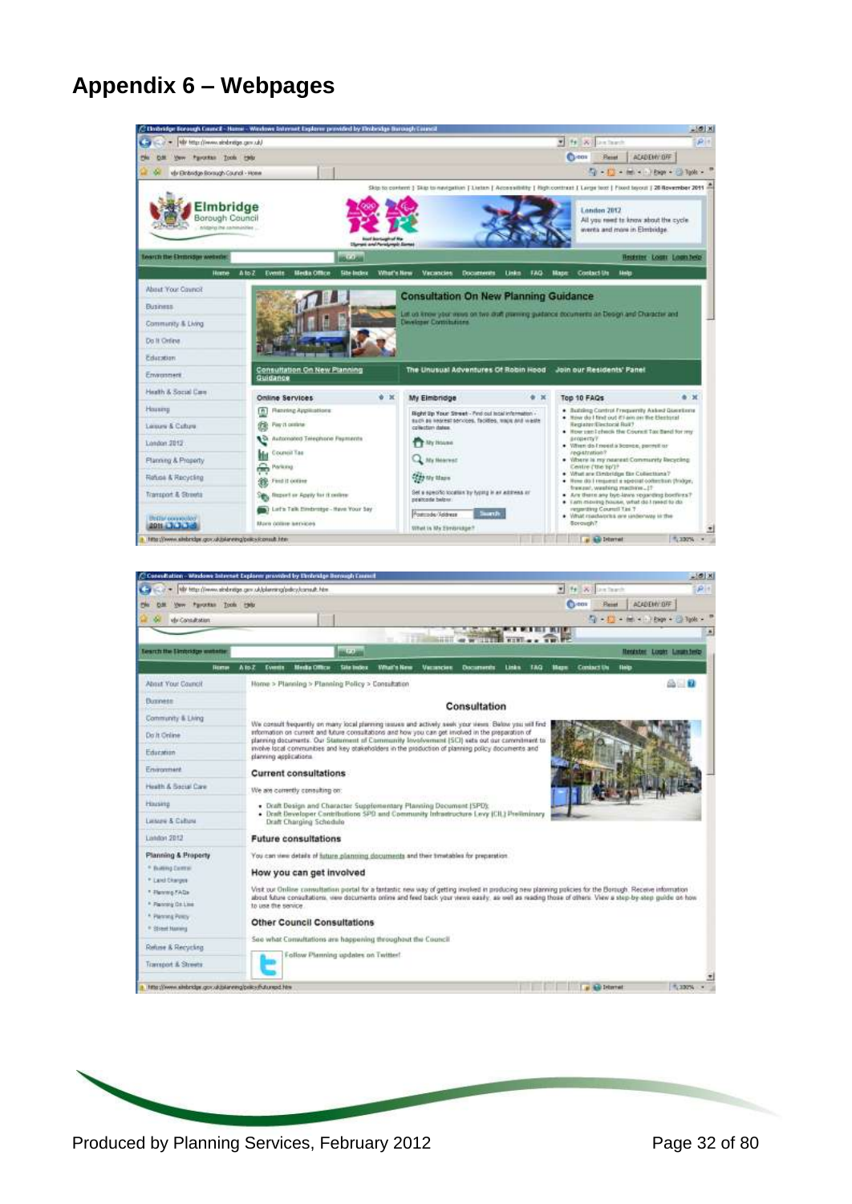# Appendix 6 – Webpages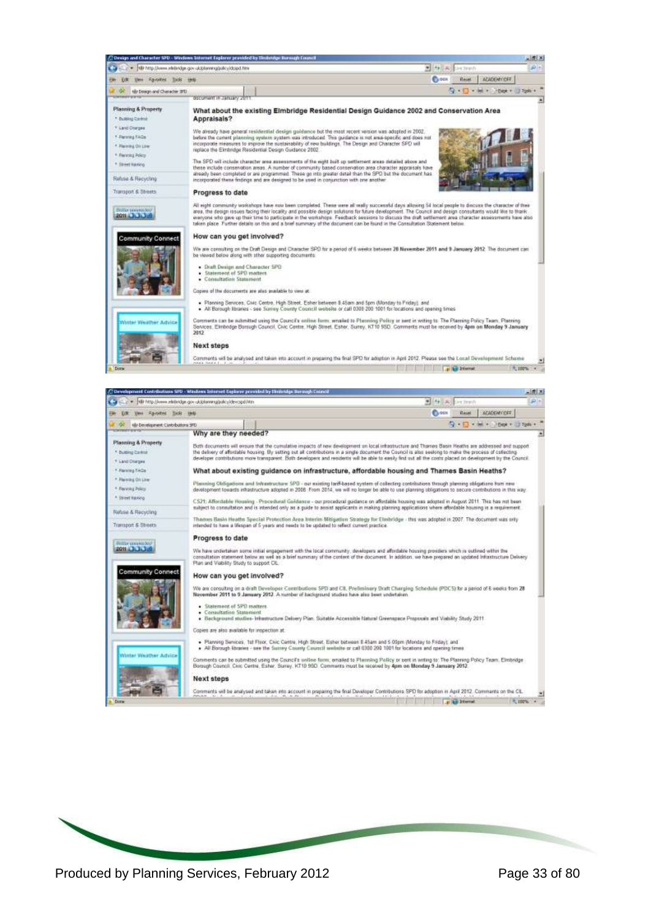## What about the existing Elmbridge Residential Design Guidance 2002 and Conservation Area Appraisals?

We already have general residential design guidance but the most recent version was adopted in 2002, before the current planning system was introduced. This guidance is not area-specific and does not incorporate measures to improve the sustainability of new buildings. The Design and Character SPD will replace the Elmbridge Residential Design Guidance 2002.

The SPD will include character area assessments of the eight built up settlement areas detailed above and these include conservation areas. A number of community based conservation area character appraisals have already been completed or are programmed. These go into greater detail than the SPD but the document has incorporated these findings and are designed to be used in conjunction with one another.

## Progress to date

All eight community workshops have now been completed. These were all really successful days allowing 54 local people to discuss the character of their area, the design issues facing their locality and possible design solutions for future development. The Council and design consultants would like to thank everyone who gave up their time to participate in the workshops. Feedback sessions to discuss the draft settlement area character assessments have also taken place. Further details on this and a brief summary of the document can be found in the Consultation Statement below.

## How can you get involved?

We are consulting on the Draft Design and Character SPD for a period of 6 weeks between **28 November 2011 and 9 January 2012**. The document can be viewed below along with other supporting documents:

- Draft Design and Character SPD
- Statement of SPD matters
- Consultation Statement

Copies of the documents are also available to view at:

- Planning Services, Civic Centre, High Street, Esher between 8.45am and 5pm (Monday to Friday); and
- All Borough libraries - see Surrey County Council website or call 0300 200 1001 for locations and opening times

Comments can be submitted using the Council's online form, emailed to Planning Policy or sent in writing to: The Planning Policy Team, Planning Services, Elmbridge Borough Council, Civic Centre, High Street, Esher, Surrey, KT10 9SD. Comments must be received by **4pm on Monday 9 January 2012**

## Next steps

Comments will be analysed and taken into account in preparing the final SPD for adoption in April 2012. Please see the Local Development Scheme

## Why are they needed?

Both documents will ensure that the cumulative impacts of new development on local infrastructure and Thames Basin Heaths are addressed and support the delivery of affordable housing. By setting out all contributions in a single document the Council is also seeking to make the process of collecting developer contributions more transparent. Both developers and residents will be able to easily find out all the costs placed on development by the Council.

## What about existing guidance on infrastructure, affordable housing and Thames Basin Heaths?

Planning Obligations and Infrastructure SPD - our existing tariff-based system of collecting contributions through planning obligations from new development towards infrastructure adopted in 2008. From 2014, we will no longer be able to use planning obligations to secure contributions in this way.

CS21: Affordable Housing - Procedural Guidance - our procedural guidance on affordable housing was adopted in August 2011. This has not been subject to consultation and is intended only as a guide to assist applicants in making planning applications where affordable housing is a requirement.

Thames Basin Heaths Special Protection Area Interim Mitigation Strategy for Elmbridge - this was adopted in 2007. The document was only intended to have a lifespan of 5 years and needs to be updated to reflect current practice.

## Progress to date

We have undertaken some initial engagement with the local community, developers and affordable housing providers which is outlined within the consultation statement below as well as a brief summary of the content of the document. In addition, we have prepared an updated Infrastructure Delivery Plan and Viability Study to support CIL.

## How can you get involved?

We are consulting on a draft Developer Contributions SPD and CIL Preliminary Draft Charging Schedule (PDCS) for a period of 6 weeks from **28 November 2011 to 9 January 2012**. A number of background studies have also been undertaken.

- Statement of SPD matters
- Consultation Statement
- Background studies- Infrastructure Delivery Plan, Suitable Accessible Natural Greenspace Proposals and Viability Study 2011

Copies are also available for inspection at:

- Planning Services, 1st Floor, Civic Centre, High Street, Esher between 8.45am and 5.00pm (Monday to Friday); and
- All Borough libraries - see the Surrey County Council website or call 0300 200 1001 for locations and opening times

Comments can be submitted using the Council's online form, emailed to Planning Policy or sent in writing to: The Planning Policy Team, Elmbridge Borough Council, Civic Centre, Esher, Surrey, KT10 9SD. Comments must be received by **4pm on Monday 9 January 2012**.

## Next steps

Comments will be analysed and taken into account in preparing the final Developer Contributions SPD for adoption in April 2012. Comments on the CIL

Produced by Planning Services, February 2012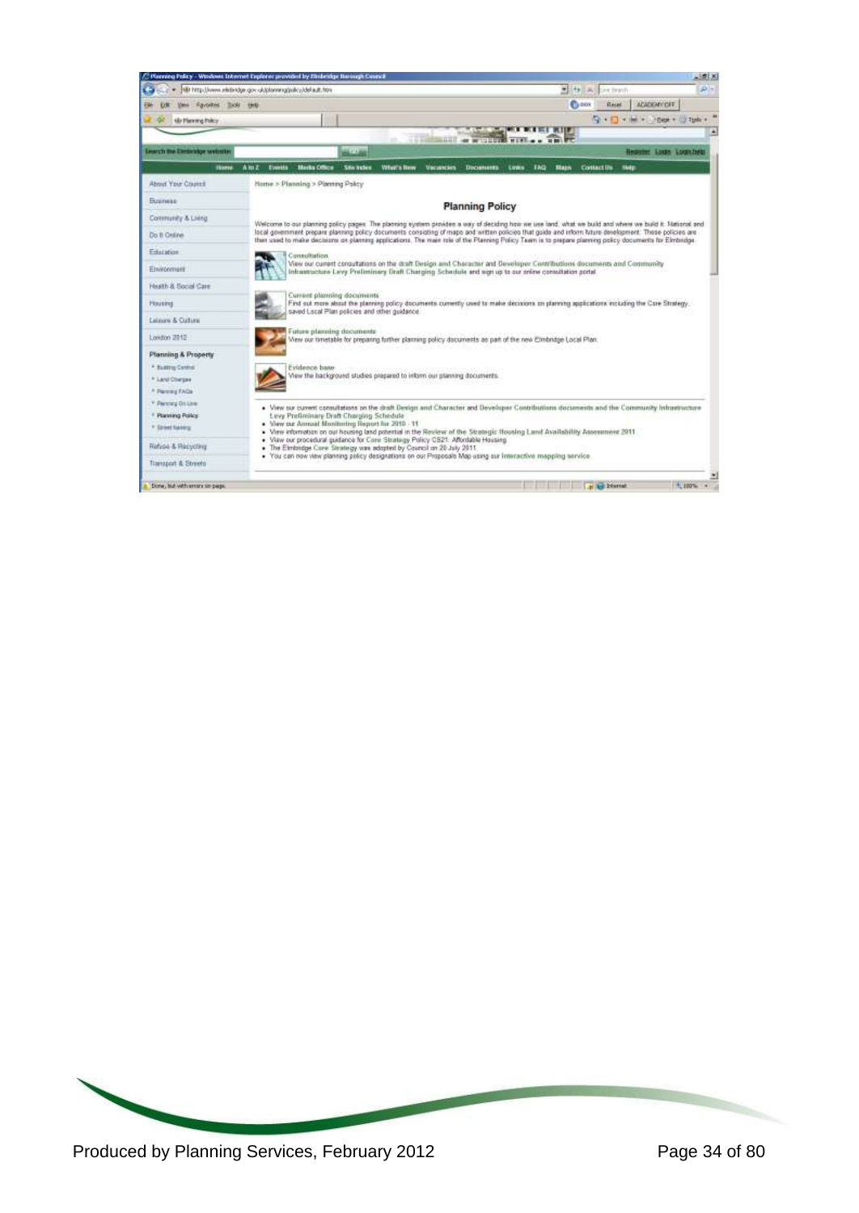Home > Planning > Planning Policy

## Planning Policy

Welcome to our planning policy pages. The planning system provides a way of deciding how we use land, what we build and where we build it. National and local government prepare planning policy documents consisting of maps and written policies that guide and inform future development. These policies are then used to make decisions on planning applications. The main role of the Planning Policy Team is to prepare planning policy documents for Elmbridge.

**Consultation**
View our current consultations on the draft Design and Character and Developer Contributions documents and Community Infrastructure Levy Preliminary Draft Charging Schedule and sign up to our online consultation portal.

**Current planning documents**
Find out more about the planning policy documents currently used to make decisions on planning applications including the Core Strategy, saved Local Plan policies and other guidance.

**Future planning documents**
View our timetable for preparing further planning policy documents as part of the new Elmbridge Local Plan.

**Evidence base**
View the background studies prepared to inform our planning documents.

- View our current consultations on the draft Design and Character and Developer Contributions documents and the Community Infrastructure Levy Preliminary Draft Charging Schedule
- View our Annual Monitoring Report for 2010 - 11
- View information on our housing land potential in the Review of the Strategic Housing Land Availability Assessment 2011
- View our procedural guidance for Core Strategy Policy CS21: Affordable Housing
- The Elmbridge Core Strategy was adopted by Council on 20 July 2011
- You can now view planning policy designations on our Proposals Map using our interactive mapping service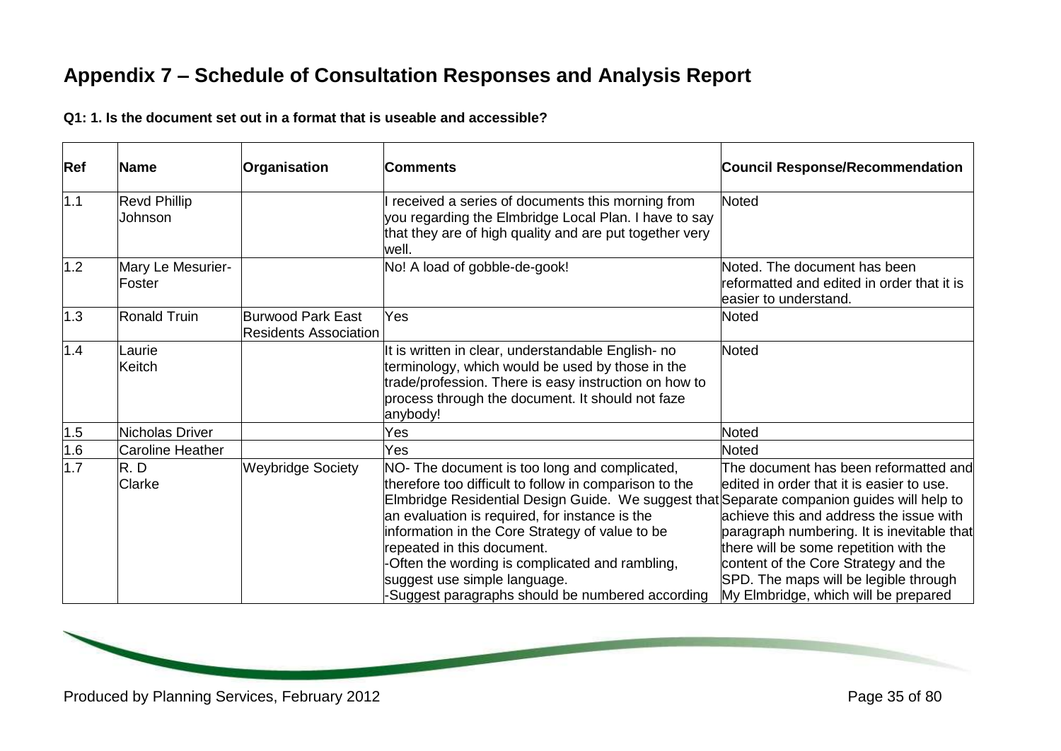# Appendix 7 – Schedule of Consultation Responses and Analysis Report

**Q1: 1. Is the document set out in a format that is useable and accessible?**

| Ref | Name | Organisation | Comments | Council Response/Recommendation |
|---|---|---|---|---|
| 1.1 | Revd Phillip Johnson | | I received a series of documents this morning from you regarding the Elmbridge Local Plan. I have to say that they are of high quality and are put together very well. | Noted |
| 1.2 | Mary Le Mesurier-Foster | | No! A load of gobble-de-gook! | Noted. The document has been reformatted and edited in order that it is easier to understand. |
| 1.3 | Ronald Truin | Burwood Park East Residents Association | Yes | Noted |
| 1.4 | Laurie Keitch | | It is written in clear, understandable English- no terminology, which would be used by those in the trade/profession. There is easy instruction on how to process through the document. It should not faze anybody! | Noted |
| 1.5 | Nicholas Driver | | Yes | Noted |
| 1.6 | Caroline Heather | | Yes | Noted |
| 1.7 | R. D Clarke | Weybridge Society | NO- The document is too long and complicated, therefore too difficult to follow in comparison to the Elmbridge Residential Design Guide. We suggest that an evaluation is required, for instance is the information in the Core Strategy of value to be repeated in this document.<br>-Often the wording is complicated and rambling, suggest use simple language.<br>-Suggest paragraphs should be numbered according | The document has been reformatted and edited in order that it is easier to use. Separate companion guides will help to achieve this and address the issue with paragraph numbering. It is inevitable that there will be some repetition with the content of the Core Strategy and the SPD. The maps will be legible through My Elmbridge, which will be prepared |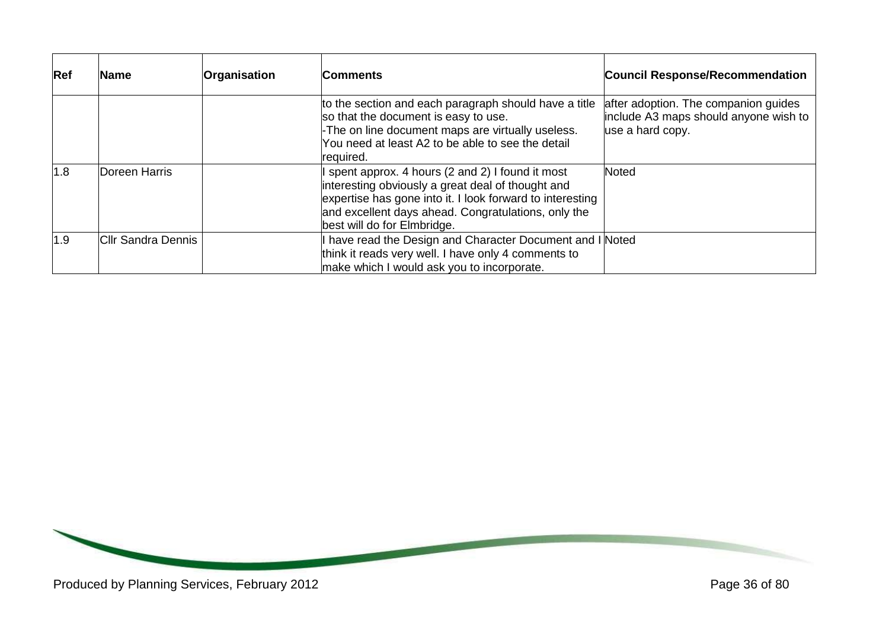| Ref | Name | Organisation | Comments | Council Response/Recommendation |
| --- | --- | --- | --- | --- |
| | | | to the section and each paragraph should have a title so that the document is easy to use.<br>-The on line document maps are virtually useless. You need at least A2 to be able to see the detail required. | after adoption. The companion guides include A3 maps should anyone wish to use a hard copy. |
| 1.8 | Doreen Harris | | I spent approx. 4 hours (2 and 2) I found it most interesting obviously a great deal of thought and expertise has gone into it. I look forward to interesting and excellent days ahead. Congratulations, only the best will do for Elmbridge. | Noted |
| 1.9 | Cllr Sandra Dennis | | I have read the Design and Character Document and I think it reads very well. I have only 4 comments to make which I would ask you to incorporate. | Noted |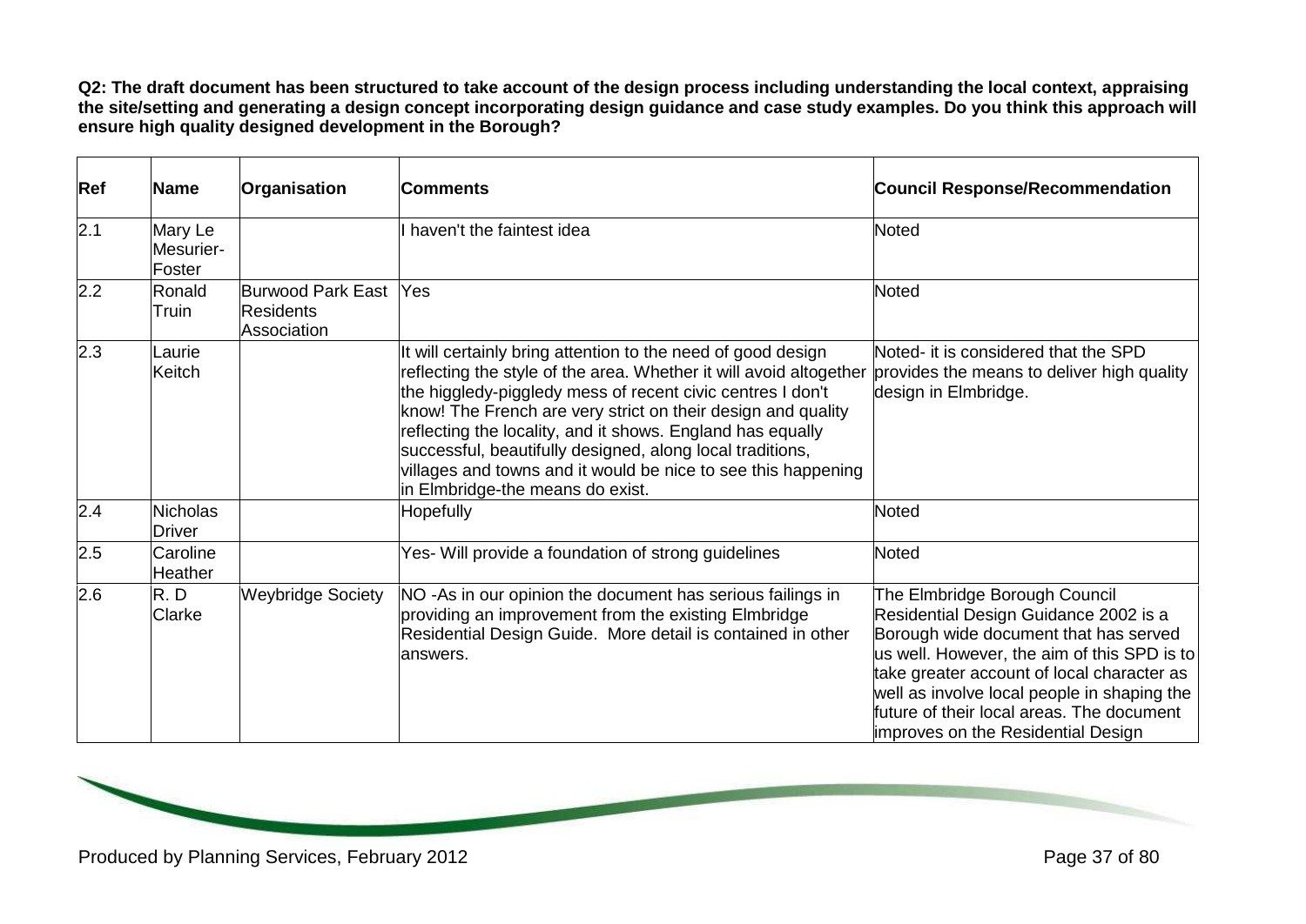**Q2: The draft document has been structured to take account of the design process including understanding the local context, appraising the site/setting and generating a design concept incorporating design guidance and case study examples. Do you think this approach will ensure high quality designed development in the Borough?**

| Ref | Name | Organisation | Comments | Council Response/Recommendation |
|---|---|---|---|---|
| 2.1 | Mary Le Mesurier-Foster | | I haven't the faintest idea | Noted |
| 2.2 | Ronald Truin | Burwood Park East Residents Association | Yes | Noted |
| 2.3 | Laurie Keitch | | It will certainly bring attention to the need of good design reflecting the style of the area. Whether it will avoid altogether the higgledy-piggledy mess of recent civic centres I don't know! The French are very strict on their design and quality reflecting the locality, and it shows. England has equally successful, beautifully designed, along local traditions, villages and towns and it would be nice to see this happening in Elmbridge-the means do exist. | Noted- it is considered that the SPD provides the means to deliver high quality design in Elmbridge. |
| 2.4 | Nicholas Driver | | Hopefully | Noted |
| 2.5 | Caroline Heather | | Yes- Will provide a foundation of strong guidelines | Noted |
| 2.6 | R. D Clarke | Weybridge Society | NO -As in our opinion the document has serious failings in providing an improvement from the existing Elmbridge Residential Design Guide. More detail is contained in other answers. | The Elmbridge Borough Council Residential Design Guidance 2002 is a Borough wide document that has served us well. However, the aim of this SPD is to take greater account of local character as well as involve local people in shaping the future of their local areas. The document improves on the Residential Design |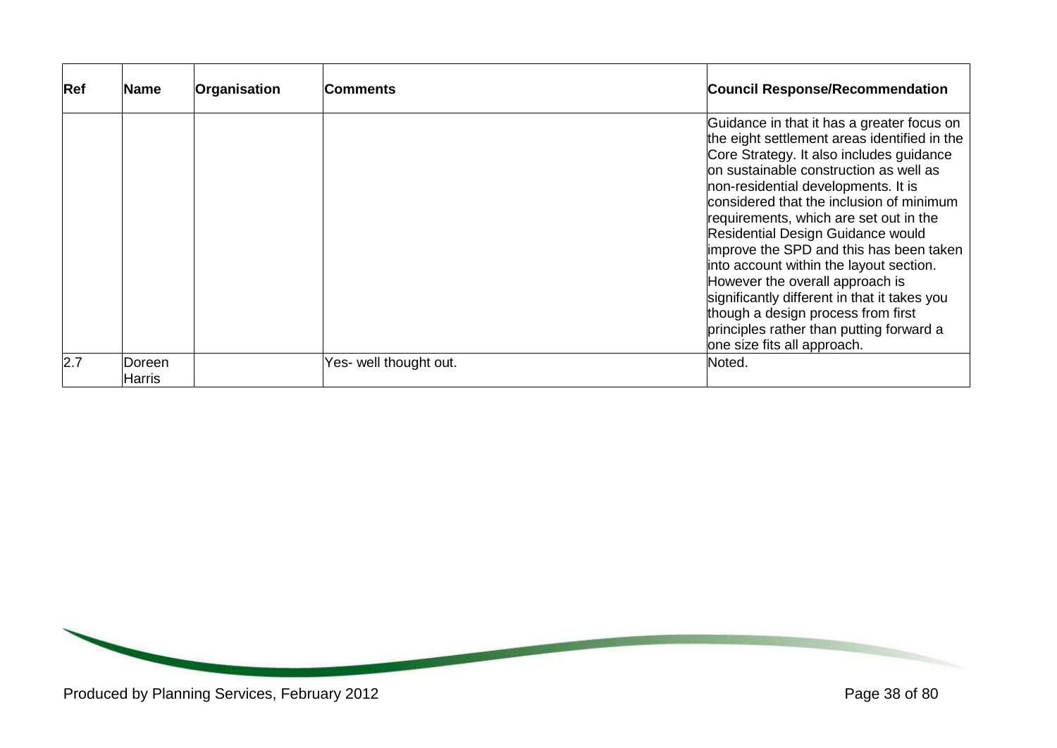| Ref | Name | Organisation | Comments | Council Response/Recommendation |
|---|---|---|---|---|
| | | | | Guidance in that it has a greater focus on the eight settlement areas identified in the Core Strategy. It also includes guidance on sustainable construction as well as non-residential developments. It is considered that the inclusion of minimum requirements, which are set out in the Residential Design Guidance would improve the SPD and this has been taken into account within the layout section. However the overall approach is significantly different in that it takes you though a design process from first principles rather than putting forward a one size fits all approach. |
| 2.7 | Doreen Harris | | Yes- well thought out. | Noted. |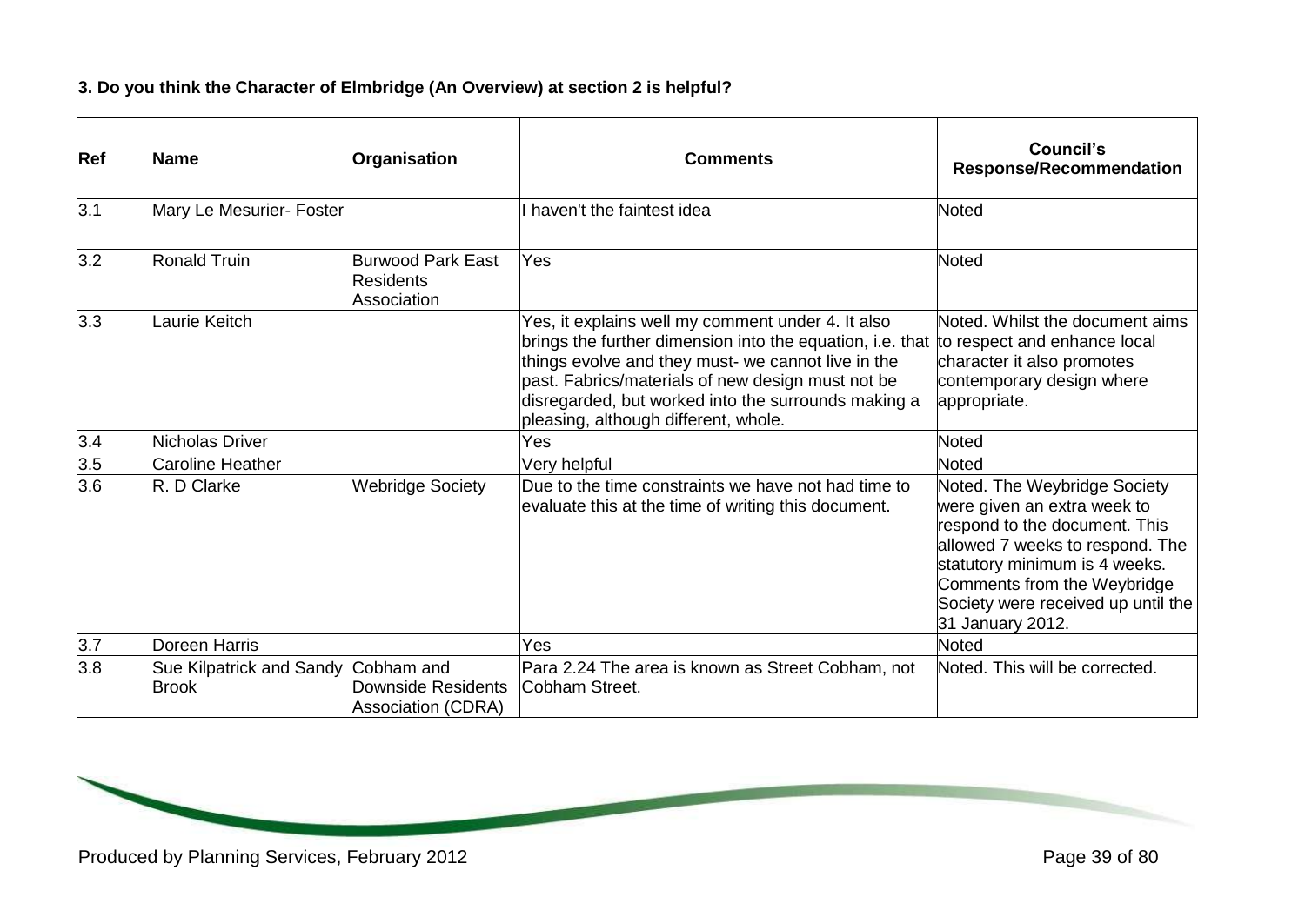**3. Do you think the Character of Elmbridge (An Overview) at section 2 is helpful?**

| Ref | Name | Organisation | Comments | Council's Response/Recommendation |
|---|---|---|---|---|
| 3.1 | Mary Le Mesurier- Foster | | I haven't the faintest idea | Noted |
| 3.2 | Ronald Truin | Burwood Park East Residents Association | Yes | Noted |
| 3.3 | Laurie Keitch | | Yes, it explains well my comment under 4. It also brings the further dimension into the equation, i.e. that things evolve and they must- we cannot live in the past. Fabrics/materials of new design must not be disregarded, but worked into the surrounds making a pleasing, although different, whole. | Noted. Whilst the document aims to respect and enhance local character it also promotes contemporary design where appropriate. |
| 3.4 | Nicholas Driver | | Yes | Noted |
| 3.5 | Caroline Heather | | Very helpful | Noted |
| 3.6 | R. D Clarke | Webridge Society | Due to the time constraints we have not had time to evaluate this at the time of writing this document. | Noted. The Weybridge Society were given an extra week to respond to the document. This allowed 7 weeks to respond. The statutory minimum is 4 weeks. Comments from the Weybridge Society were received up until the 31 January 2012. |
| 3.7 | Doreen Harris | | Yes | Noted |
| 3.8 | Sue Kilpatrick and Sandy Brook | Cobham and Downside Residents Association (CDRA) | Para 2.24 The area is known as Street Cobham, not Cobham Street. | Noted. This will be corrected. |

Produced by Planning Services, February 2012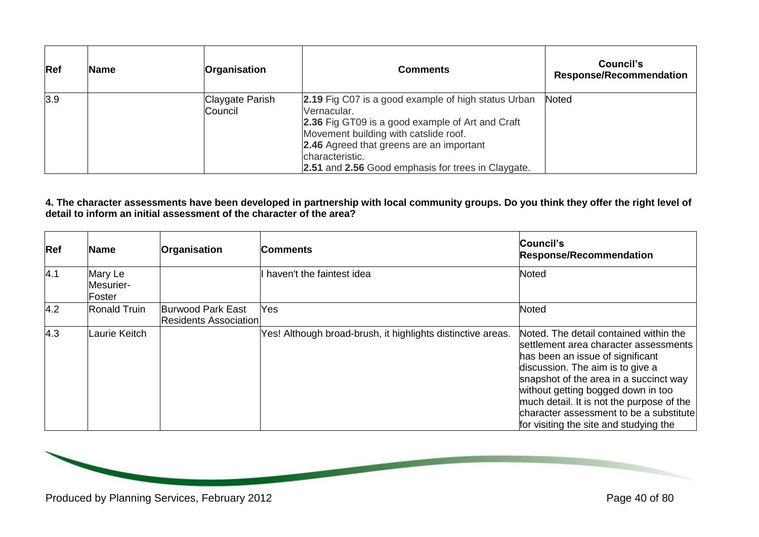| Ref | Name | Organisation | Comments | Council's Response/Recommendation |
| --- | --- | --- | --- | --- |
| 3.9 | | Claygate Parish Council | **2.19** Fig C07 is a good example of high status Urban Vernacular.<br>**2.36** Fig GT09 is a good example of Art and Craft Movement building with catslide roof.<br>**2.46** Agreed that greens are an important characteristic.<br>**2.51** and **2.56** Good emphasis for trees in Claygate. | Noted |

**4. The character assessments have been developed in partnership with local community groups. Do you think they offer the right level of detail to inform an initial assessment of the character of the area?**

| Ref | Name | Organisation | Comments | Council's Response/Recommendation |
| --- | --- | --- | --- | --- |
| 4.1 | Mary Le Mesurier-Foster | | I haven't the faintest idea | Noted |
| 4.2 | Ronald Truin | Burwood Park East Residents Association | Yes | Noted |
| 4.3 | Laurie Keitch | | Yes! Although broad-brush, it highlights distinctive areas. | Noted. The detail contained within the settlement area character assessments has been an issue of significant discussion. The aim is to give a snapshot of the area in a succinct way without getting bogged down in too much detail. It is not the purpose of the character assessment to be a substitute for visiting the site and studying the |

Produced by Planning Services, February 2012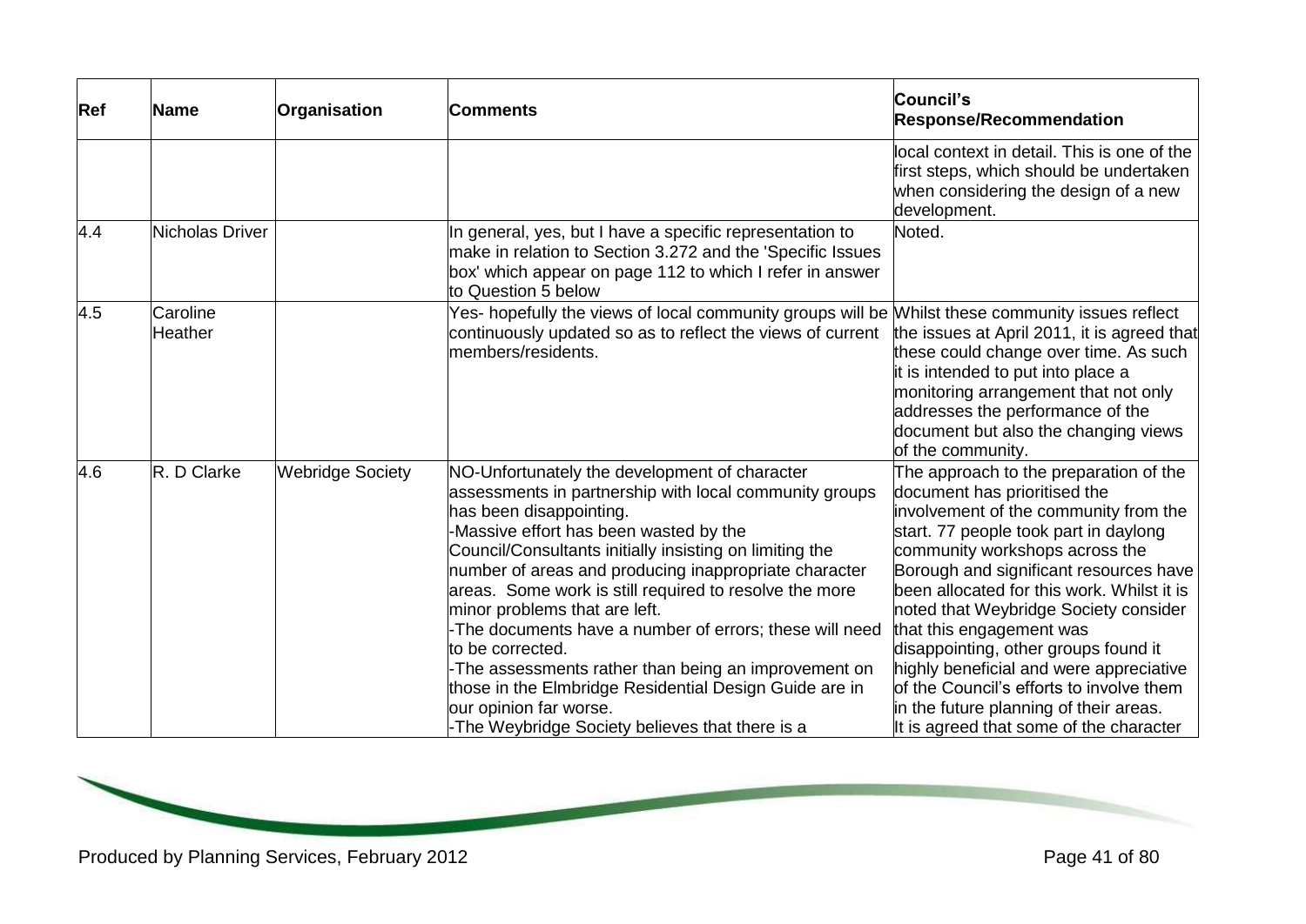| Ref | Name | Organisation | Comments | Council's Response/Recommendation |
|---|---|---|---|---|
| | | | | local context in detail. This is one of the first steps, which should be undertaken when considering the design of a new development. |
| 4.4 | Nicholas Driver | | In general, yes, but I have a specific representation to make in relation to Section 3.272 and the 'Specific Issues box' which appear on page 112 to which I refer in answer to Question 5 below | Noted. |
| 4.5 | Caroline Heather | | Yes- hopefully the views of local community groups will be continuously updated so as to reflect the views of current members/residents. | Whilst these community issues reflect the issues at April 2011, it is agreed that these could change over time. As such it is intended to put into place a monitoring arrangement that not only addresses the performance of the document but also the changing views of the community. |
| 4.6 | R. D Clarke | Webridge Society | NO-Unfortunately the development of character assessments in partnership with local community groups has been disappointing.<br>-Massive effort has been wasted by the Council/Consultants initially insisting on limiting the number of areas and producing inappropriate character areas. Some work is still required to resolve the more minor problems that are left.<br>-The documents have a number of errors; these will need to be corrected.<br>-The assessments rather than being an improvement on those in the Elmbridge Residential Design Guide are in our opinion far worse.<br>-The Weybridge Society believes that there is a | The approach to the preparation of the document has prioritised the involvement of the community from the start. 77 people took part in daylong community workshops across the Borough and significant resources have been allocated for this work. Whilst it is noted that Weybridge Society consider that this engagement was disappointing, other groups found it highly beneficial and were appreciative of the Council's efforts to involve them in the future planning of their areas.<br>It is agreed that some of the character |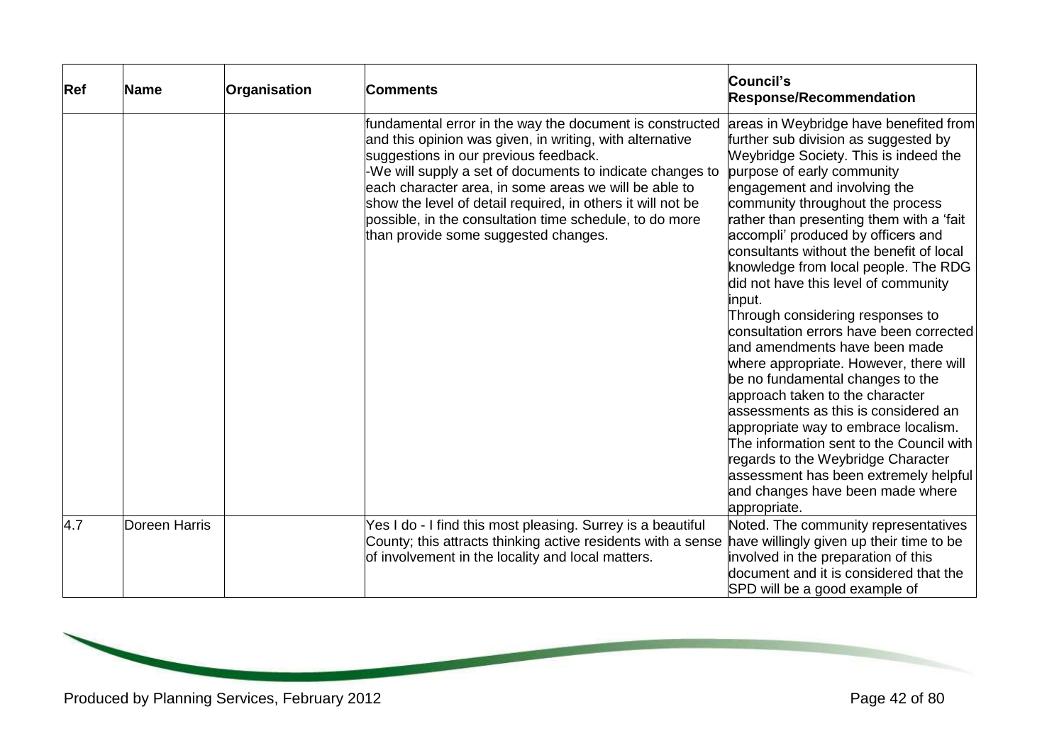| Ref | Name | Organisation | Comments | Council's Response/Recommendation |
| --- | --- | --- | --- | --- |
| | | | fundamental error in the way the document is constructed and this opinion was given, in writing, with alternative suggestions in our previous feedback. -We will supply a set of documents to indicate changes to each character area, in some areas we will be able to show the level of detail required, in others it will not be possible, in the consultation time schedule, to do more than provide some suggested changes. | areas in Weybridge have benefited from further sub division as suggested by Weybridge Society. This is indeed the purpose of early community engagement and involving the community throughout the process rather than presenting them with a 'fait accompli' produced by officers and consultants without the benefit of local knowledge from local people. The RDG did not have this level of community input. Through considering responses to consultation errors have been corrected and amendments have been made where appropriate. However, there will be no fundamental changes to the approach taken to the character assessments as this is considered an appropriate way to embrace localism. The information sent to the Council with regards to the Weybridge Character assessment has been extremely helpful and changes have been made where appropriate. |
| 4.7 | Doreen Harris | | Yes I do - I find this most pleasing. Surrey is a beautiful County; this attracts thinking active residents with a sense of involvement in the locality and local matters. | Noted. The community representatives have willingly given up their time to be involved in the preparation of this document and it is considered that the SPD will be a good example of |

Produced by Planning Services, February 2012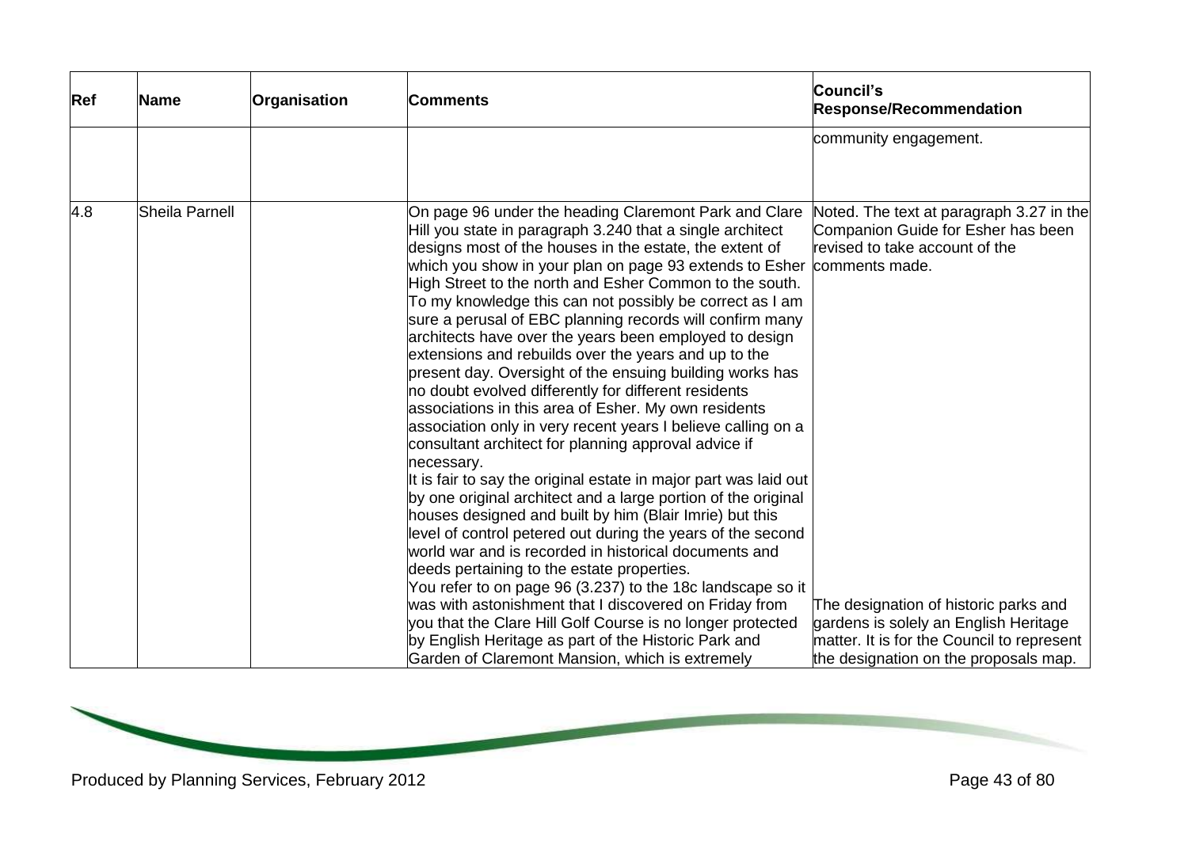| Ref | Name | Organisation | Comments | Council's Response/Recommendation |
|---|---|---|---|---|
| | | | | community engagement. |
| 4.8 | Sheila Parnell | | On page 96 under the heading Claremont Park and Clare Hill you state in paragraph 3.240 that a single architect designs most of the houses in the estate, the extent of which you show in your plan on page 93 extends to Esher High Street to the north and Esher Common to the south. To my knowledge this can not possibly be correct as I am sure a perusal of EBC planning records will confirm many architects have over the years been employed to design extensions and rebuilds over the years and up to the present day. Oversight of the ensuing building works has no doubt evolved differently for different residents associations in this area of Esher. My own residents association only in very recent years I believe calling on a consultant architect for planning approval advice if necessary.<br>It is fair to say the original estate in major part was laid out by one original architect and a large portion of the original houses designed and built by him (Blair Imrie) but this level of control petered out during the years of the second world war and is recorded in historical documents and deeds pertaining to the estate properties.<br>You refer to on page 96 (3.237) to the 18c landscape so it was with astonishment that I discovered on Friday from you that the Clare Hill Golf Course is no longer protected by English Heritage as part of the Historic Park and Garden of Claremont Mansion, which is extremely | Noted. The text at paragraph 3.27 in the Companion Guide for Esher has been revised to take account of the comments made.<br><br>The designation of historic parks and gardens is solely an English Heritage matter. It is for the Council to represent the designation on the proposals map. |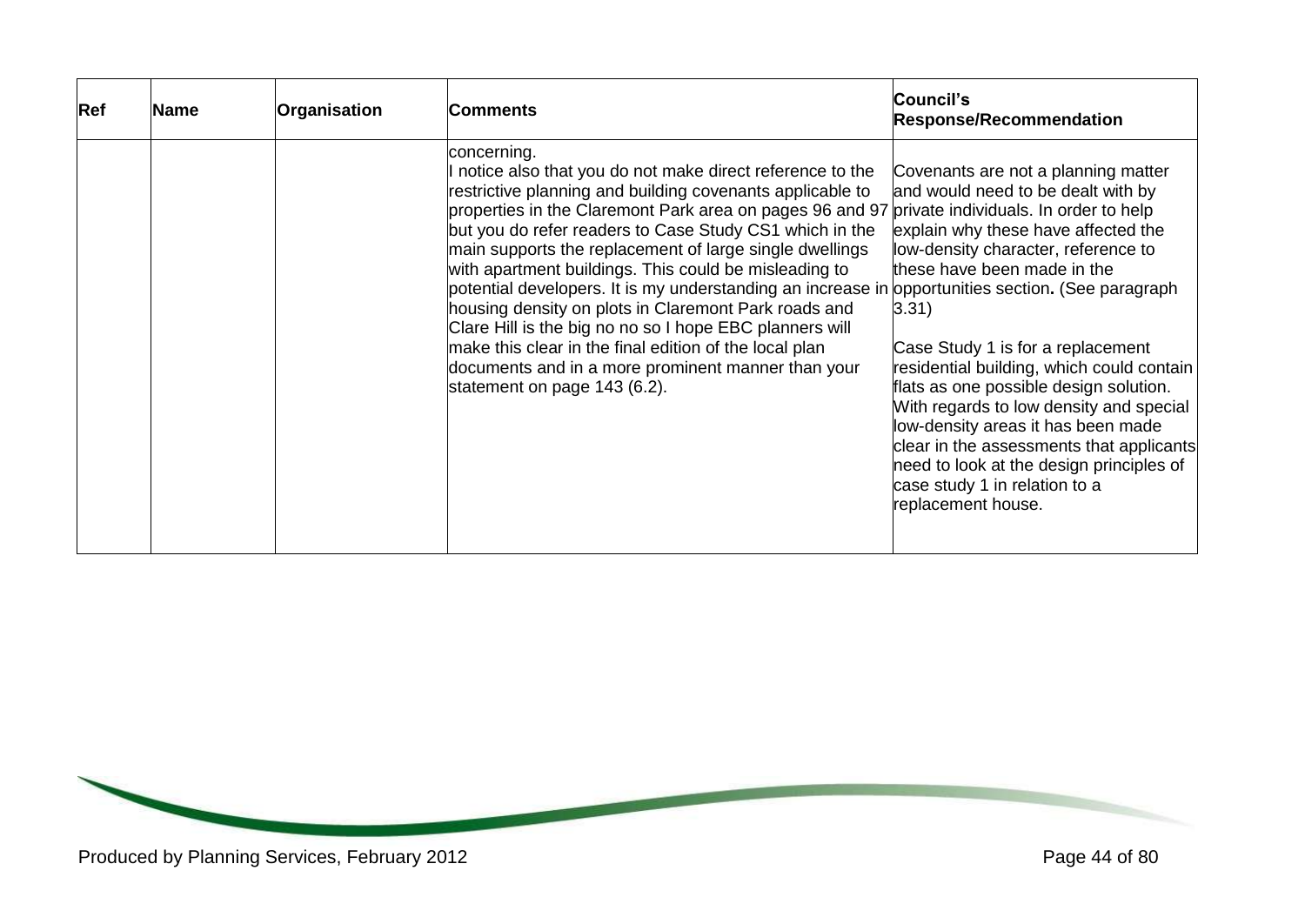| Ref | Name | Organisation | Comments | Council's Response/Recommendation |
|---|---|---|---|---|
| | | | concerning.<br>I notice also that you do not make direct reference to the restrictive planning and building covenants applicable to properties in the Claremont Park area on pages 96 and 97 but you do refer readers to Case Study CS1 which in the main supports the replacement of large single dwellings with apartment buildings. This could be misleading to potential developers. It is my understanding an increase in housing density on plots in Claremont Park roads and Clare Hill is the big no no so I hope EBC planners will make this clear in the final edition of the local plan documents and in a more prominent manner than your statement on page 143 (6.2). | Covenants are not a planning matter and would need to be dealt with by private individuals. In order to help explain why these have affected the low-density character, reference to these have been made in the opportunities section**.** (See paragraph 3.31)<br><br>Case Study 1 is for a replacement residential building, which could contain flats as one possible design solution. With regards to low density and special low-density areas it has been made clear in the assessments that applicants need to look at the design principles of case study 1 in relation to a replacement house. |

Produced by Planning Services, February 2012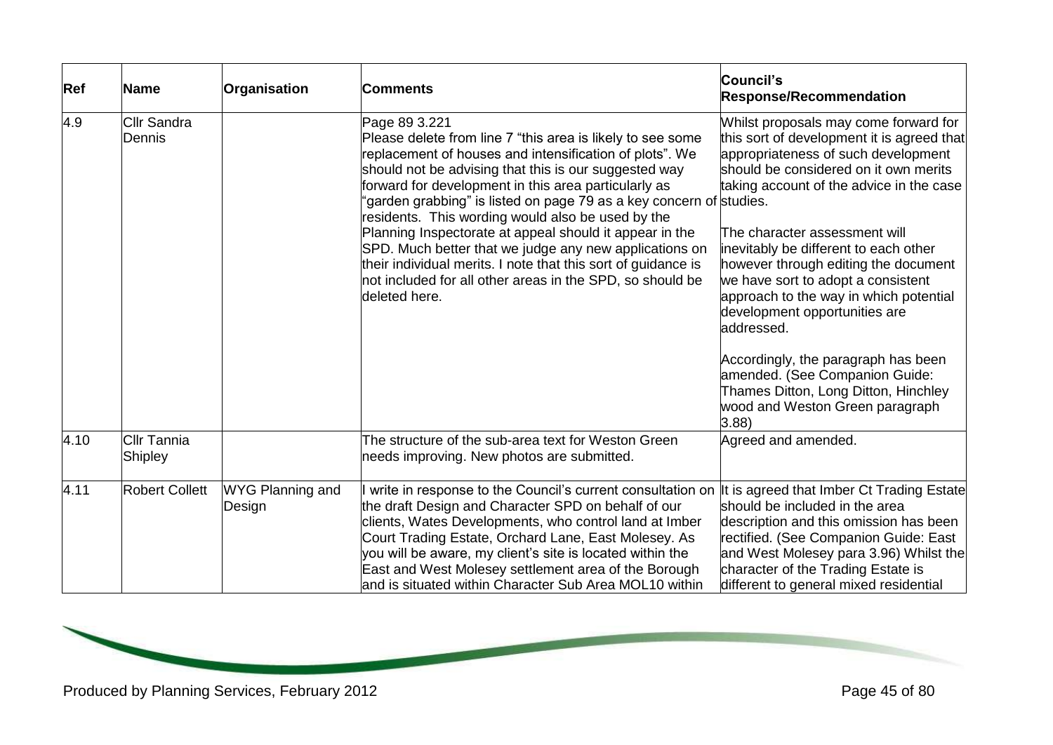| Ref | Name | Organisation | Comments | Council's Response/Recommendation |
|---|---|---|---|---|
| 4.9 | Cllr Sandra Dennis | | Page 89 3.221<br>Please delete from line 7 "this area is likely to see some replacement of houses and intensification of plots". We should not be advising that this is our suggested way forward for development in this area particularly as "garden grabbing" is listed on page 79 as a key concern of residents. This wording would also be used by the Planning Inspectorate at appeal should it appear in the SPD. Much better that we judge any new applications on their individual merits. I note that this sort of guidance is not included for all other areas in the SPD, so should be deleted here. | Whilst proposals may come forward for this sort of development it is agreed that appropriateness of such development should be considered on it own merits taking account of the advice in the case studies.<br><br>The character assessment will inevitably be different to each other however through editing the document we have sort to adopt a consistent approach to the way in which potential development opportunities are addressed.<br><br>Accordingly, the paragraph has been amended. (See Companion Guide: Thames Ditton, Long Ditton, Hinchley wood and Weston Green paragraph 3.88) |
| 4.10 | Cllr Tannia Shipley | | The structure of the sub-area text for Weston Green needs improving. New photos are submitted. | Agreed and amended. |
| 4.11 | Robert Collett | WYG Planning and Design | I write in response to the Council's current consultation on the draft Design and Character SPD on behalf of our clients, Wates Developments, who control land at Imber Court Trading Estate, Orchard Lane, East Molesey. As you will be aware, my client's site is located within the East and West Molesey settlement area of the Borough and is situated within Character Sub Area MOL10 within | It is agreed that Imber Ct Trading Estate should be included in the area description and this omission has been rectified. (See Companion Guide: East and West Molesey para 3.96) Whilst the character of the Trading Estate is different to general mixed residential |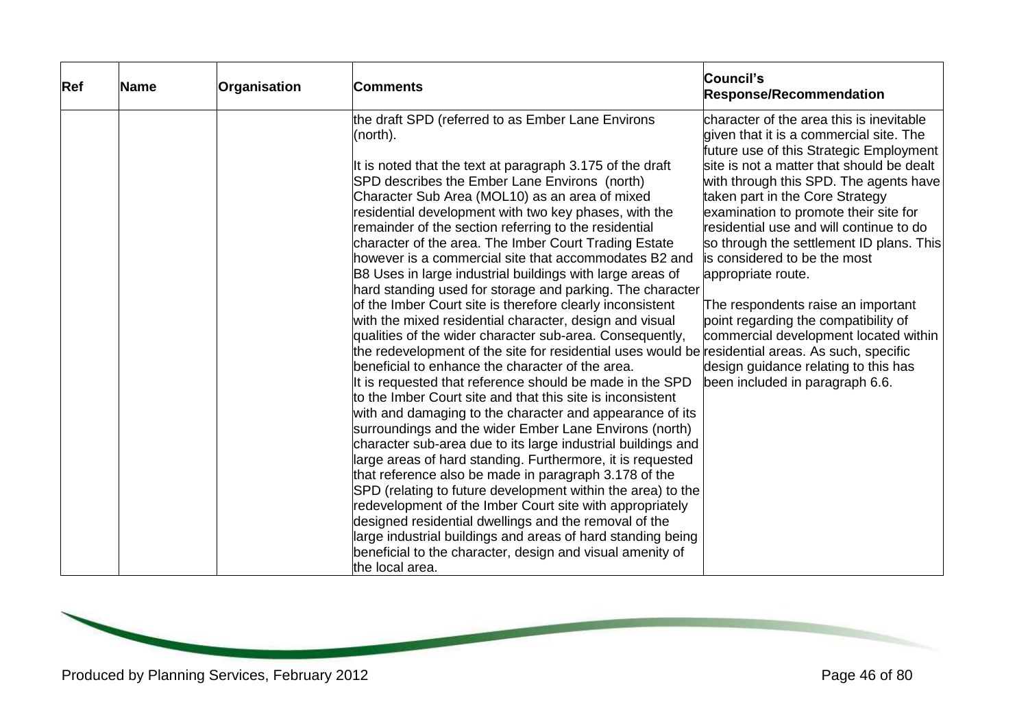| Ref | Name | Organisation | Comments | Council's Response/Recommendation |
|---|---|---|---|---|
| | | | the draft SPD (referred to as Ember Lane Environs (north).<br><br>It is noted that the text at paragraph 3.175 of the draft SPD describes the Ember Lane Environs (north) Character Sub Area (MOL10) as an area of mixed residential development with two key phases, with the remainder of the section referring to the residential character of the area. The Imber Court Trading Estate however is a commercial site that accommodates B2 and B8 Uses in large industrial buildings with large areas of hard standing used for storage and parking. The character of the Imber Court site is therefore clearly inconsistent with the mixed residential character, design and visual qualities of the wider character sub-area. Consequently, the redevelopment of the site for residential uses would be beneficial to enhance the character of the area.<br>It is requested that reference should be made in the SPD to the Imber Court site and that this site is inconsistent with and damaging to the character and appearance of its surroundings and the wider Ember Lane Environs (north) character sub-area due to its large industrial buildings and large areas of hard standing. Furthermore, it is requested that reference also be made in paragraph 3.178 of the SPD (relating to future development within the area) to the redevelopment of the Imber Court site with appropriately designed residential dwellings and the removal of the large industrial buildings and areas of hard standing being beneficial to the character, design and visual amenity of the local area. | character of the area this is inevitable given that it is a commercial site. The future use of this Strategic Employment site is not a matter that should be dealt with through this SPD. The agents have taken part in the Core Strategy examination to promote their site for residential use and will continue to do so through the settlement ID plans. This is considered to be the most appropriate route.<br><br>The respondents raise an important point regarding the compatibility of commercial development located within residential areas. As such, specific design guidance relating to this has been included in paragraph 6.6. |

Produced by Planning Services, February 2012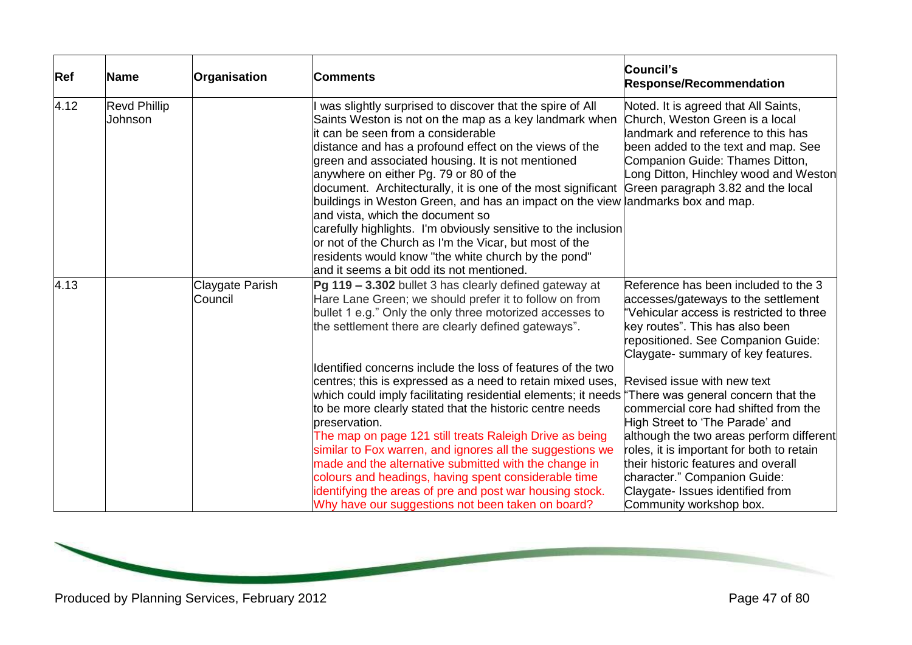| Ref | Name | Organisation | Comments | Council's Response/Recommendation |
|---|---|---|---|---|
| 4.12 | Revd Phillip Johnson | | I was slightly surprised to discover that the spire of All Saints Weston is not on the map as a key landmark when it can be seen from a considerable distance and has a profound effect on the views of the green and associated housing. It is not mentioned anywhere on either Pg. 79 or 80 of the document. Architecturally, it is one of the most significant buildings in Weston Green, and has an impact on the view and vista, which the document so carefully highlights. I'm obviously sensitive to the inclusion or not of the Church as I'm the Vicar, but most of the residents would know "the white church by the pond" and it seems a bit odd its not mentioned. | Noted. It is agreed that All Saints, Church, Weston Green is a local landmark and reference to this has been added to the text and map. See Companion Guide: Thames Ditton, Long Ditton, Hinchley wood and Weston Green paragraph 3.82 and the local landmarks box and map. |
| 4.13 | | Claygate Parish Council | **Pg 119 – 3.302** bullet 3 has clearly defined gateway at Hare Lane Green; we should prefer it to follow on from bullet 1 e.g." Only the only three motorized accesses to the settlement there are clearly defined gateways".<br><br>Identified concerns include the loss of features of the two centres; this is expressed as a need to retain mixed uses, which could imply facilitating residential elements; it needs to be more clearly stated that the historic centre needs preservation.<br>The map on page 121 still treats Raleigh Drive as being similar to Fox warren, and ignores all the suggestions we made and the alternative submitted with the change in colours and headings, having spent considerable time identifying the areas of pre and post war housing stock. Why have our suggestions not been taken on board? | Reference has been included to the 3 accesses/gateways to the settlement "Vehicular access is restricted to three key routes". This has also been repositioned. See Companion Guide: Claygate- summary of key features.<br><br>Revised issue with new text "There was general concern that the commercial core had shifted from the High Street to 'The Parade' and although the two areas perform different roles, it is important for both to retain their historic features and overall character." Companion Guide: Claygate- Issues identified from Community workshop box. |

Produced by Planning Services, February 2012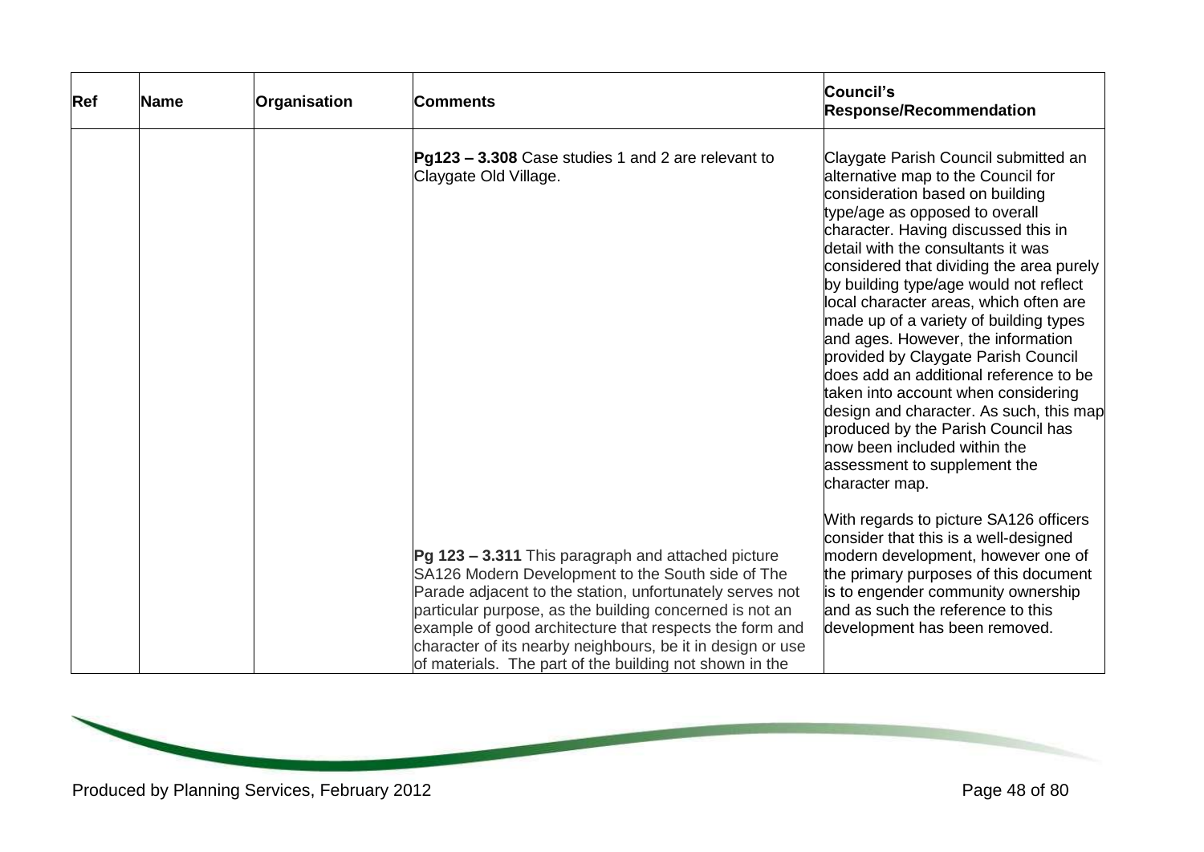| Ref | Name | Organisation | Comments | Council's Response/Recommendation |
|---|---|---|---|---|
| | | | **Pg123 – 3.308** Case studies 1 and 2 are relevant to Claygate Old Village. | Claygate Parish Council submitted an alternative map to the Council for consideration based on building type/age as opposed to overall character. Having discussed this in detail with the consultants it was considered that dividing the area purely by building type/age would not reflect local character areas, which often are made up of a variety of building types and ages. However, the information provided by Claygate Parish Council does add an additional reference to be taken into account when considering design and character. As such, this map produced by the Parish Council has now been included within the assessment to supplement the character map. |
| | | | **Pg 123 – 3.311** This paragraph and attached picture SA126 Modern Development to the South side of The Parade adjacent to the station, unfortunately serves not particular purpose, as the building concerned is not an example of good architecture that respects the form and character of its nearby neighbours, be it in design or use of materials. The part of the building not shown in the | With regards to picture SA126 officers consider that this is a well-designed modern development, however one of the primary purposes of this document is to engender community ownership and as such the reference to this development has been removed. |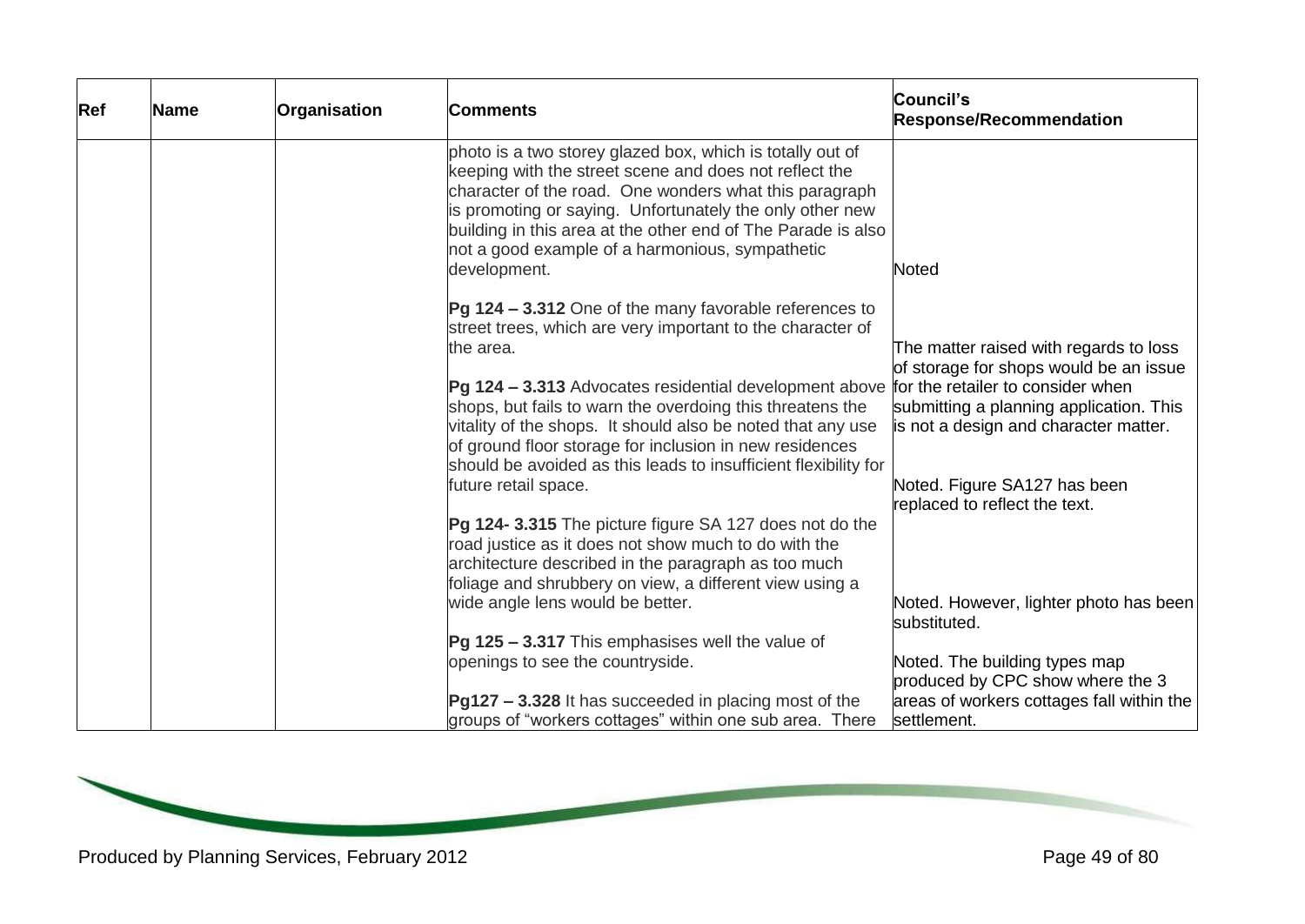| Ref | Name | Organisation | Comments | Council's Response/Recommendation |
|---|---|---|---|---|
| | | | photo is a two storey glazed box, which is totally out of keeping with the street scene and does not reflect the character of the road. One wonders what this paragraph is promoting or saying. Unfortunately the only other new building in this area at the other end of The Parade is also not a good example of a harmonious, sympathetic development. | Noted |
| | | | **Pg 124 – 3.312** One of the many favorable references to street trees, which are very important to the character of the area. | |
| | | | **Pg 124 – 3.313** Advocates residential development above shops, but fails to warn the overdoing this threatens the vitality of the shops. It should also be noted that any use of ground floor storage for inclusion in new residences should be avoided as this leads to insufficient flexibility for future retail space. | The matter raised with regards to loss of storage for shops would be an issue for the retailer to consider when submitting a planning application. This is not a design and character matter. |
| | | | **Pg 124- 3.315** The picture figure SA 127 does not do the road justice as it does not show much to do with the architecture described in the paragraph as too much foliage and shrubbery on view, a different view using a wide angle lens would be better. | Noted. Figure SA127 has been replaced to reflect the text. |
| | | | **Pg 125 – 3.317** This emphasises well the value of openings to see the countryside. | Noted. However, lighter photo has been substituted. |
| | | | **Pg127 – 3.328** It has succeeded in placing most of the groups of "workers cottages" within one sub area. There | Noted. The building types map produced by CPC show where the 3 areas of workers cottages fall within the settlement. |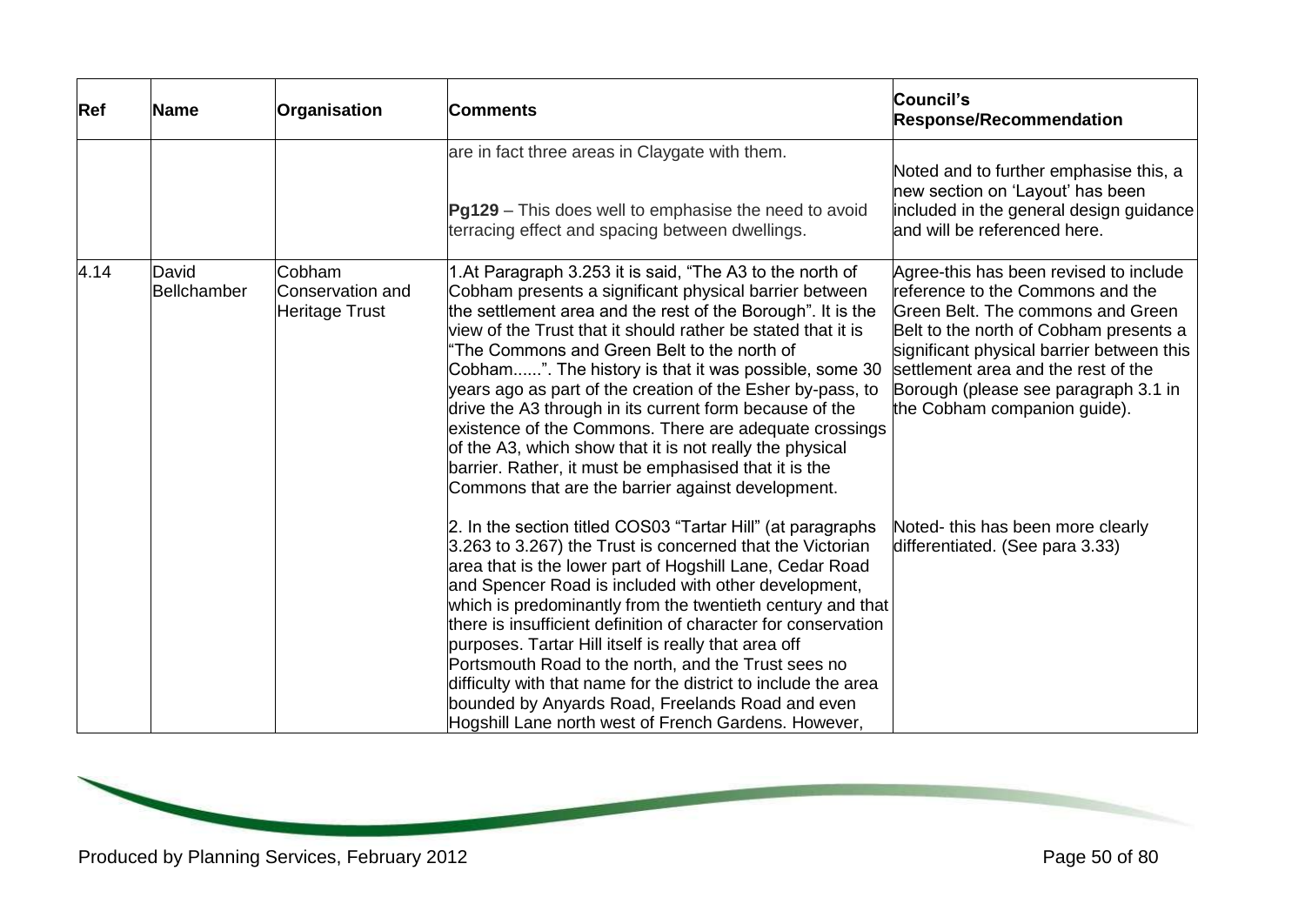| Ref | Name | Organisation | Comments | Council's Response/Recommendation |
|---|---|---|---|---|
| | | | are in fact three areas in Claygate with them.<br><br>**Pg129** – This does well to emphasise the need to avoid terracing effect and spacing between dwellings. | Noted and to further emphasise this, a new section on 'Layout' has been included in the general design guidance and will be referenced here. |
| 4.14 | David Bellchamber | Cobham Conservation and Heritage Trust | 1.At Paragraph 3.253 it is said, "The A3 to the north of Cobham presents a significant physical barrier between the settlement area and the rest of the Borough". It is the view of the Trust that it should rather be stated that it is "The Commons and Green Belt to the north of Cobham......". The history is that it was possible, some 30 years ago as part of the creation of the Esher by-pass, to drive the A3 through in its current form because of the existence of the Commons. There are adequate crossings of the A3, which show that it is not really the physical barrier. Rather, it must be emphasised that it is the Commons that are the barrier against development.<br><br>2. In the section titled COS03 "Tartar Hill" (at paragraphs 3.263 to 3.267) the Trust is concerned that the Victorian area that is the lower part of Hogshill Lane, Cedar Road and Spencer Road is included with other development, which is predominantly from the twentieth century and that there is insufficient definition of character for conservation purposes. Tartar Hill itself is really that area off Portsmouth Road to the north, and the Trust sees no difficulty with that name for the district to include the area bounded by Anyards Road, Freelands Road and even Hogshill Lane north west of French Gardens. However, | Agree-this has been revised to include reference to the Commons and the Green Belt. The commons and Green Belt to the north of Cobham presents a significant physical barrier between this settlement area and the rest of the Borough (please see paragraph 3.1 in the Cobham companion guide).<br><br>Noted- this has been more clearly differentiated. (See para 3.33) |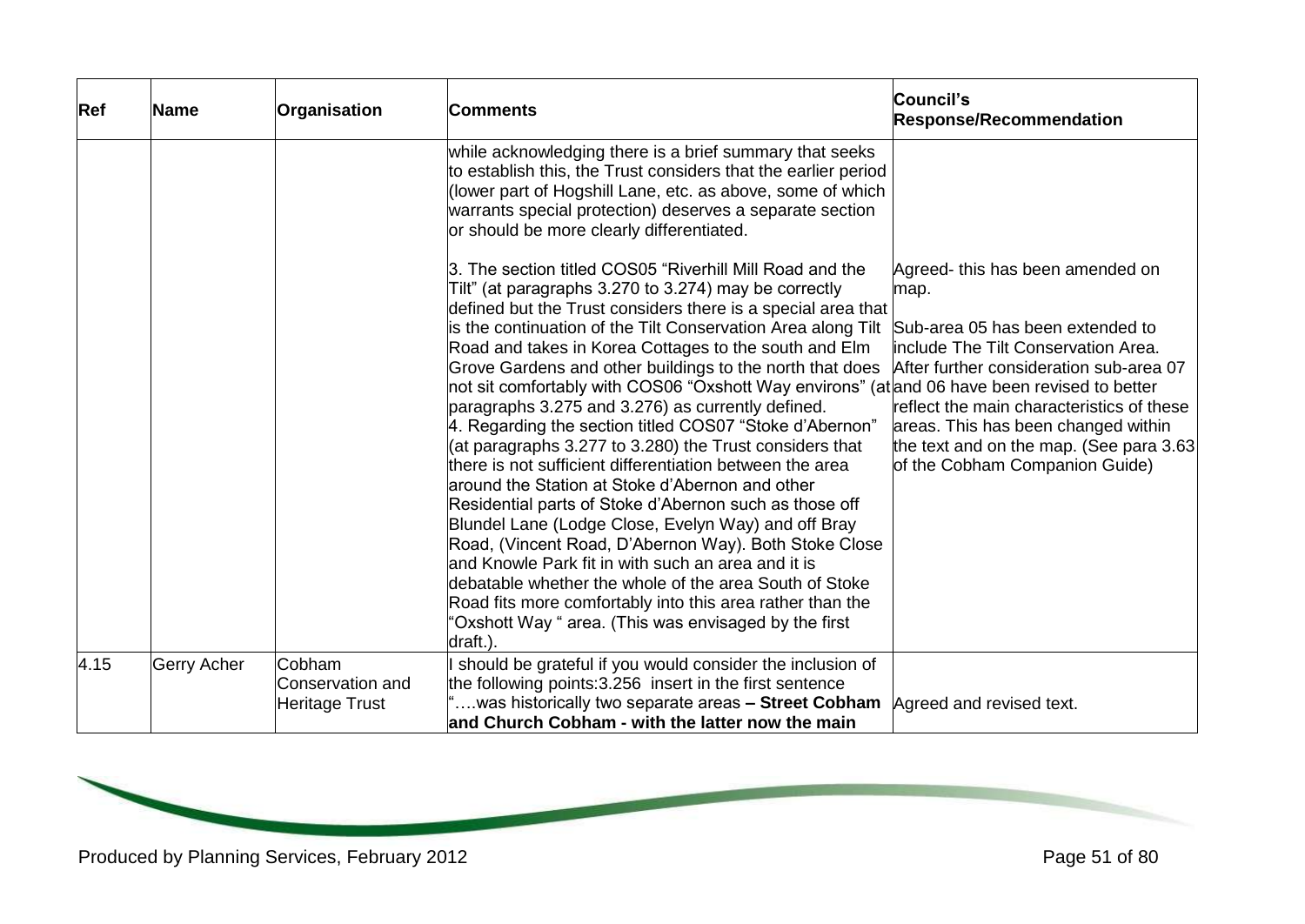| Ref | Name | Organisation | Comments | Council's Response/Recommendation |
|---|---|---|---|---|
| | | | while acknowledging there is a brief summary that seeks to establish this, the Trust considers that the earlier period (lower part of Hogshill Lane, etc. as above, some of which warrants special protection) deserves a separate section or should be more clearly differentiated.<br><br>3. The section titled COS05 "Riverhill Mill Road and the Tilt" (at paragraphs 3.270 to 3.274) may be correctly defined but the Trust considers there is a special area that is the continuation of the Tilt Conservation Area along Tilt Road and takes in Korea Cottages to the south and Elm Grove Gardens and other buildings to the north that does not sit comfortably with COS06 "Oxshott Way environs" (at paragraphs 3.275 and 3.276) as currently defined.<br>4. Regarding the section titled COS07 "Stoke d'Abernon" (at paragraphs 3.277 to 3.280) the Trust considers that there is not sufficient differentiation between the area around the Station at Stoke d'Abernon and other Residential parts of Stoke d'Abernon such as those off Blundel Lane (Lodge Close, Evelyn Way) and off Bray Road, (Vincent Road, D'Abernon Way). Both Stoke Close and Knowle Park fit in with such an area and it is debatable whether the whole of the area South of Stoke Road fits more comfortably into this area rather than the "Oxshott Way " area. (This was envisaged by the first draft.). | Agreed- this has been amended on map.<br><br>Sub-area 05 has been extended to include The Tilt Conservation Area. After further consideration sub-area 07 and 06 have been revised to better reflect the main characteristics of these areas. This has been changed within the text and on the map. (See para 3.63 of the Cobham Companion Guide) |
| 4.15 | Gerry Acher | Cobham Conservation and Heritage Trust | I should be grateful if you would consider the inclusion of the following points:3.256 insert in the first sentence "….was historically two separate areas **– Street Cobham and Church Cobham - with the latter now the main** | Agreed and revised text. |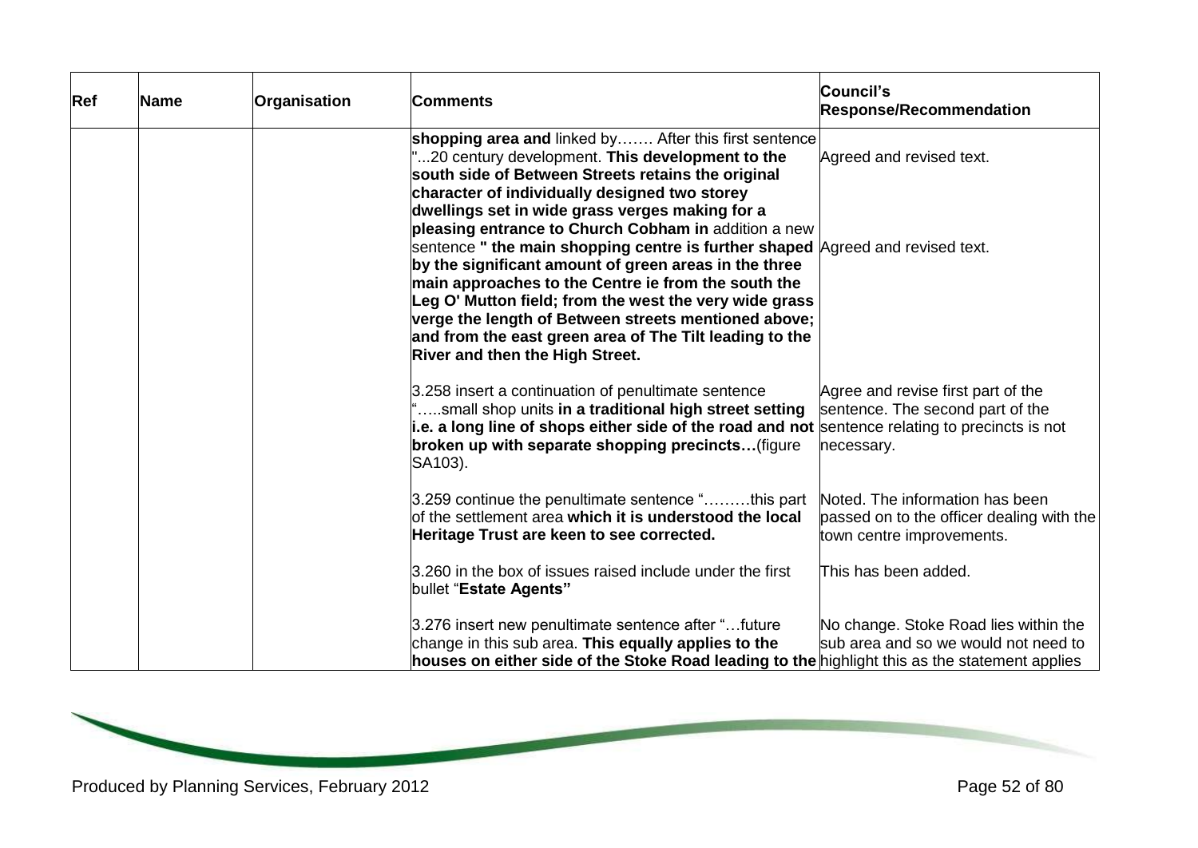| Ref | Name | Organisation | Comments | Council's Response/Recommendation |
|---|---|---|---|---|
| | | | **shopping area and** linked by……. After this first sentence "...20 century development. **This development to the south side of Between Streets retains the original character of individually designed two storey dwellings set in wide grass verges making for a pleasing entrance to Church Cobham in** addition a new sentence **" the main shopping centre is further shaped by the significant amount of green areas in the three main approaches to the Centre ie from the south the Leg O' Mutton field; from the west the very wide grass verge the length of Between streets mentioned above; and from the east green area of The Tilt leading to the River and then the High Street.** | Agreed and revised text. <br><br> Agreed and revised text. |
| | | | 3.258 insert a continuation of penultimate sentence "…..small shop units **in a traditional high street setting i.e. a long line of shops either side of the road and not broken up with separate shopping precincts…**(figure SA103). | Agree and revise first part of the sentence. The second part of the sentence relating to precincts is not necessary. |
| | | | 3.259 continue the penultimate sentence "………this part of the settlement area **which it is understood the local Heritage Trust are keen to see corrected.** | Noted. The information has been passed on to the officer dealing with the town centre improvements. |
| | | | 3.260 in the box of issues raised include under the first bullet "**Estate Agents"** | This has been added. |
| | | | 3.276 insert new penultimate sentence after "…future change in this sub area. **This equally applies to the houses on either side of the Stoke Road leading to the** | No change. Stoke Road lies within the sub area and so we would not need to highlight this as the statement applies |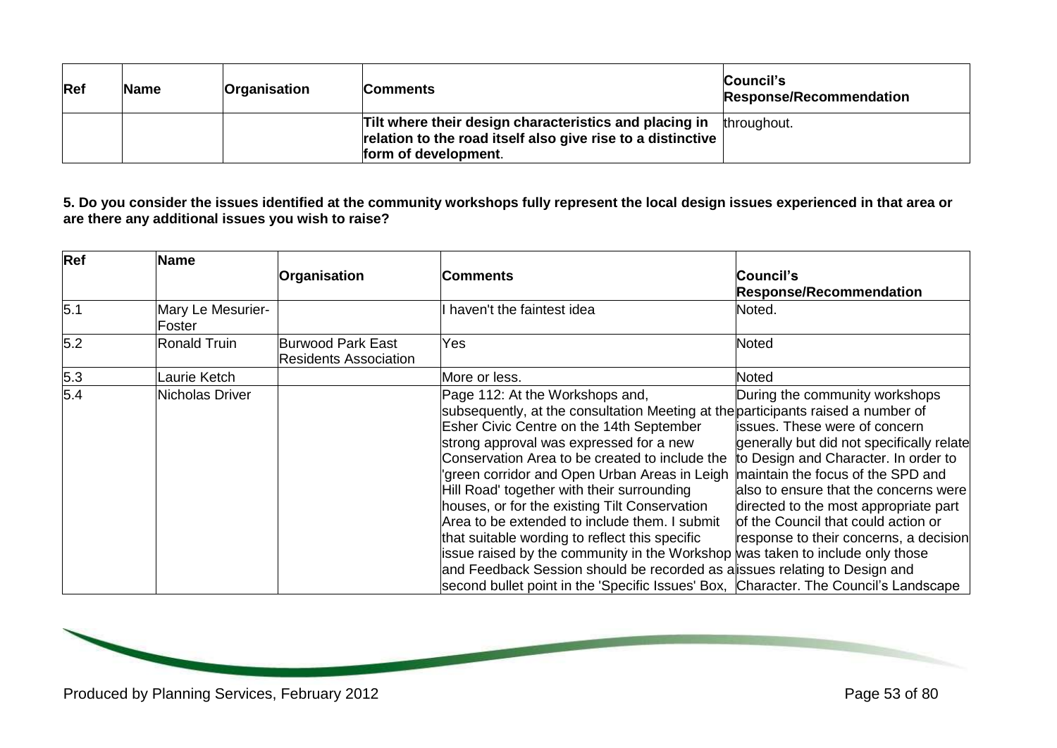| Ref | Name | Organisation | Comments | Council's Response/Recommendation |
|---|---|---|---|---|
| | | | **Tilt where their design characteristics and placing in relation to the road itself also give rise to a distinctive form of development**. | throughout. |

**5. Do you consider the issues identified at the community workshops fully represent the local design issues experienced in that area or are there any additional issues you wish to raise?**

| Ref | Name | Organisation | Comments | Council's Response/Recommendation |
|---|---|---|---|---|
| 5.1 | Mary Le Mesurier-Foster | | I haven't the faintest idea | Noted. |
| 5.2 | Ronald Truin | Burwood Park East Residents Association | Yes | Noted |
| 5.3 | Laurie Ketch | | More or less. | Noted |
| 5.4 | Nicholas Driver | | Page 112: At the Workshops and, subsequently, at the consultation Meeting at the Esher Civic Centre on the 14th September strong approval was expressed for a new Conservation Area to be created to include the 'green corridor and Open Urban Areas in Leigh Hill Road' together with their surrounding houses, or for the existing Tilt Conservation Area to be extended to include them. I submit that suitable wording to reflect this specific issue raised by the community in the Workshop and Feedback Session should be recorded as a second bullet point in the 'Specific Issues' Box, | During the community workshops participants raised a number of issues. These were of concern generally but did not specifically relate to Design and Character. In order to maintain the focus of the SPD and also to ensure that the concerns were directed to the most appropriate part of the Council that could action or response to their concerns, a decision was taken to include only those issues relating to Design and Character. The Council's Landscape |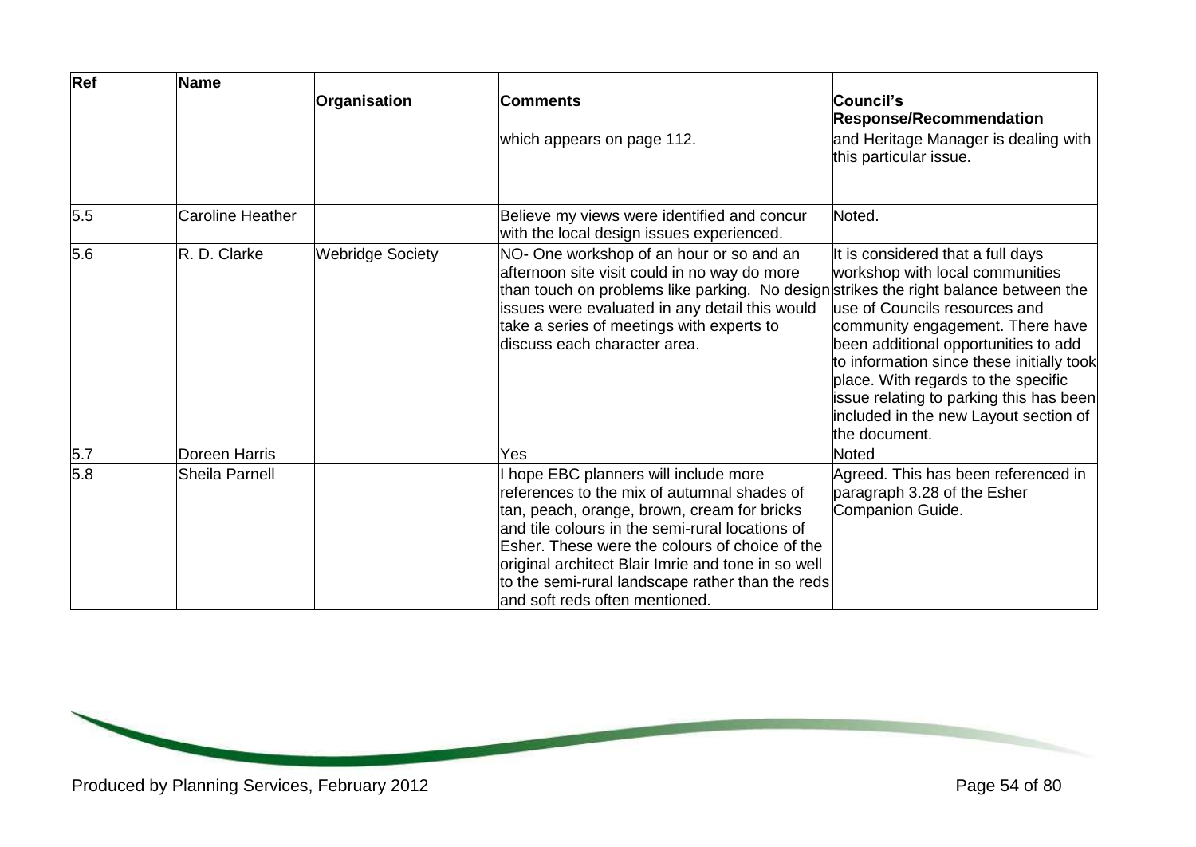| Ref | Name | Organisation | Comments | Council's Response/Recommendation |
| --- | --- | --- | --- | --- |
| | | | which appears on page 112. | and Heritage Manager is dealing with this particular issue. |
| 5.5 | Caroline Heather | | Believe my views were identified and concur with the local design issues experienced. | Noted. |
| 5.6 | R. D. Clarke | Webridge Society | NO- One workshop of an hour or so and an afternoon site visit could in no way do more than touch on problems like parking. No design issues were evaluated in any detail this would take a series of meetings with experts to discuss each character area. | It is considered that a full days workshop with local communities strikes the right balance between the use of Councils resources and community engagement. There have been additional opportunities to add to information since these initially took place. With regards to the specific issue relating to parking this has been included in the new Layout section of the document. |
| 5.7 | Doreen Harris | | Yes | Noted |
| 5.8 | Sheila Parnell | | I hope EBC planners will include more references to the mix of autumnal shades of tan, peach, orange, brown, cream for bricks and tile colours in the semi-rural locations of Esher. These were the colours of choice of the original architect Blair Imrie and tone in so well to the semi-rural landscape rather than the reds and soft reds often mentioned. | Agreed. This has been referenced in paragraph 3.28 of the Esher Companion Guide. |

Produced by Planning Services, February 2012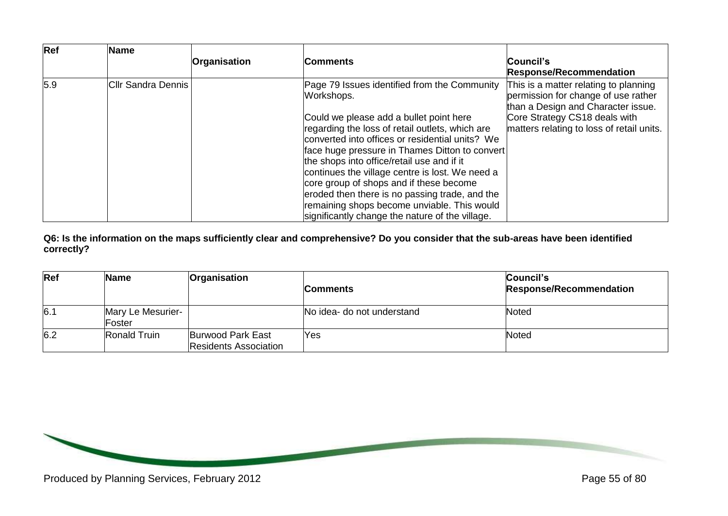| Ref | Name | Organisation | Comments | Council's Response/Recommendation |
|---|---|---|---|---|
| 5.9 | Cllr Sandra Dennis | | Page 79 Issues identified from the Community Workshops.<br><br>Could we please add a bullet point here regarding the loss of retail outlets, which are converted into offices or residential units? We face huge pressure in Thames Ditton to convert the shops into office/retail use and if it continues the village centre is lost. We need a core group of shops and if these become eroded then there is no passing trade, and the remaining shops become unviable. This would significantly change the nature of the village. | This is a matter relating to planning permission for change of use rather than a Design and Character issue. Core Strategy CS18 deals with matters relating to loss of retail units. |

**Q6: Is the information on the maps sufficiently clear and comprehensive? Do you consider that the sub-areas have been identified correctly?**

| Ref | Name | Organisation | Comments | Council's Response/Recommendation |
|---|---|---|---|---|
| 6.1 | Mary Le Mesurier-Foster | | No idea- do not understand | Noted |
| 6.2 | Ronald Truin | Burwood Park East Residents Association | Yes | Noted |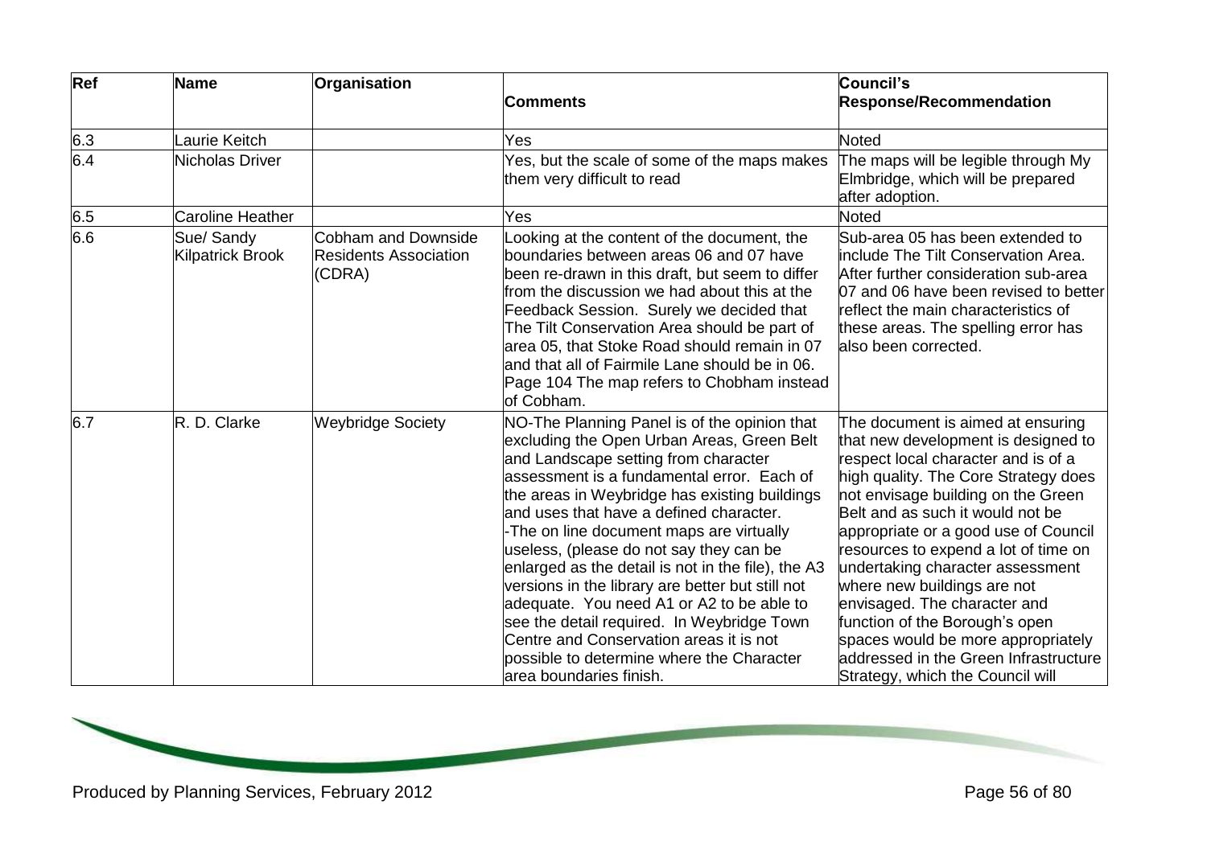| Ref | Name | Organisation | Comments | Council's Response/Recommendation |
|---|---|---|---|---|
| 6.3 | Laurie Keitch | | Yes | Noted |
| 6.4 | Nicholas Driver | | Yes, but the scale of some of the maps makes them very difficult to read | The maps will be legible through My Elmbridge, which will be prepared after adoption. |
| 6.5 | Caroline Heather | | Yes | Noted |
| 6.6 | Sue/ Sandy Kilpatrick Brook | Cobham and Downside Residents Association (CDRA) | Looking at the content of the document, the boundaries between areas 06 and 07 have been re-drawn in this draft, but seem to differ from the discussion we had about this at the Feedback Session. Surely we decided that The Tilt Conservation Area should be part of area 05, that Stoke Road should remain in 07 and that all of Fairmile Lane should be in 06. Page 104 The map refers to Chobham instead of Cobham. | Sub-area 05 has been extended to include The Tilt Conservation Area. After further consideration sub-area 07 and 06 have been revised to better reflect the main characteristics of these areas. The spelling error has also been corrected. |
| 6.7 | R. D. Clarke | Weybridge Society | NO-The Planning Panel is of the opinion that excluding the Open Urban Areas, Green Belt and Landscape setting from character assessment is a fundamental error. Each of the areas in Weybridge has existing buildings and uses that have a defined character.<br>-The on line document maps are virtually useless, (please do not say they can be enlarged as the detail is not in the file), the A3 versions in the library are better but still not adequate. You need A1 or A2 to be able to see the detail required. In Weybridge Town Centre and Conservation areas it is not possible to determine where the Character area boundaries finish. | The document is aimed at ensuring that new development is designed to respect local character and is of a high quality. The Core Strategy does not envisage building on the Green Belt and as such it would not be appropriate or a good use of Council resources to expend a lot of time on undertaking character assessment where new buildings are not envisaged. The character and function of the Borough's open spaces would be more appropriately addressed in the Green Infrastructure Strategy, which the Council will |

Produced by Planning Services, February 2012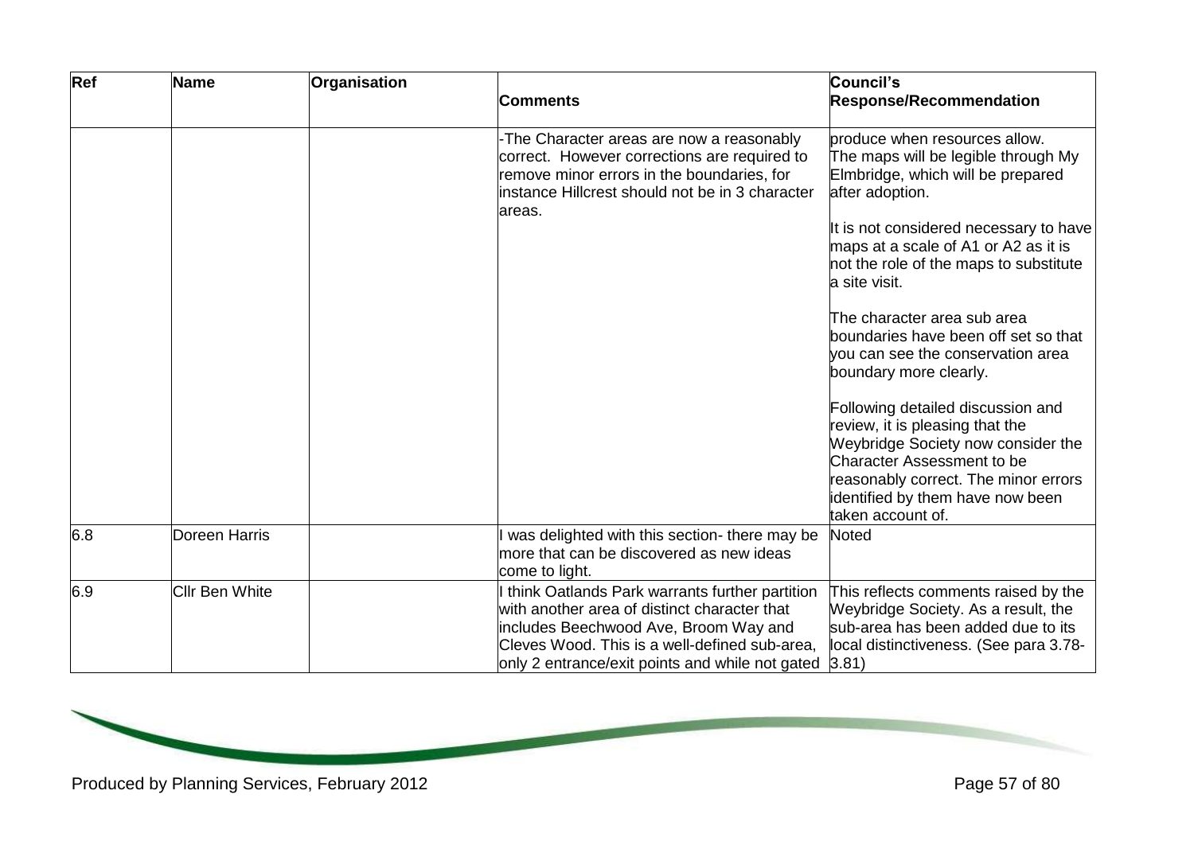| Ref | Name | Organisation | Comments | Council's Response/Recommendation |
|---|---|---|---|---|
| | | | -The Character areas are now a reasonably correct. However corrections are required to remove minor errors in the boundaries, for instance Hillcrest should not be in 3 character areas. | produce when resources allow. The maps will be legible through My Elmbridge, which will be prepared after adoption.<br><br>It is not considered necessary to have maps at a scale of A1 or A2 as it is not the role of the maps to substitute a site visit.<br><br>The character area sub area boundaries have been off set so that you can see the conservation area boundary more clearly.<br><br>Following detailed discussion and review, it is pleasing that the Weybridge Society now consider the Character Assessment to be reasonably correct. The minor errors identified by them have now been taken account of. |
| 6.8 | Doreen Harris | | I was delighted with this section- there may be more that can be discovered as new ideas come to light. | Noted |
| 6.9 | Cllr Ben White | | I think Oatlands Park warrants further partition with another area of distinct character that includes Beechwood Ave, Broom Way and Cleves Wood. This is a well-defined sub-area, only 2 entrance/exit points and while not gated | This reflects comments raised by the Weybridge Society. As a result, the sub-area has been added due to its local distinctiveness. (See para 3.78-3.81) |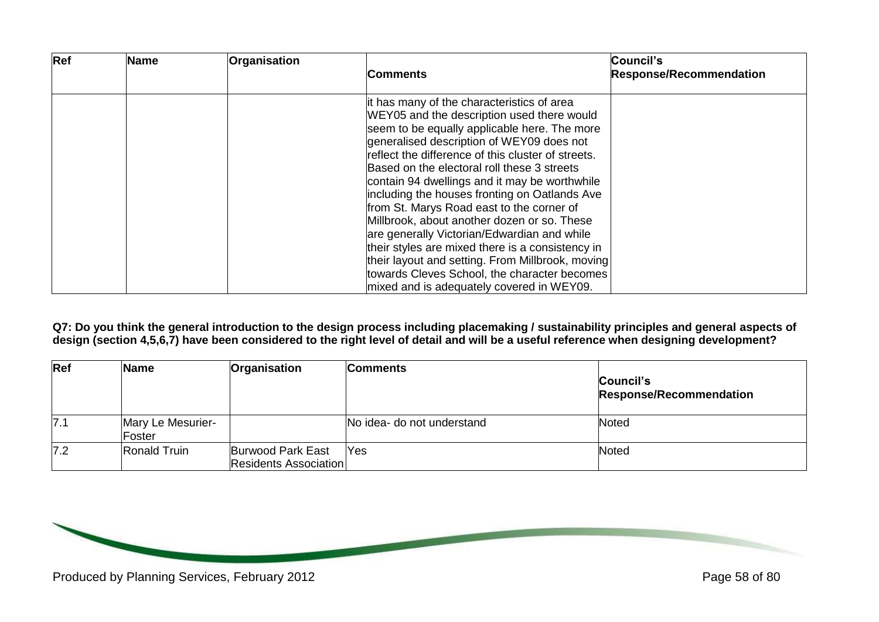| Ref | Name | Organisation | Comments | Council's Response/Recommendation |
|---|---|---|---|---|
| | | | it has many of the characteristics of area WEY05 and the description used there would seem to be equally applicable here. The more generalised description of WEY09 does not reflect the difference of this cluster of streets. Based on the electoral roll these 3 streets contain 94 dwellings and it may be worthwhile including the houses fronting on Oatlands Ave from St. Marys Road east to the corner of Millbrook, about another dozen or so. These are generally Victorian/Edwardian and while their styles are mixed there is a consistency in their layout and setting. From Millbrook, moving towards Cleves School, the character becomes mixed and is adequately covered in WEY09. | |

**Q7: Do you think the general introduction to the design process including placemaking / sustainability principles and general aspects of design (section 4,5,6,7) have been considered to the right level of detail and will be a useful reference when designing development?**

| Ref | Name | Organisation | Comments | Council's Response/Recommendation |
|---|---|---|---|---|
| 7.1 | Mary Le Mesurier-Foster | | No idea- do not understand | Noted |
| 7.2 | Ronald Truin | Burwood Park East Residents Association | Yes | Noted |

Produced by Planning Services, February 2012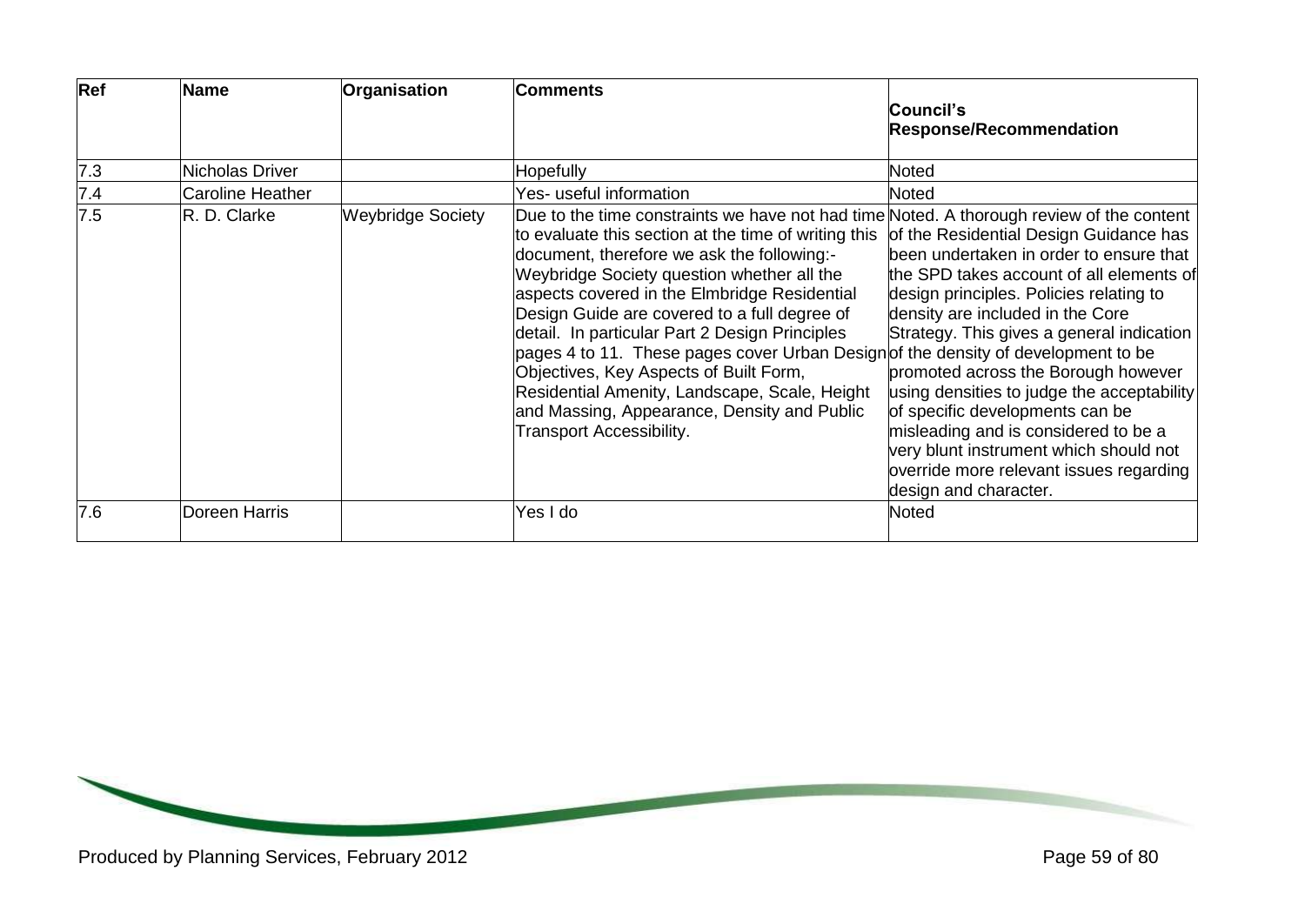| Ref | Name | Organisation | Comments | Council's Response/Recommendation |
|---|---|---|---|---|
| 7.3 | Nicholas Driver | | Hopefully | Noted |
| 7.4 | Caroline Heather | | Yes- useful information | Noted |
| 7.5 | R. D. Clarke | Weybridge Society | Due to the time constraints we have not had time to evaluate this section at the time of writing this document, therefore we ask the following:- Weybridge Society question whether all the aspects covered in the Elmbridge Residential Design Guide are covered to a full degree of detail. In particular Part 2 Design Principles pages 4 to 11. These pages cover Urban Design Objectives, Key Aspects of Built Form, Residential Amenity, Landscape, Scale, Height and Massing, Appearance, Density and Public Transport Accessibility. | Noted. A thorough review of the content of the Residential Design Guidance has been undertaken in order to ensure that the SPD takes account of all elements of design principles. Policies relating to density are included in the Core Strategy. This gives a general indication of the density of development to be promoted across the Borough however using densities to judge the acceptability of specific developments can be misleading and is considered to be a very blunt instrument which should not override more relevant issues regarding design and character. |
| 7.6 | Doreen Harris | | Yes I do | Noted |

Produced by Planning Services, February 2012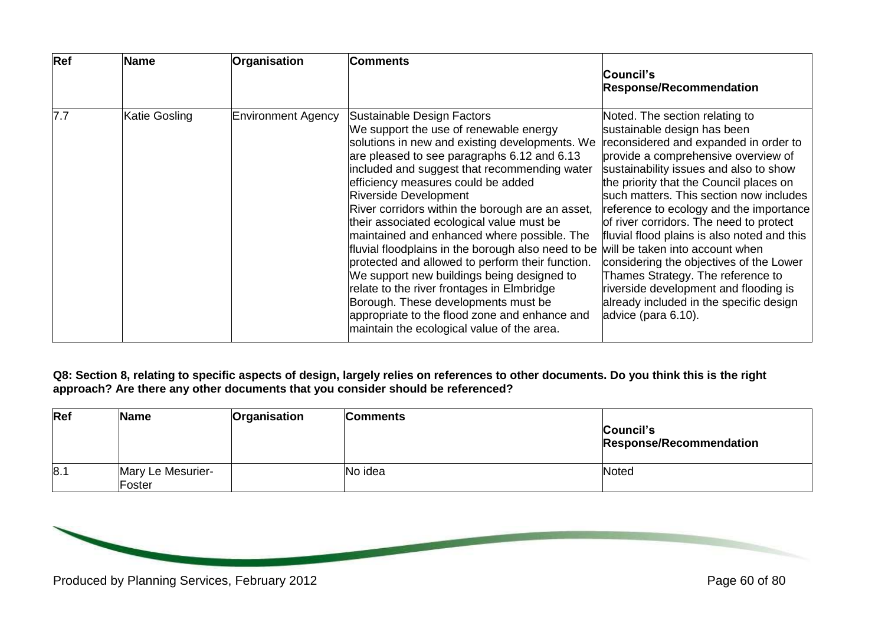| Ref | Name | Organisation | Comments | Council's Response/Recommendation |
|---|---|---|---|---|
| 7.7 | Katie Gosling | Environment Agency | Sustainable Design Factors<br>We support the use of renewable energy solutions in new and existing developments. We are pleased to see paragraphs 6.12 and 6.13 included and suggest that recommending water efficiency measures could be added<br>Riverside Development<br>River corridors within the borough are an asset, their associated ecological value must be maintained and enhanced where possible. The fluvial floodplains in the borough also need to be protected and allowed to perform their function. We support new buildings being designed to relate to the river frontages in Elmbridge Borough. These developments must be appropriate to the flood zone and enhance and maintain the ecological value of the area. | Noted. The section relating to sustainable design has been reconsidered and expanded in order to provide a comprehensive overview of sustainability issues and also to show the priority that the Council places on such matters. This section now includes reference to ecology and the importance of river corridors. The need to protect fluvial flood plains is also noted and this will be taken into account when considering the objectives of the Lower Thames Strategy. The reference to riverside development and flooding is already included in the specific design advice (para 6.10). |

**Q8: Section 8, relating to specific aspects of design, largely relies on references to other documents. Do you think this is the right approach? Are there any other documents that you consider should be referenced?**

| Ref | Name | Organisation | Comments | Council's Response/Recommendation |
|---|---|---|---|---|
| 8.1 | Mary Le Mesurier-Foster | | No idea | Noted |

Produced by Planning Services, February 2012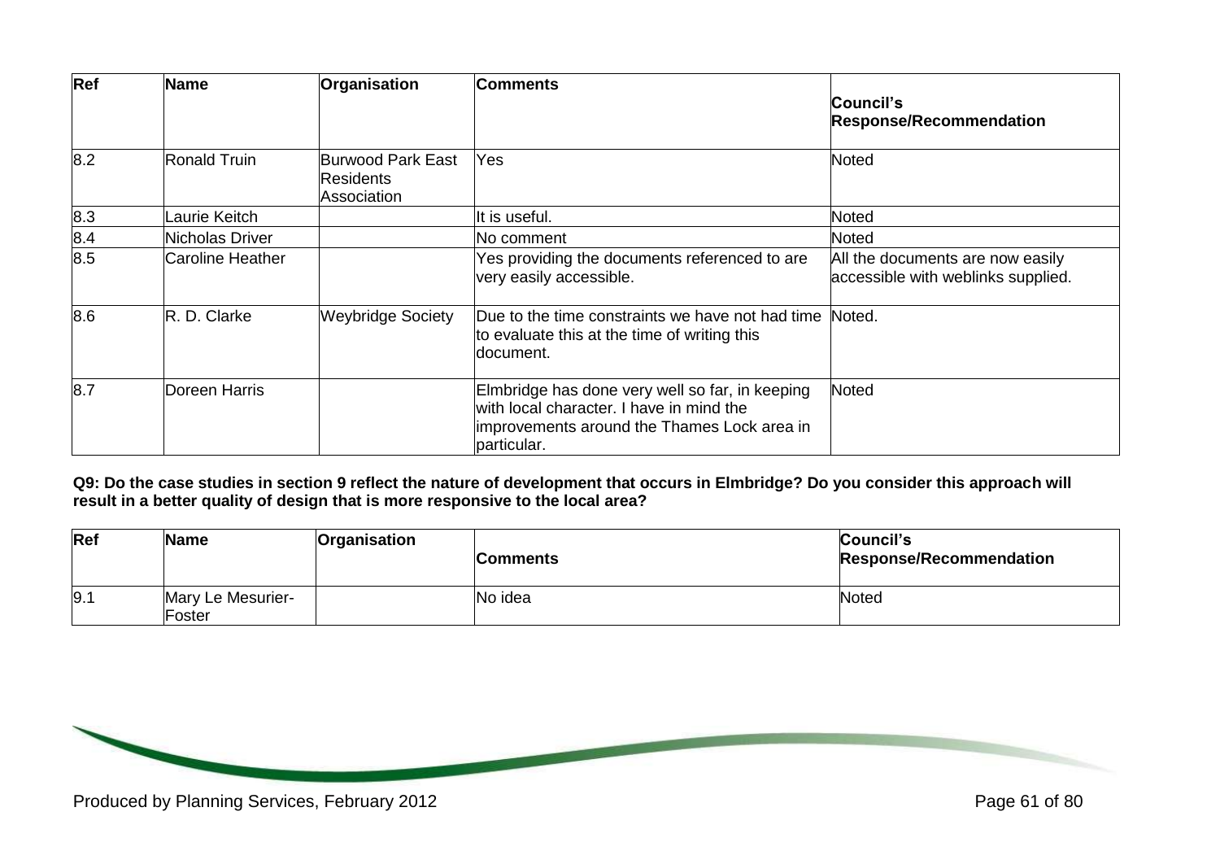| Ref | Name | Organisation | Comments | Council's Response/Recommendation |
| --- | --- | --- | --- | --- |
| 8.2 | Ronald Truin | Burwood Park East Residents Association | Yes | Noted |
| 8.3 | Laurie Keitch | | It is useful. | Noted |
| 8.4 | Nicholas Driver | | No comment | Noted |
| 8.5 | Caroline Heather | | Yes providing the documents referenced to are very easily accessible. | All the documents are now easily accessible with weblinks supplied. |
| 8.6 | R. D. Clarke | Weybridge Society | Due to the time constraints we have not had time to evaluate this at the time of writing this document. | Noted. |
| 8.7 | Doreen Harris | | Elmbridge has done very well so far, in keeping with local character. I have in mind the improvements around the Thames Lock area in particular. | Noted |

**Q9: Do the case studies in section 9 reflect the nature of development that occurs in Elmbridge? Do you consider this approach will result in a better quality of design that is more responsive to the local area?**

| Ref | Name | Organisation | Comments | Council's Response/Recommendation |
| --- | --- | --- | --- | --- |
| 9.1 | Mary Le Mesurier-Foster | | No idea | Noted |

Produced by Planning Services, February 2012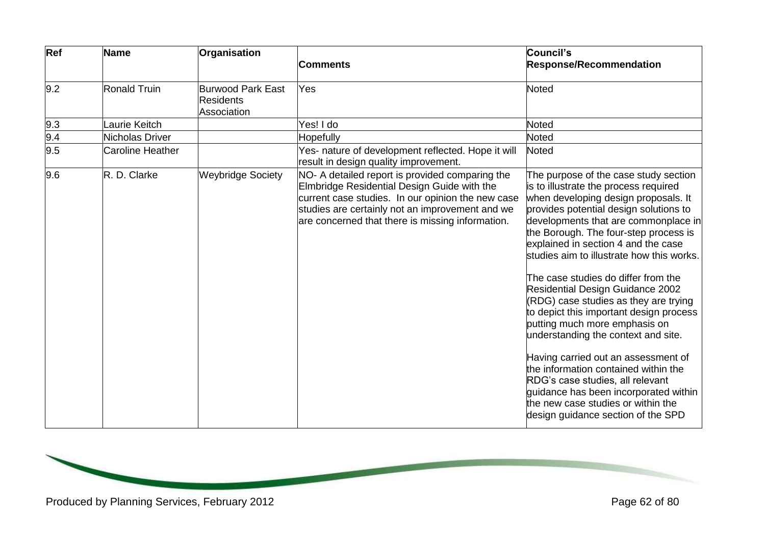| Ref | Name | Organisation | Comments | Council's Response/Recommendation |
|---|---|---|---|---|
| 9.2 | Ronald Truin | Burwood Park East Residents Association | Yes | Noted |
| 9.3 | Laurie Keitch | | Yes! I do | Noted |
| 9.4 | Nicholas Driver | | Hopefully | Noted |
| 9.5 | Caroline Heather | | Yes- nature of development reflected. Hope it will result in design quality improvement. | Noted |
| 9.6 | R. D. Clarke | Weybridge Society | NO- A detailed report is provided comparing the Elmbridge Residential Design Guide with the current case studies. In our opinion the new case studies are certainly not an improvement and we are concerned that there is missing information. | The purpose of the case study section is to illustrate the process required when developing design proposals. It provides potential design solutions to developments that are commonplace in the Borough. The four-step process is explained in section 4 and the case studies aim to illustrate how this works.<br><br>The case studies do differ from the Residential Design Guidance 2002 (RDG) case studies as they are trying to depict this important design process putting much more emphasis on understanding the context and site.<br><br>Having carried out an assessment of the information contained within the RDG's case studies, all relevant guidance has been incorporated within the new case studies or within the design guidance section of the SPD |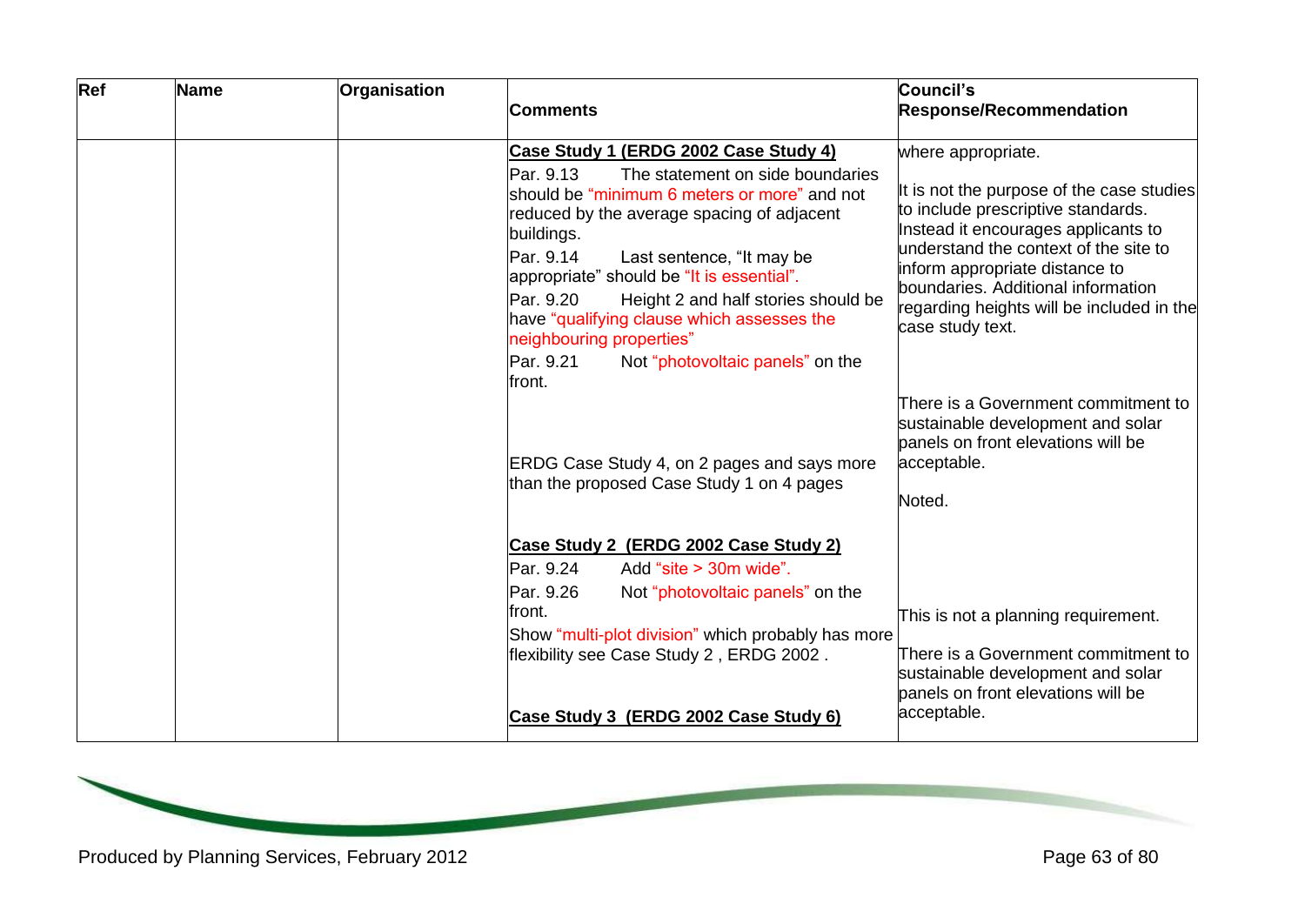| Ref | Name | Organisation | Comments | Council's Response/Recommendation |
|---|---|---|---|---|
| | | | **Case Study 1 (ERDG 2002 Case Study 4)** | where appropriate. |
| | | | Par. 9.13 The statement on side boundaries should be "minimum 6 meters or more" and not reduced by the average spacing of adjacent buildings.<br>Par. 9.14 Last sentence, "It may be appropriate" should be "It is essential".<br>Par. 9.20 Height 2 and half stories should be have "qualifying clause which assesses the neighbouring properties" | It is not the purpose of the case studies to include prescriptive standards. Instead it encourages applicants to understand the context of the site to inform appropriate distance to boundaries. Additional information regarding heights will be included in the case study text. |
| | | | Par. 9.21 Not "photovoltaic panels" on the front. | There is a Government commitment to sustainable development and solar panels on front elevations will be acceptable. |
| | | | ERDG Case Study 4, on 2 pages and says more than the proposed Case Study 1 on 4 pages | Noted. |
| | | | **Case Study 2 (ERDG 2002 Case Study 2)** | |
| | | | Par. 9.24 Add "site > 30m wide". | |
| | | | Par. 9.26 Not "photovoltaic panels" on the front. | This is not a planning requirement. |
| | | | Show "multi-plot division" which probably has more flexibility see Case Study 2 , ERDG 2002 . | There is a Government commitment to sustainable development and solar panels on front elevations will be acceptable. |
| | | | **Case Study 3 (ERDG 2002 Case Study 6)** | |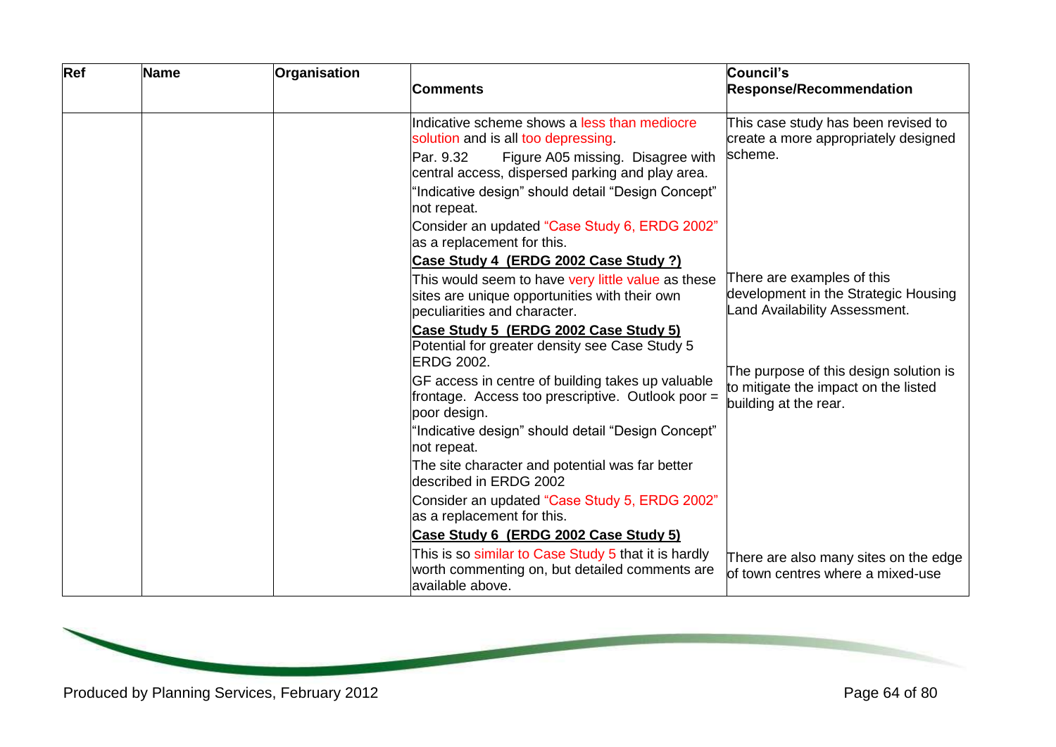| Ref | Name | Organisation | Comments | Council's Response/Recommendation |
|---|---|---|---|---|
| | | | Indicative scheme shows a less than mediocre solution and is all too depressing.<br>Par. 9.32 Figure A05 missing. Disagree with central access, dispersed parking and play area.<br>"Indicative design" should detail "Design Concept" not repeat.<br>Consider an updated "Case Study 6, ERDG 2002" as a replacement for this. | This case study has been revised to create a more appropriately designed scheme. |
| | | | **Case Study 4 (ERDG 2002 Case Study ?)**<br>This would seem to have very little value as these sites are unique opportunities with their own peculiarities and character. | There are examples of this development in the Strategic Housing Land Availability Assessment. |
| | | | **Case Study 5 (ERDG 2002 Case Study 5)**<br>Potential for greater density see Case Study 5 ERDG 2002.<br>GF access in centre of building takes up valuable frontage. Access too prescriptive. Outlook poor = poor design.<br>"Indicative design" should detail "Design Concept" not repeat.<br>The site character and potential was far better described in ERDG 2002<br>Consider an updated "Case Study 5, ERDG 2002" as a replacement for this. | The purpose of this design solution is to mitigate the impact on the listed building at the rear. |
| | | | **Case Study 6 (ERDG 2002 Case Study 5)**<br>This is so similar to Case Study 5 that it is hardly worth commenting on, but detailed comments are available above. | There are also many sites on the edge of town centres where a mixed-use |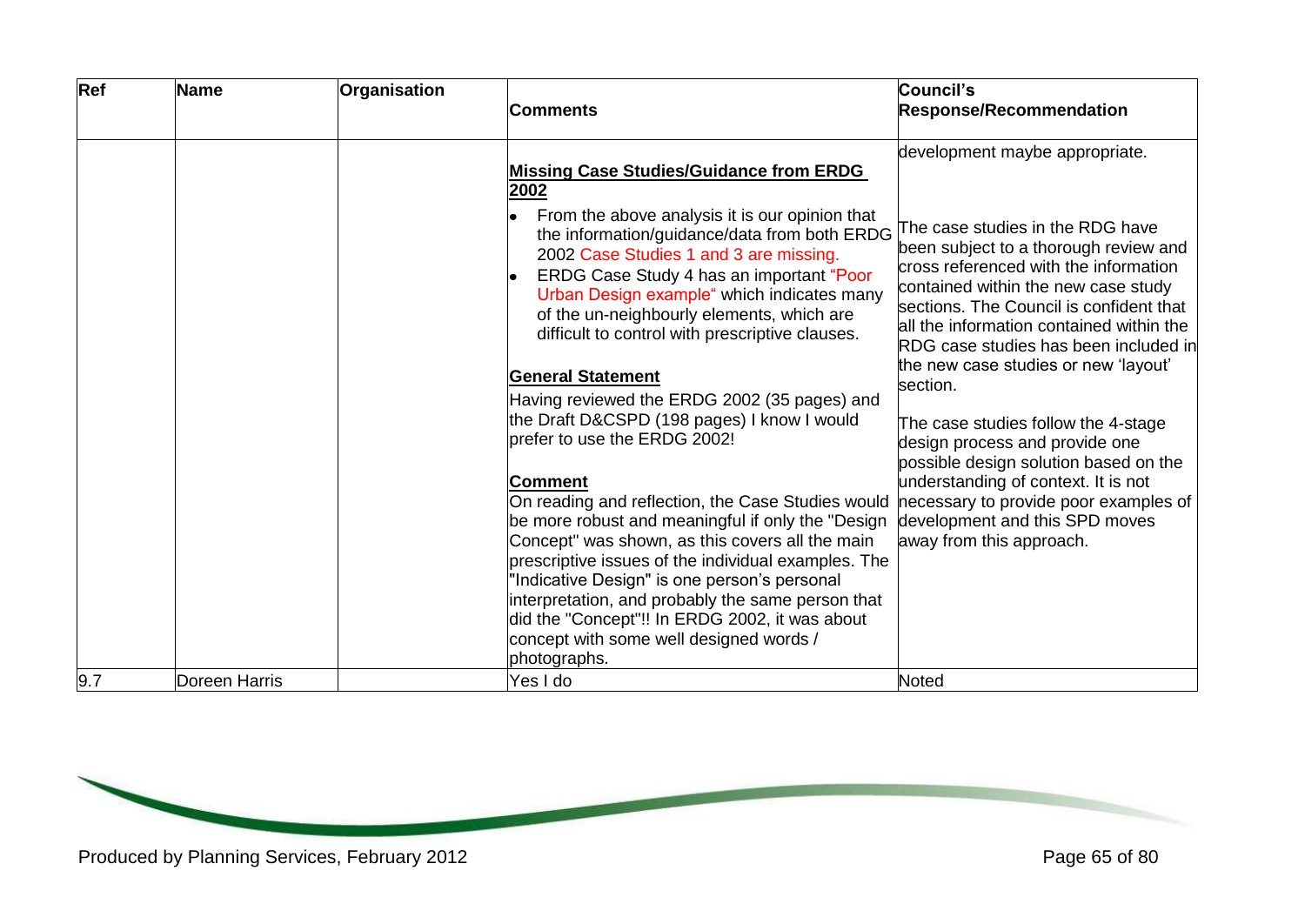| Ref | Name | Organisation | Comments | Council's Response/Recommendation |
|---|---|---|---|---|
| | | | **Missing Case Studies/Guidance from ERDG 2002**<br>• From the above analysis it is our opinion that the information/guidance/data from both ERDG 2002 Case Studies 1 and 3 are missing.<br>• ERDG Case Study 4 has an important "Poor Urban Design example" which indicates many of the un-neighbourly elements, which are difficult to control with prescriptive clauses.<br><br>**General Statement**<br>Having reviewed the ERDG 2002 (35 pages) and the Draft D&CSPD (198 pages) I know I would prefer to use the ERDG 2002!<br><br>**Comment**<br>On reading and reflection, the Case Studies would be more robust and meaningful if only the "Design Concept" was shown, as this covers all the main prescriptive issues of the individual examples. The "Indicative Design" is one person's personal interpretation, and probably the same person that did the "Concept"!! In ERDG 2002, it was about concept with some well designed words / photographs. | development maybe appropriate.<br><br>The case studies in the RDG have been subject to a thorough review and cross referenced with the information contained within the new case study sections. The Council is confident that all the information contained within the RDG case studies has been included in the new case studies or new 'layout' section.<br><br>The case studies follow the 4-stage design process and provide one possible design solution based on the understanding of context. It is not necessary to provide poor examples of development and this SPD moves away from this approach. |
| 9.7 | Doreen Harris | | Yes I do | Noted |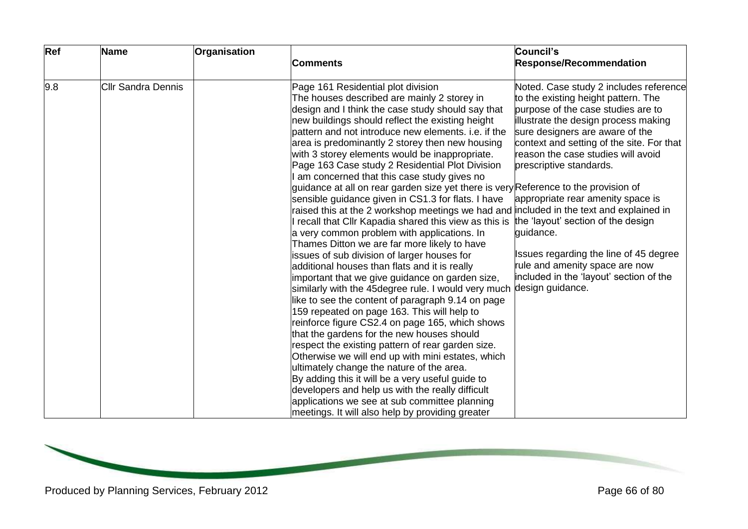| Ref | Name | Organisation | Comments | Council's Response/Recommendation |
|---|---|---|---|---|
| 9.8 | Cllr Sandra Dennis | | Page 161 Residential plot division The houses described are mainly 2 storey in design and I think the case study should say that new buildings should reflect the existing height pattern and not introduce new elements. i.e. if the area is predominantly 2 storey then new housing with 3 storey elements would be inappropriate. Page 163 Case study 2 Residential Plot Division I am concerned that this case study gives no guidance at all on rear garden size yet there is very sensible guidance given in CS1.3 for flats. I have raised this at the 2 workshop meetings we had and I recall that Cllr Kapadia shared this view as this is a very common problem with applications. In Thames Ditton we are far more likely to have issues of sub division of larger houses for additional houses than flats and it is really important that we give guidance on garden size, similarly with the 45degree rule. I would very much like to see the content of paragraph 9.14 on page 159 repeated on page 163. This will help to reinforce figure CS2.4 on page 165, which shows that the gardens for the new houses should respect the existing pattern of rear garden size. Otherwise we will end up with mini estates, which ultimately change the nature of the area. By adding this it will be a very useful guide to developers and help us with the really difficult applications we see at sub committee planning meetings. It will also help by providing greater | Noted. Case study 2 includes reference to the existing height pattern. The purpose of the case studies are to illustrate the design process making sure designers are aware of the context and setting of the site. For that reason the case studies will avoid prescriptive standards.<br><br>Reference to the provision of appropriate rear amenity space is included in the text and explained in the 'layout' section of the design guidance.<br><br>Issues regarding the line of 45 degree rule and amenity space are now included in the 'layout' section of the design guidance. |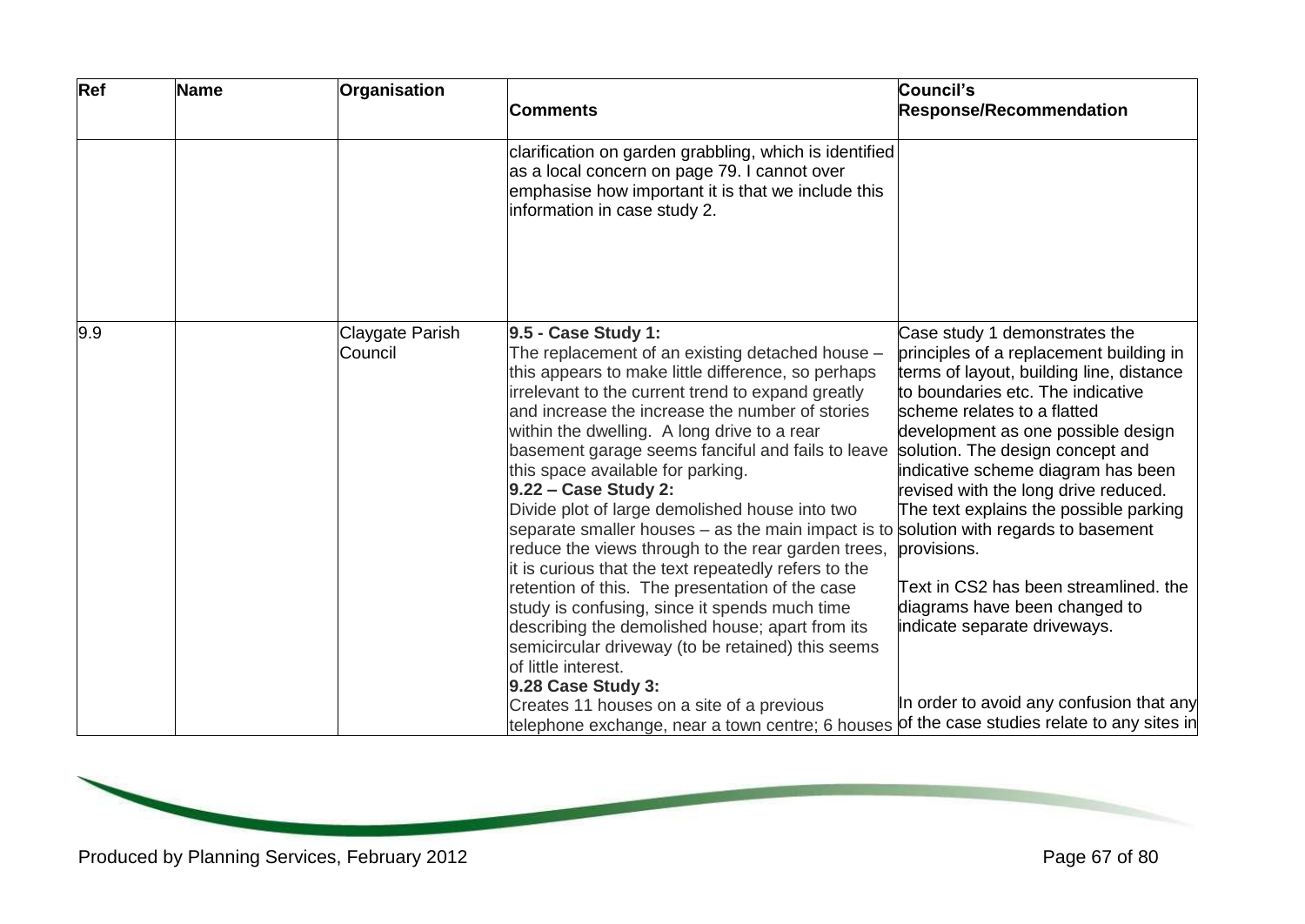| Ref | Name | Organisation | Comments | Council's Response/Recommendation |
|---|---|---|---|---|
| | | | clarification on garden grabbling, which is identified as a local concern on page 79. I cannot over emphasise how important it is that we include this information in case study 2. | |
| 9.9 | | Claygate Parish Council | **9.5 - Case Study 1:**<br>The replacement of an existing detached house – this appears to make little difference, so perhaps irrelevant to the current trend to expand greatly and increase the increase the number of stories within the dwelling. A long drive to a rear basement garage seems fanciful and fails to leave this space available for parking.<br>**9.22 – Case Study 2:**<br>Divide plot of large demolished house into two separate smaller houses – as the main impact is to reduce the views through to the rear garden trees, it is curious that the text repeatedly refers to the retention of this. The presentation of the case study is confusing, since it spends much time describing the demolished house; apart from its semicircular driveway (to be retained) this seems of little interest.<br>**9.28 Case Study 3:**<br>Creates 11 houses on a site of a previous telephone exchange, near a town centre; 6 houses | Case study 1 demonstrates the principles of a replacement building in terms of layout, building line, distance to boundaries etc. The indicative scheme relates to a flatted development as one possible design solution. The design concept and indicative scheme diagram has been revised with the long drive reduced. The text explains the possible parking solution with regards to basement provisions.<br><br>Text in CS2 has been streamlined. the diagrams have been changed to indicate separate driveways.<br><br>In order to avoid any confusion that any of the case studies relate to any sites in |

Produced by Planning Services, February 2012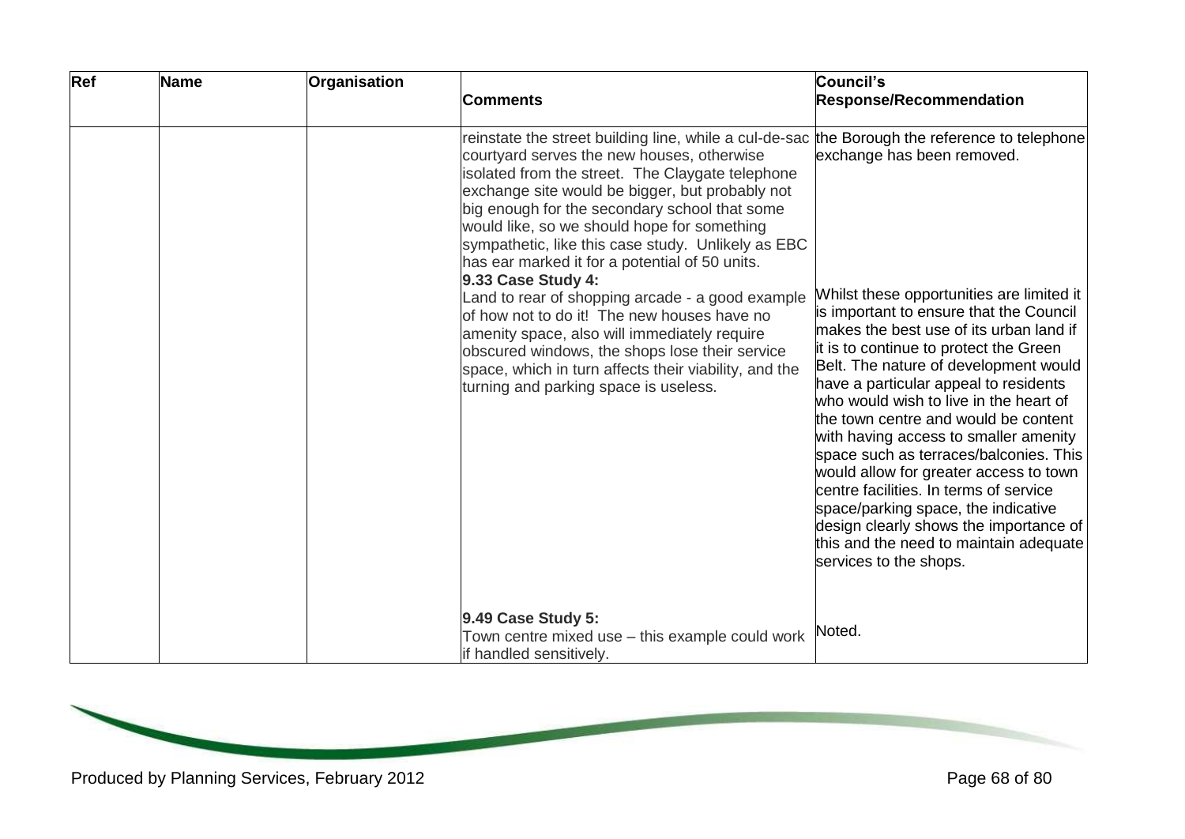| Ref | Name | Organisation | Comments | Council's Response/Recommendation |
|---|---|---|---|---|
| | | | reinstate the street building line, while a cul-de-sac courtyard serves the new houses, otherwise isolated from the street. The Claygate telephone exchange site would be bigger, but probably not big enough for the secondary school that some would like, so we should hope for something sympathetic, like this case study. Unlikely as EBC has ear marked it for a potential of 50 units. | the Borough the reference to telephone exchange has been removed. |
| | | | **9.33 Case Study 4:** Land to rear of shopping arcade - a good example of how not to do it! The new houses have no amenity space, also will immediately require obscured windows, the shops lose their service space, which in turn affects their viability, and the turning and parking space is useless. | Whilst these opportunities are limited it is important to ensure that the Council makes the best use of its urban land if it is to continue to protect the Green Belt. The nature of development would have a particular appeal to residents who would wish to live in the heart of the town centre and would be content with having access to smaller amenity space such as terraces/balconies. This would allow for greater access to town centre facilities. In terms of service space/parking space, the indicative design clearly shows the importance of this and the need to maintain adequate services to the shops. |
| | | | **9.49 Case Study 5:** Town centre mixed use – this example could work if handled sensitively. | Noted. |

Produced by Planning Services, February 2012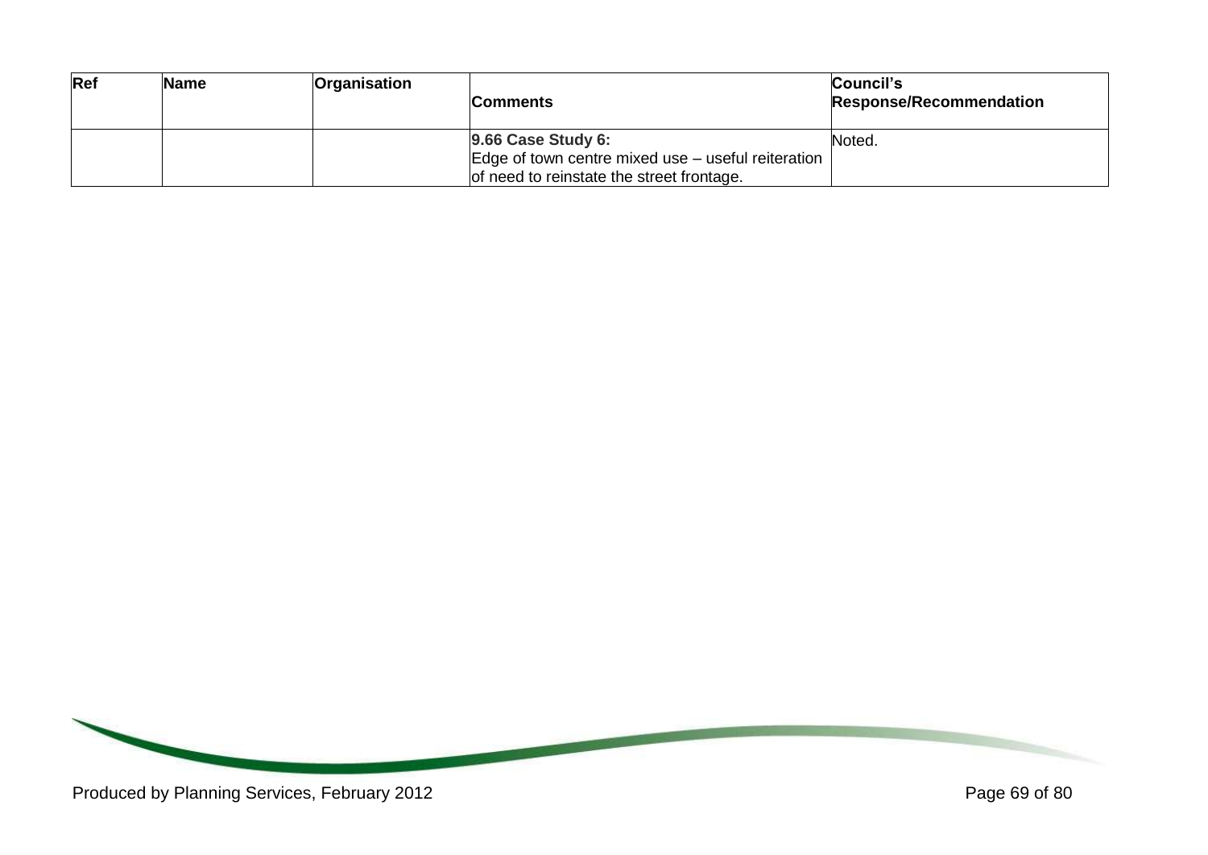| Ref | Name | Organisation | Comments | Council's Response/Recommendation |
|---|---|---|---|---|
| | | | **9.66 Case Study 6:** Edge of town centre mixed use – useful reiteration of need to reinstate the street frontage. | Noted. |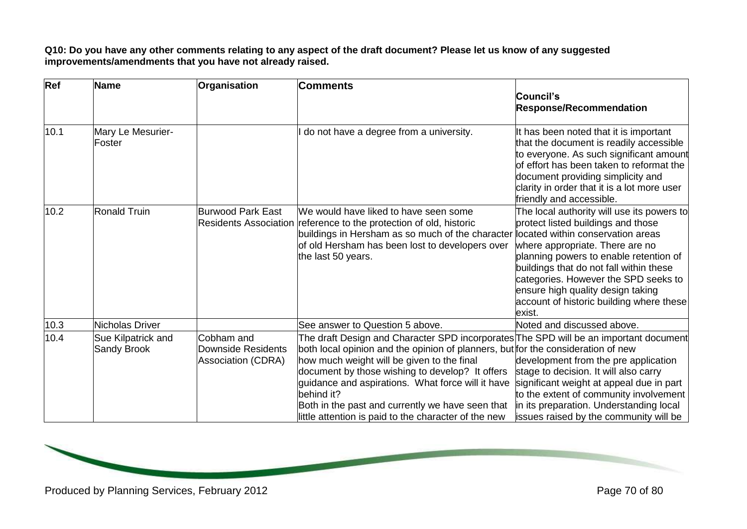**Q10: Do you have any other comments relating to any aspect of the draft document? Please let us know of any suggested improvements/amendments that you have not already raised.**

| Ref | Name | Organisation | Comments | Council's Response/Recommendation |
|---|---|---|---|---|
| 10.1 | Mary Le Mesurier-Foster | | I do not have a degree from a university. | It has been noted that it is important that the document is readily accessible to everyone. As such significant amount of effort has been taken to reformat the document providing simplicity and clarity in order that it is a lot more user friendly and accessible. |
| 10.2 | Ronald Truin | Burwood Park East Residents Association | We would have liked to have seen some reference to the protection of old, historic buildings in Hersham as so much of the character of old Hersham has been lost to developers over the last 50 years. | The local authority will use its powers to protect listed buildings and those located within conservation areas where appropriate. There are no planning powers to enable retention of buildings that do not fall within these categories. However the SPD seeks to ensure high quality design taking account of historic building where these exist. |
| 10.3 | Nicholas Driver | | See answer to Question 5 above. | Noted and discussed above. |
| 10.4 | Sue Kilpatrick and Sandy Brook | Cobham and Downside Residents Association (CDRA) | The draft Design and Character SPD incorporates both local opinion and the opinion of planners, but how much weight will be given to the final document by those wishing to develop? It offers guidance and aspirations. What force will it have behind it?<br>Both in the past and currently we have seen that little attention is paid to the character of the new | The SPD will be an important document for the consideration of new development from the pre application stage to decision. It will also carry significant weight at appeal due in part to the extent of community involvement in its preparation. Understanding local issues raised by the community will be |

Produced by Planning Services, February 2012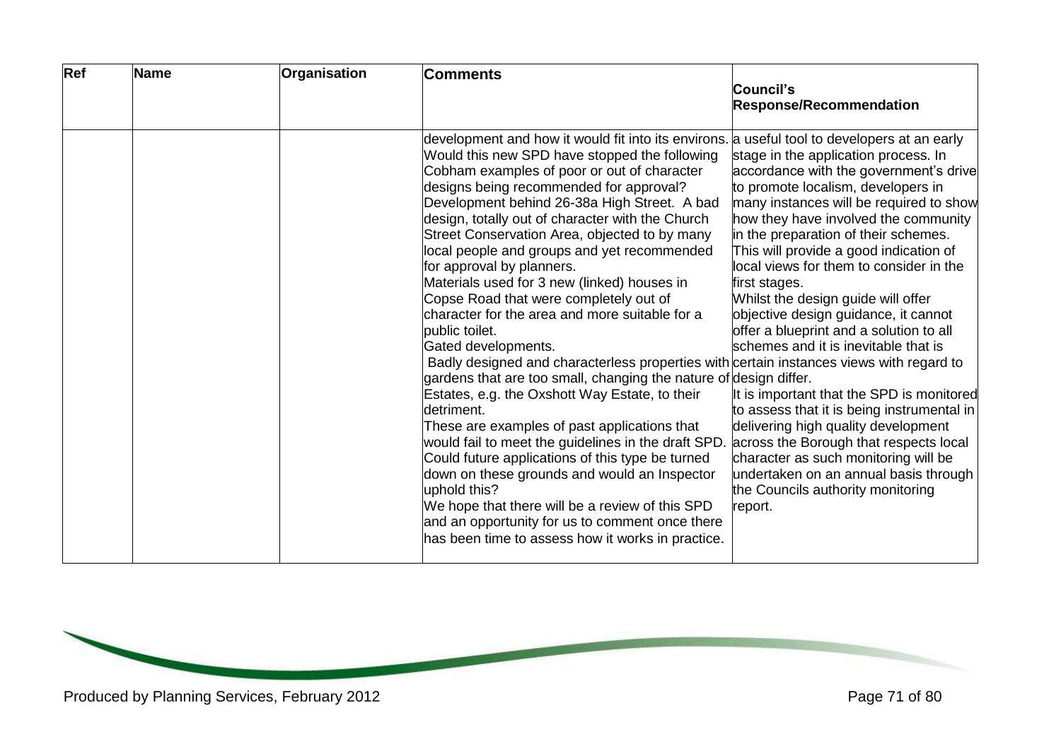| Ref | Name | Organisation | Comments | Council's Response/Recommendation |
|---|---|---|---|---|
| | | | development and how it would fit into its environs. Would this new SPD have stopped the following Cobham examples of poor or out of character designs being recommended for approval?<br>Development behind 26-38a High Street. A bad design, totally out of character with the Church Street Conservation Area, objected to by many local people and groups and yet recommended for approval by planners.<br>Materials used for 3 new (linked) houses in Copse Road that were completely out of character for the area and more suitable for a public toilet.<br>Gated developments.<br>Badly designed and characterless properties with gardens that are too small, changing the nature of Estates, e.g. the Oxshott Way Estate, to their detriment.<br>These are examples of past applications that would fail to meet the guidelines in the draft SPD. Could future applications of this type be turned down on these grounds and would an Inspector uphold this?<br>We hope that there will be a review of this SPD and an opportunity for us to comment once there has been time to assess how it works in practice. | a useful tool to developers at an early stage in the application process. In accordance with the government's drive to promote localism, developers in many instances will be required to show how they have involved the community in the preparation of their schemes. This will provide a good indication of local views for them to consider in the first stages.<br>Whilst the design guide will offer objective design guidance, it cannot offer a blueprint and a solution to all schemes and it is inevitable that is certain instances views with regard to design differ.<br>It is important that the SPD is monitored to assess that it is being instrumental in delivering high quality development across the Borough that respects local character as such monitoring will be undertaken on an annual basis through the Councils authority monitoring report. |

Produced by Planning Services, February 2012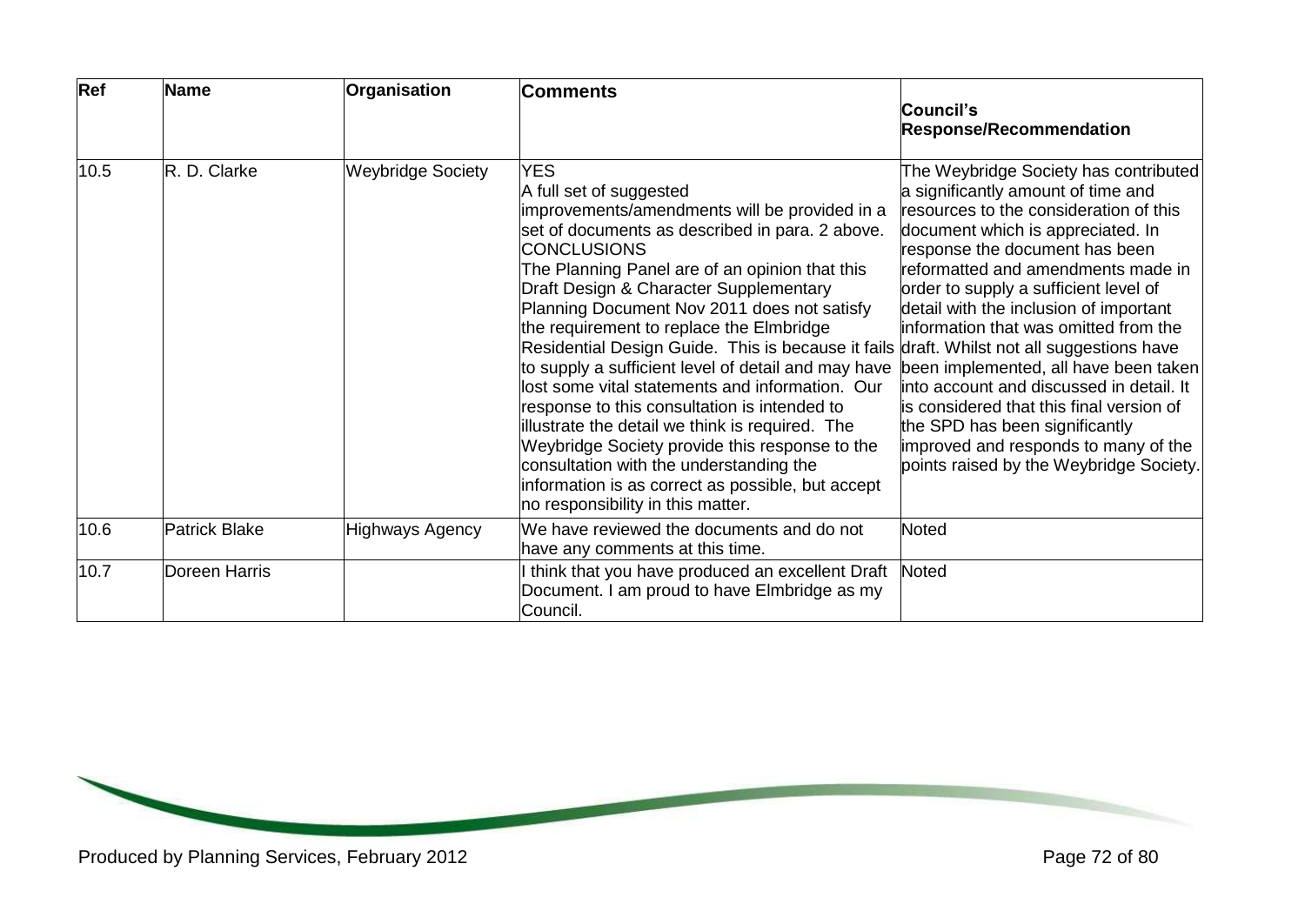| Ref | Name | Organisation | Comments | Council's Response/Recommendation |
|---|---|---|---|---|
| 10.5 | R. D. Clarke | Weybridge Society | YES<br>A full set of suggested improvements/amendments will be provided in a set of documents as described in para. 2 above.<br>CONCLUSIONS<br>The Planning Panel are of an opinion that this Draft Design & Character Supplementary Planning Document Nov 2011 does not satisfy the requirement to replace the Elmbridge Residential Design Guide. This is because it fails to supply a sufficient level of detail and may have lost some vital statements and information. Our response to this consultation is intended to illustrate the detail we think is required. The Weybridge Society provide this response to the consultation with the understanding the information is as correct as possible, but accept no responsibility in this matter. | The Weybridge Society has contributed a significantly amount of time and resources to the consideration of this document which is appreciated. In response the document has been reformatted and amendments made in order to supply a sufficient level of detail with the inclusion of important information that was omitted from the draft. Whilst not all suggestions have been implemented, all have been taken into account and discussed in detail. It is considered that this final version of the SPD has been significantly improved and responds to many of the points raised by the Weybridge Society. |
| 10.6 | Patrick Blake | Highways Agency | We have reviewed the documents and do not have any comments at this time. | Noted |
| 10.7 | Doreen Harris | | I think that you have produced an excellent Draft Document. I am proud to have Elmbridge as my Council. | Noted |

Produced by Planning Services, February 2012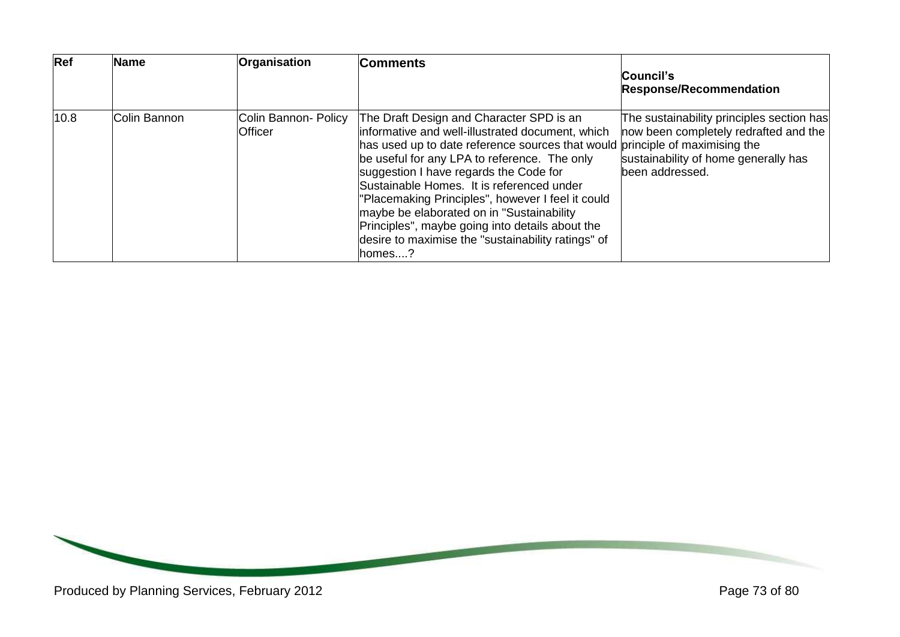| Ref | Name | Organisation | Comments | Council's Response/Recommendation |
|---|---|---|---|---|
| 10.8 | Colin Bannon | Colin Bannon- Policy Officer | The Draft Design and Character SPD is an informative and well-illustrated document, which has used up to date reference sources that would be useful for any LPA to reference. The only suggestion I have regards the Code for Sustainable Homes. It is referenced under "Placemaking Principles", however I feel it could maybe be elaborated on in "Sustainability Principles", maybe going into details about the desire to maximise the "sustainability ratings" of homes....? | The sustainability principles section has now been completely redrafted and the principle of maximising the sustainability of home generally has been addressed. |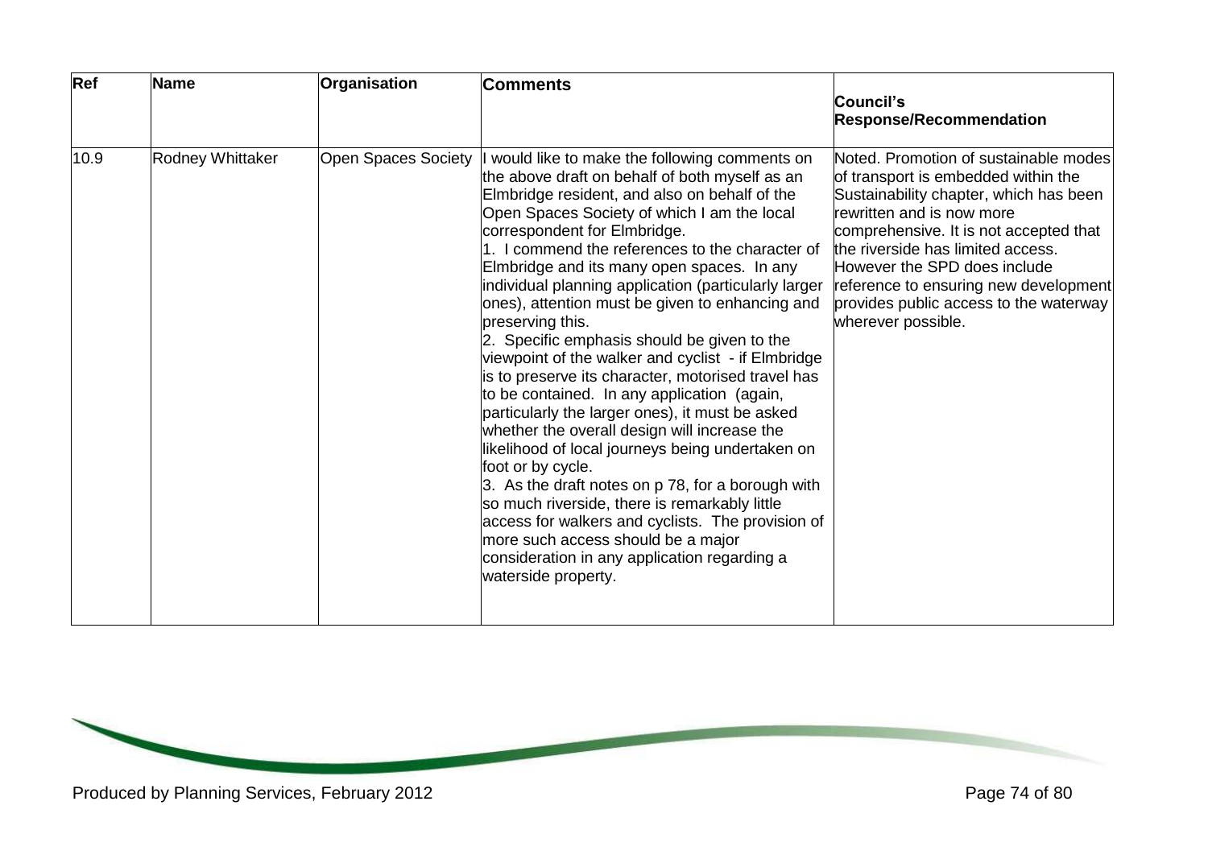| Ref | Name | Organisation | Comments | Council's Response/Recommendation |
|---|---|---|---|---|
| 10.9 | Rodney Whittaker | Open Spaces Society | I would like to make the following comments on the above draft on behalf of both myself as an Elmbridge resident, and also on behalf of the Open Spaces Society of which I am the local correspondent for Elmbridge.<br>1. I commend the references to the character of Elmbridge and its many open spaces. In any individual planning application (particularly larger ones), attention must be given to enhancing and preserving this.<br>2. Specific emphasis should be given to the viewpoint of the walker and cyclist - if Elmbridge is to preserve its character, motorised travel has to be contained. In any application (again, particularly the larger ones), it must be asked whether the overall design will increase the likelihood of local journeys being undertaken on foot or by cycle.<br>3. As the draft notes on p 78, for a borough with so much riverside, there is remarkably little access for walkers and cyclists. The provision of more such access should be a major consideration in any application regarding a waterside property. | Noted. Promotion of sustainable modes of transport is embedded within the Sustainability chapter, which has been rewritten and is now more comprehensive. It is not accepted that the riverside has limited access. However the SPD does include reference to ensuring new development provides public access to the waterway wherever possible. |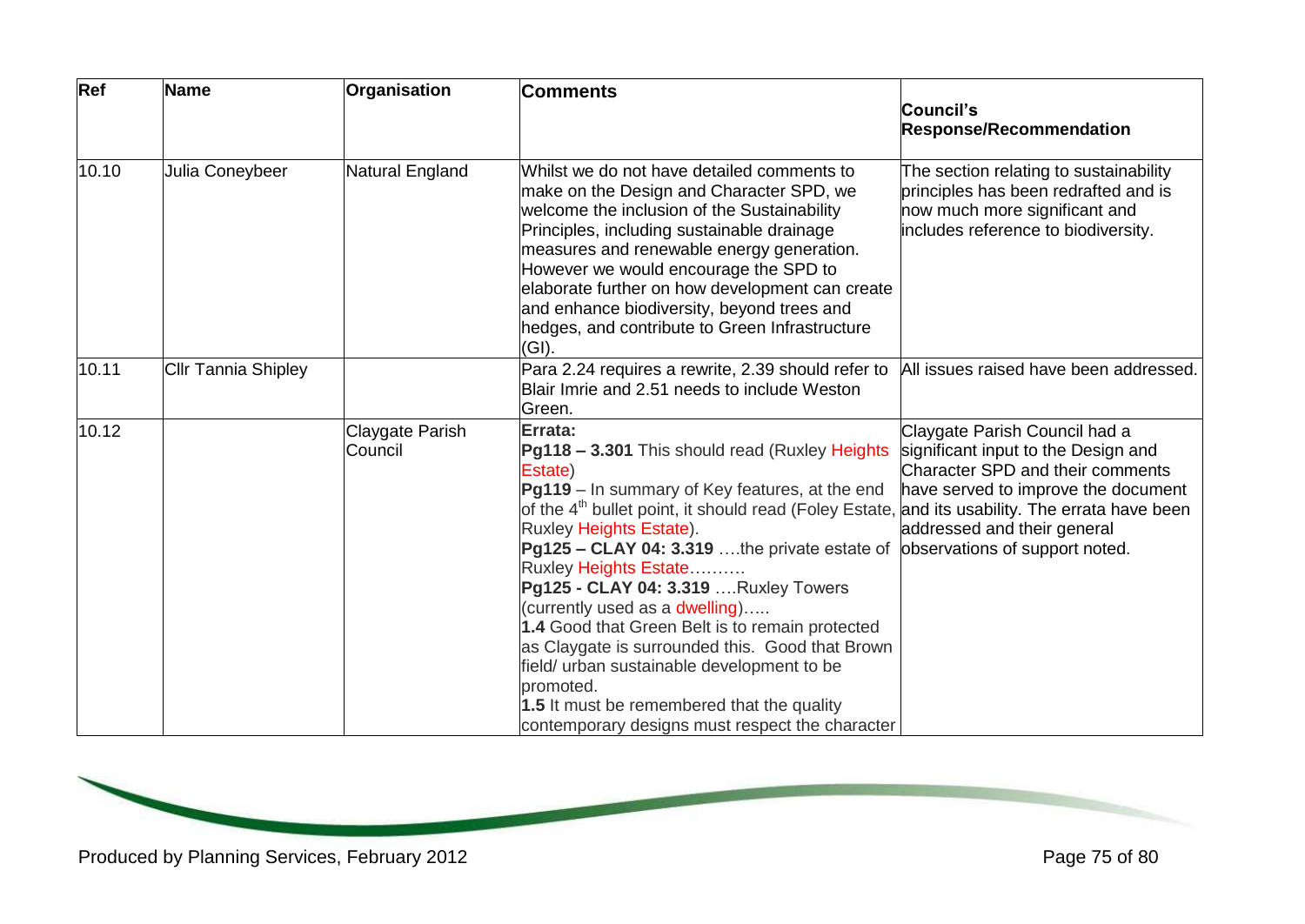| Ref | Name | Organisation | Comments | Council's Response/Recommendation |
|---|---|---|---|---|
| 10.10 | Julia Coneybeer | Natural England | Whilst we do not have detailed comments to make on the Design and Character SPD, we welcome the inclusion of the Sustainability Principles, including sustainable drainage measures and renewable energy generation. However we would encourage the SPD to elaborate further on how development can create and enhance biodiversity, beyond trees and hedges, and contribute to Green Infrastructure (GI). | The section relating to sustainability principles has been redrafted and is now much more significant and includes reference to biodiversity. |
| 10.11 | Cllr Tannia Shipley | | Para 2.24 requires a rewrite, 2.39 should refer to Blair Imrie and 2.51 needs to include Weston Green. | All issues raised have been addressed. |
| 10.12 | | Claygate Parish Council | **Errata:**<br>**Pg118 – 3.301** This should read (Ruxley Heights Estate)<br>**Pg119** – In summary of Key features, at the end of the 4th bullet point, it should read (Foley Estate, Ruxley Heights Estate).<br>**Pg125 – CLAY 04: 3.319** ….the private estate of Ruxley Heights Estate……….<br>**Pg125 - CLAY 04: 3.319** ….Ruxley Towers (currently used as a dwelling)…..<br>**1.4** Good that Green Belt is to remain protected as Claygate is surrounded this. Good that Brown field/ urban sustainable development to be promoted.<br>**1.5** It must be remembered that the quality contemporary designs must respect the character | Claygate Parish Council had a significant input to the Design and Character SPD and their comments have served to improve the document and its usability. The errata have been addressed and their general observations of support noted. |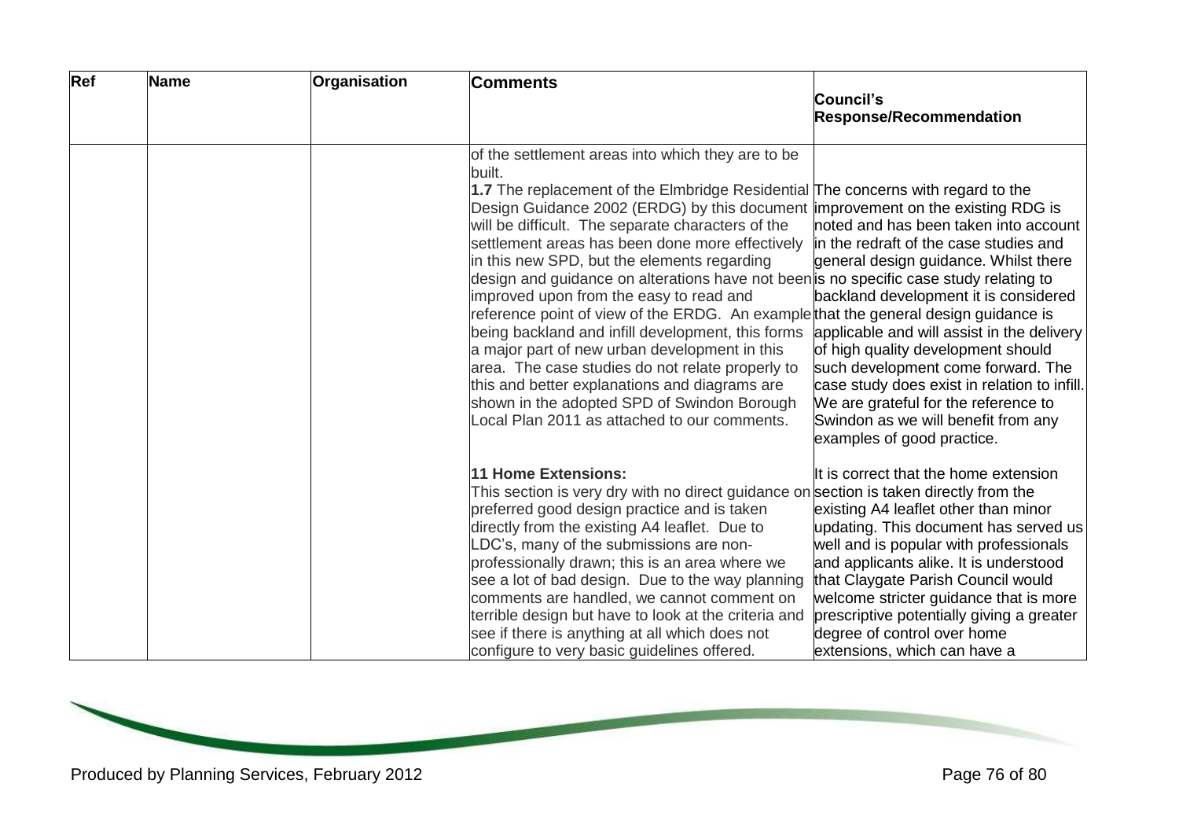| Ref | Name | Organisation | Comments | Council's Response/Recommendation |
|---|---|---|---|---|
| | | | of the settlement areas into which they are to be built. | |
| | | | **1.7** The replacement of the Elmbridge Residential Design Guidance 2002 (ERDG) by this document will be difficult. The separate characters of the settlement areas has been done more effectively in this new SPD, but the elements regarding design and guidance on alterations have not been improved upon from the easy to read and reference point of view of the ERDG. An example being backland and infill development, this forms a major part of new urban development in this area. The case studies do not relate properly to this and better explanations and diagrams are shown in the adopted SPD of Swindon Borough Local Plan 2011 as attached to our comments. | The concerns with regard to the improvement on the existing RDG is noted and has been taken into account in the redraft of the case studies and general design guidance. Whilst there is no specific case study relating to backland development it is considered that the general design guidance is applicable and will assist in the delivery of high quality development should such development come forward. The case study does exist in relation to infill. We are grateful for the reference to Swindon as we will benefit from any examples of good practice. |
| | | | **11 Home Extensions:** This section is very dry with no direct guidance on preferred good design practice and is taken directly from the existing A4 leaflet. Due to LDC's, many of the submissions are non-professionally drawn; this is an area where we see a lot of bad design. Due to the way planning comments are handled, we cannot comment on terrible design but have to look at the criteria and see if there is anything at all which does not configure to very basic guidelines offered. | It is correct that the home extension section is taken directly from the existing A4 leaflet other than minor updating. This document has served us well and is popular with professionals and applicants alike. It is understood that Claygate Parish Council would welcome stricter guidance that is more prescriptive potentially giving a greater degree of control over home extensions, which can have a |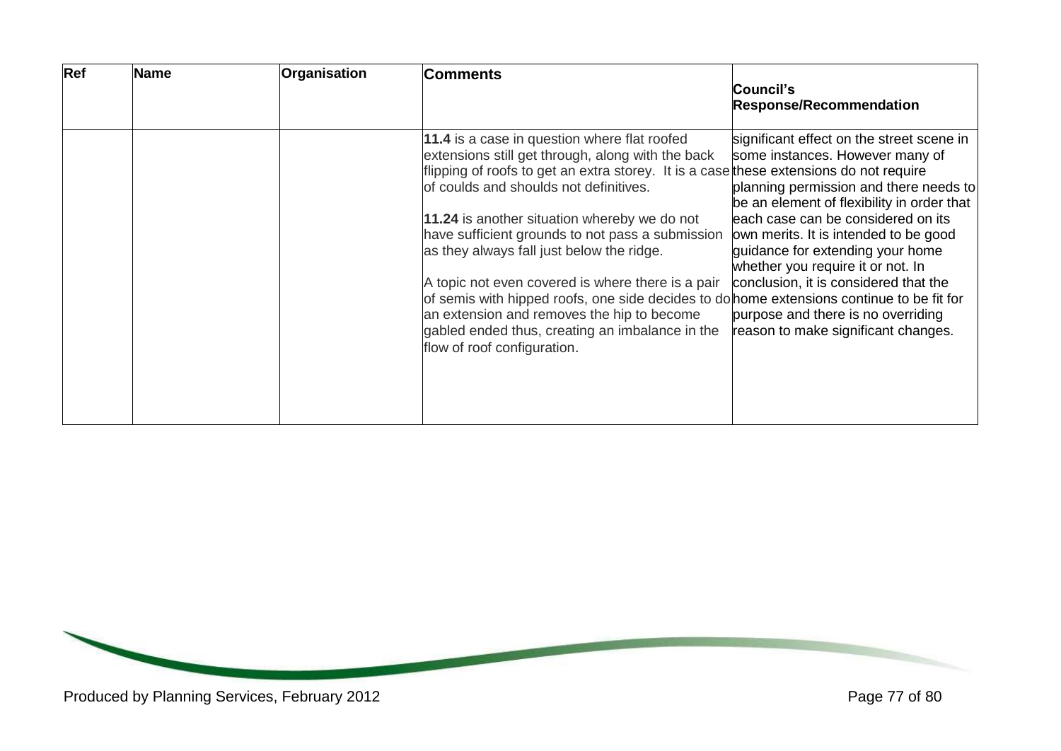| Ref | Name | Organisation | Comments | Council's Response/Recommendation |
|---|---|---|---|---|
| | | | **11.4** is a case in question where flat roofed extensions still get through, along with the back flipping of roofs to get an extra storey. It is a case of coulds and shoulds not definitives.<br><br>**11.24** is another situation whereby we do not have sufficient grounds to not pass a submission as they always fall just below the ridge.<br><br>A topic not even covered is where there is a pair of semis with hipped roofs, one side decides to do an extension and removes the hip to become gabled ended thus, creating an imbalance in the flow of roof configuration. | significant effect on the street scene in some instances. However many of these extensions do not require planning permission and there needs to be an element of flexibility in order that each case can be considered on its own merits. It is intended to be good guidance for extending your home whether you require it or not. In conclusion, it is considered that the home extensions continue to be fit for purpose and there is no overriding reason to make significant changes. |

Produced by Planning Services, February 2012